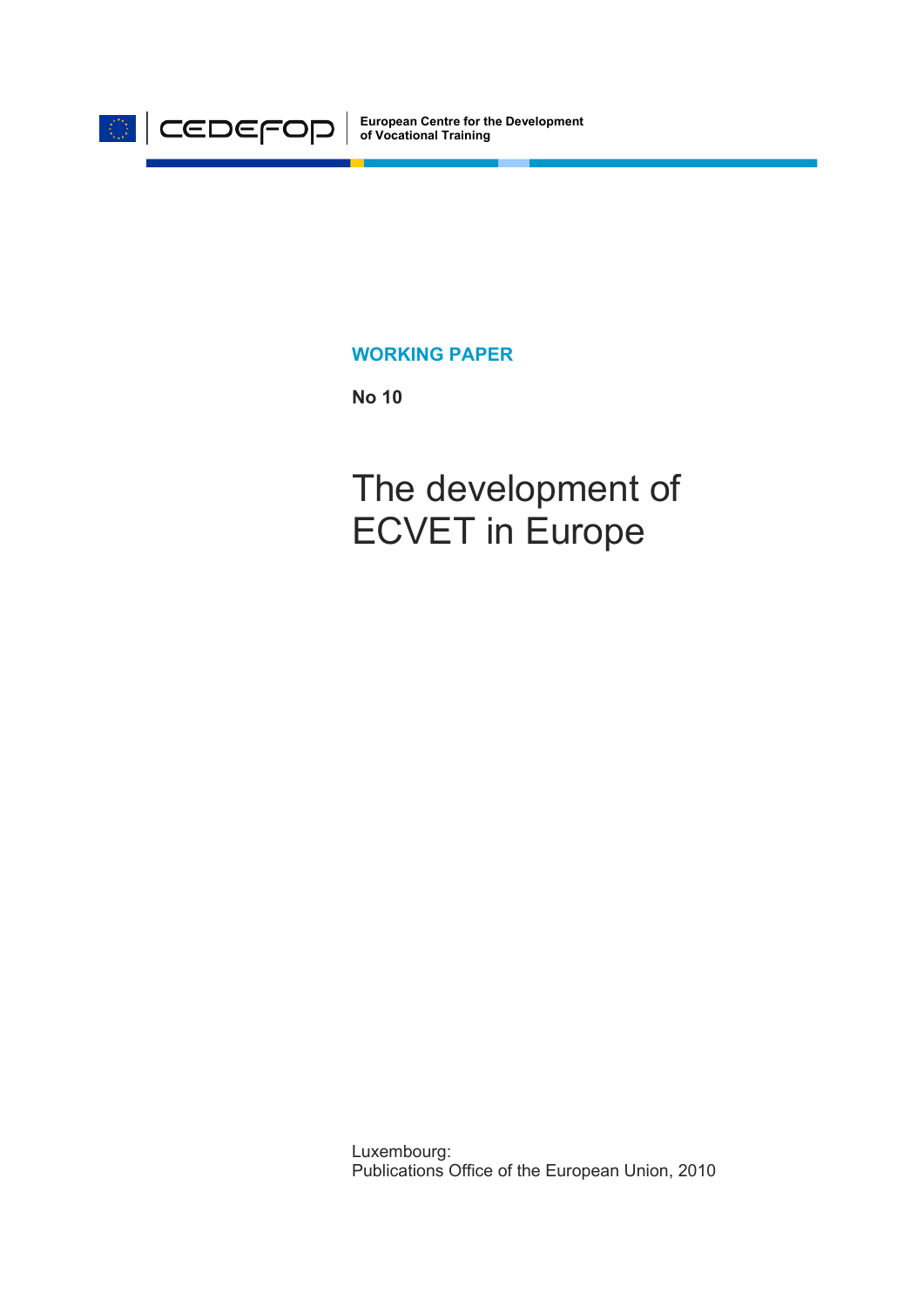CEDEFOP

European Centre for the Development of Vocational Training

**WORKING PAPER**

**No 10**

# The development of ECVET in Europe

Luxembourg:
Publications Office of the European Union, 2010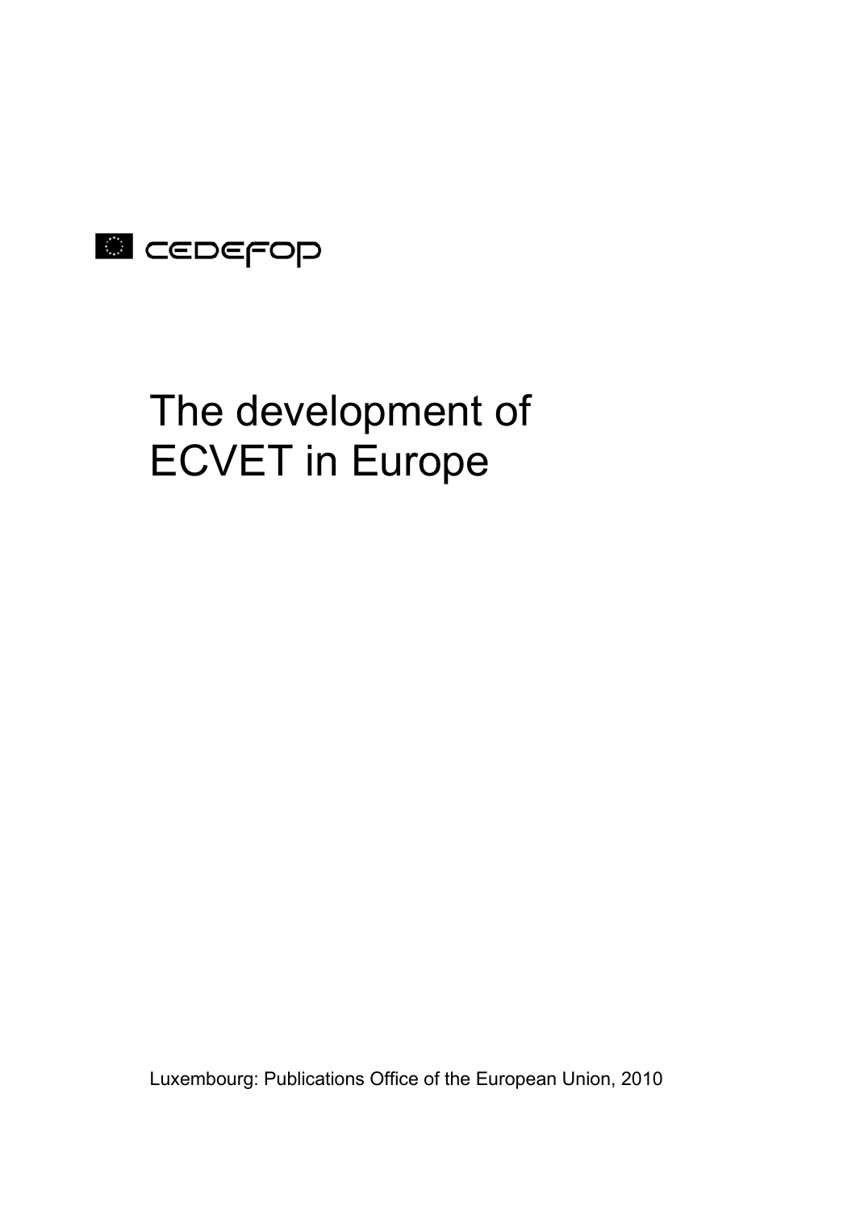CEDEFOP

# The development of ECVET in Europe

Luxembourg: Publications Office of the European Union, 2010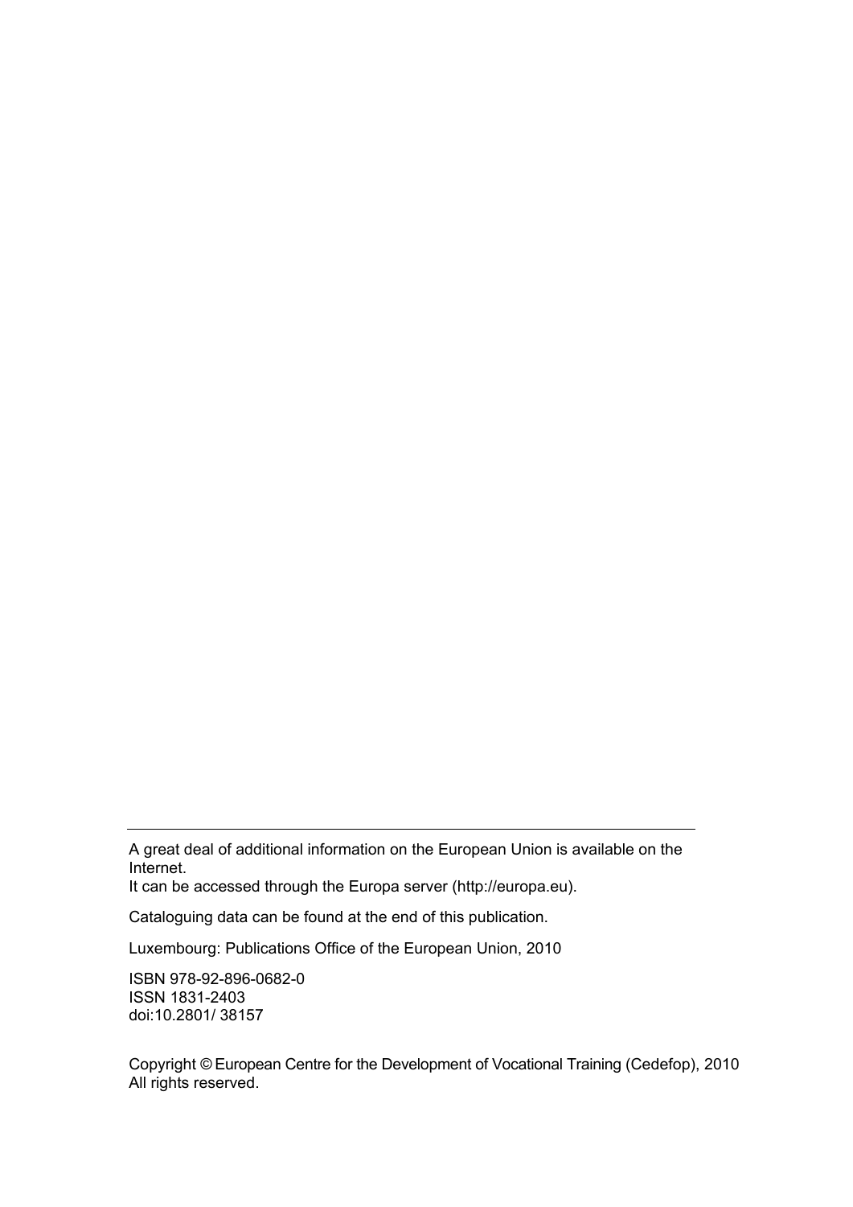---

A great deal of additional information on the European Union is available on the Internet.
It can be accessed through the Europa server (http://europa.eu).

Cataloguing data can be found at the end of this publication.

Luxembourg: Publications Office of the European Union, 2010

ISBN 978-92-896-0682-0
ISSN 1831-2403
doi:10.2801/ 38157

Copyright © European Centre for the Development of Vocational Training (Cedefop), 2010
All rights reserved.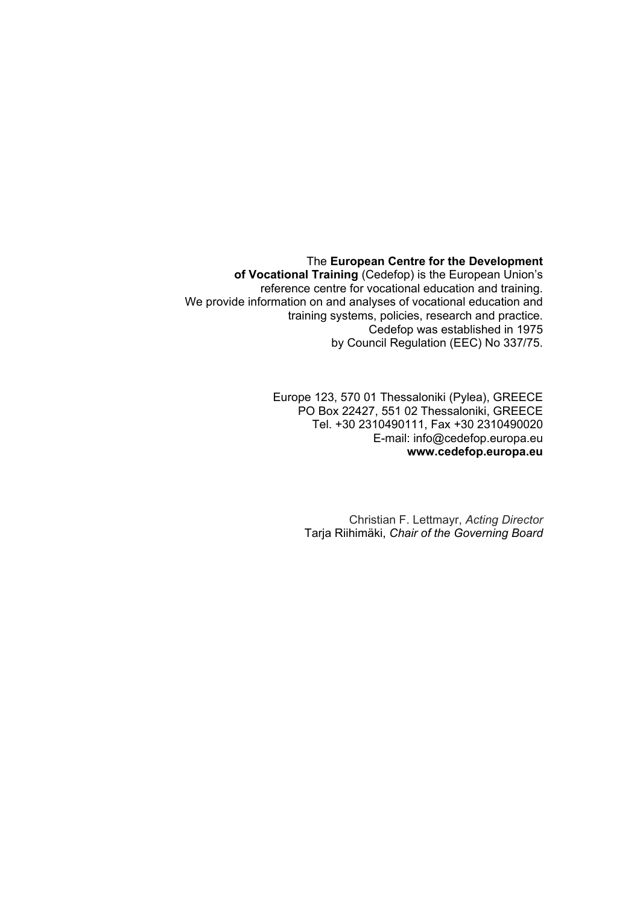The **European Centre for the Development of Vocational Training** (Cedefop) is the European Union's reference centre for vocational education and training. We provide information on and analyses of vocational education and training systems, policies, research and practice. Cedefop was established in 1975 by Council Regulation (EEC) No 337/75.

Europe 123, 570 01 Thessaloniki (Pylea), GREECE
PO Box 22427, 551 02 Thessaloniki, GREECE
Tel. +30 2310490111, Fax +30 2310490020
E-mail: info@cedefop.europa.eu
**www.cedefop.europa.eu**

Christian F. Lettmayr, *Acting Director*
Tarja Riihimäki, *Chair of the Governing Board*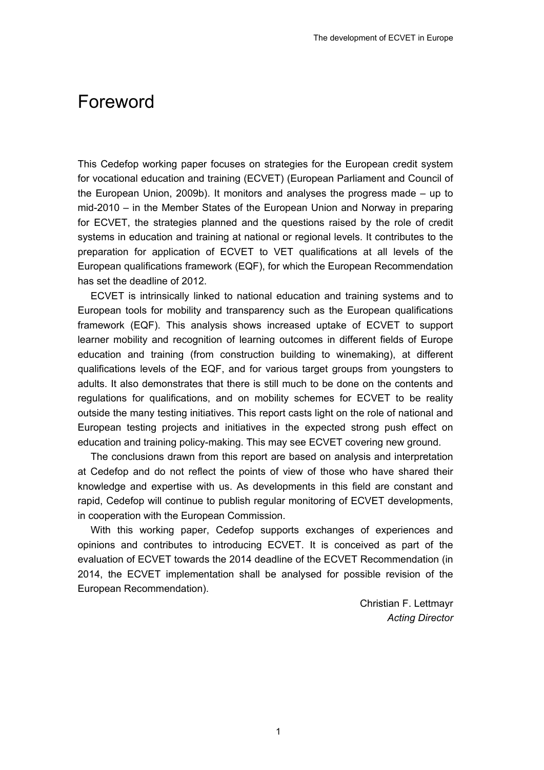# Foreword

This Cedefop working paper focuses on strategies for the European credit system for vocational education and training (ECVET) (European Parliament and Council of the European Union, 2009b). It monitors and analyses the progress made – up to mid-2010 – in the Member States of the European Union and Norway in preparing for ECVET, the strategies planned and the questions raised by the role of credit systems in education and training at national or regional levels. It contributes to the preparation for application of ECVET to VET qualifications at all levels of the European qualifications framework (EQF), for which the European Recommendation has set the deadline of 2012.

ECVET is intrinsically linked to national education and training systems and to European tools for mobility and transparency such as the European qualifications framework (EQF). This analysis shows increased uptake of ECVET to support learner mobility and recognition of learning outcomes in different fields of Europe education and training (from construction building to winemaking), at different qualifications levels of the EQF, and for various target groups from youngsters to adults. It also demonstrates that there is still much to be done on the contents and regulations for qualifications, and on mobility schemes for ECVET to be reality outside the many testing initiatives. This report casts light on the role of national and European testing projects and initiatives in the expected strong push effect on education and training policy-making. This may see ECVET covering new ground.

The conclusions drawn from this report are based on analysis and interpretation at Cedefop and do not reflect the points of view of those who have shared their knowledge and expertise with us. As developments in this field are constant and rapid, Cedefop will continue to publish regular monitoring of ECVET developments, in cooperation with the European Commission.

With this working paper, Cedefop supports exchanges of experiences and opinions and contributes to introducing ECVET. It is conceived as part of the evaluation of ECVET towards the 2014 deadline of the ECVET Recommendation (in 2014, the ECVET implementation shall be analysed for possible revision of the European Recommendation).

Christian F. Lettmayr
*Acting Director*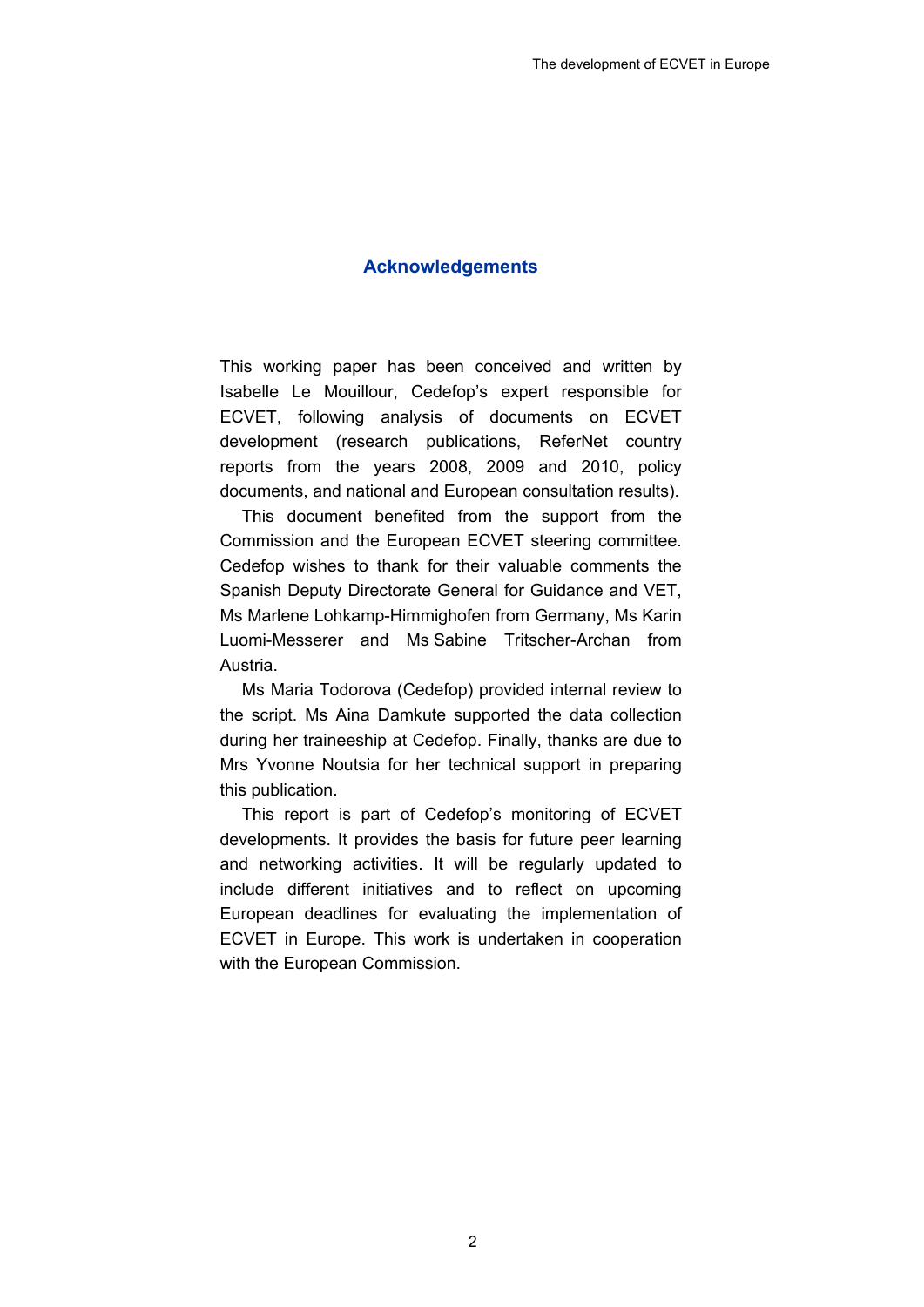## Acknowledgements

This working paper has been conceived and written by Isabelle Le Mouillour, Cedefop's expert responsible for ECVET, following analysis of documents on ECVET development (research publications, ReferNet country reports from the years 2008, 2009 and 2010, policy documents, and national and European consultation results).

This document benefited from the support from the Commission and the European ECVET steering committee. Cedefop wishes to thank for their valuable comments the Spanish Deputy Directorate General for Guidance and VET, Ms Marlene Lohkamp-Himmighofen from Germany, Ms Karin Luomi-Messerer and Ms Sabine Tritscher-Archan from Austria.

Ms Maria Todorova (Cedefop) provided internal review to the script. Ms Aina Damkute supported the data collection during her traineeship at Cedefop. Finally, thanks are due to Mrs Yvonne Noutsia for her technical support in preparing this publication.

This report is part of Cedefop's monitoring of ECVET developments. It provides the basis for future peer learning and networking activities. It will be regularly updated to include different initiatives and to reflect on upcoming European deadlines for evaluating the implementation of ECVET in Europe. This work is undertaken in cooperation with the European Commission.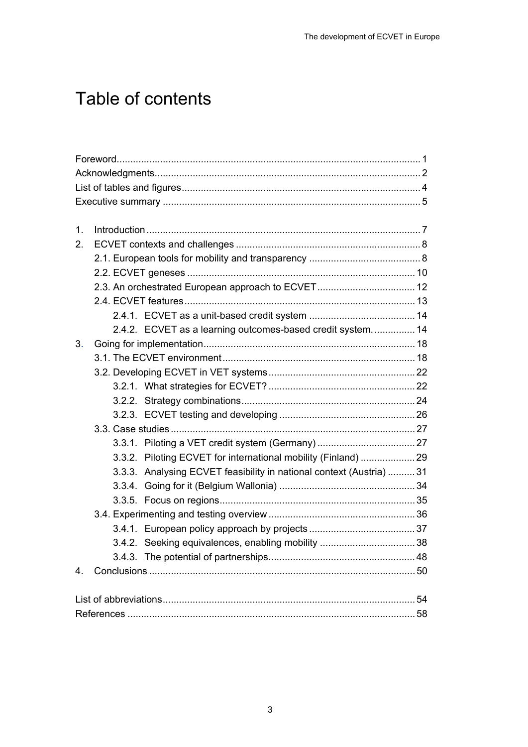# Table of contents

Foreword ... 1
Acknowledgments ... 2
List of tables and figures ... 4
Executive summary ... 5

1. Introduction ... 7
2. ECVET contexts and challenges ... 8
   - 2.1. European tools for mobility and transparency ... 8
   - 2.2. ECVET geneses ... 10
   - 2.3. An orchestrated European approach to ECVET ... 12
   - 2.4. ECVET features ... 13
     - 2.4.1. ECVET as a unit-based credit system ... 14
     - 2.4.2. ECVET as a learning outcomes-based credit system. ... 14
3. Going for implementation ... 18
   - 3.1. The ECVET environment ... 18
   - 3.2. Developing ECVET in VET systems ... 22
     - 3.2.1. What strategies for ECVET? ... 22
     - 3.2.2. Strategy combinations ... 24
     - 3.2.3. ECVET testing and developing ... 26
   - 3.3. Case studies ... 27
     - 3.3.1. Piloting a VET credit system (Germany) ... 27
     - 3.3.2. Piloting ECVET for international mobility (Finland) ... 29
     - 3.3.3. Analysing ECVET feasibility in national context (Austria) ... 31
     - 3.3.4. Going for it (Belgium Wallonia) ... 34
     - 3.3.5. Focus on regions ... 35
   - 3.4. Experimenting and testing overview ... 36
     - 3.4.1. European policy approach by projects ... 37
     - 3.4.2. Seeking equivalences, enabling mobility ... 38
     - 3.4.3. The potential of partnerships ... 48
4. Conclusions ... 50

List of abbreviations ... 54
References ... 58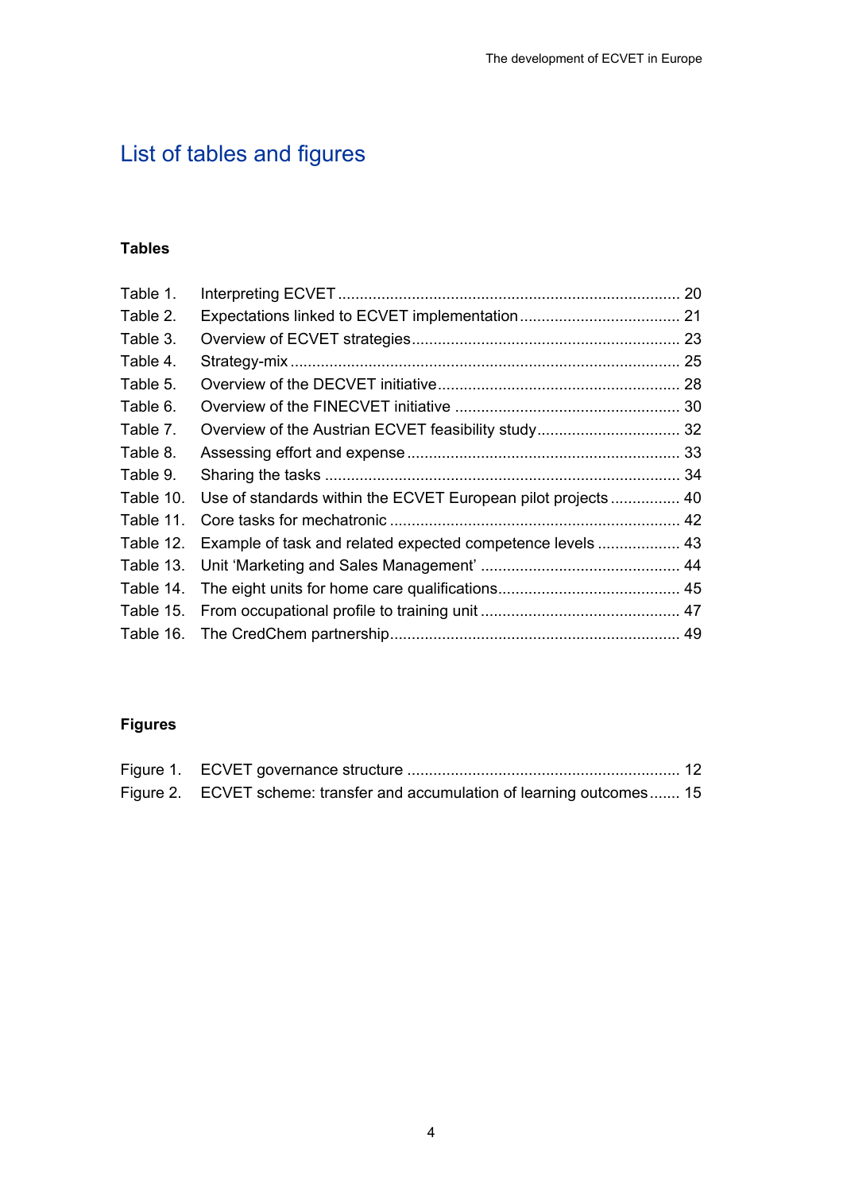# List of tables and figures

### Tables

Table 1. Interpreting ECVET .............................................................................. 20
Table 2. Expectations linked to ECVET implementation .................................... 21
Table 3. Overview of ECVET strategies ............................................................. 23
Table 4. Strategy-mix ......................................................................................... 25
Table 5. Overview of the DECVET initiative ....................................................... 28
Table 6. Overview of the FINECVET initiative ................................................... 30
Table 7. Overview of the Austrian ECVET feasibility study ................................ 32
Table 8. Assessing effort and expense .............................................................. 33
Table 9. Sharing the tasks ................................................................................. 34
Table 10. Use of standards within the ECVET European pilot projects ................ 40
Table 11. Core tasks for mechatronic .................................................................. 42
Table 12. Example of task and related expected competence levels ................... 43
Table 13. Unit ‘Marketing and Sales Management’ ............................................. 44
Table 14. The eight units for home care qualifications .......................................... 45
Table 15. From occupational profile to training unit ............................................. 47
Table 16. The CredChem partnership .................................................................. 49

### Figures

Figure 1. ECVET governance structure .............................................................. 12
Figure 2. ECVET scheme: transfer and accumulation of learning outcomes ....... 15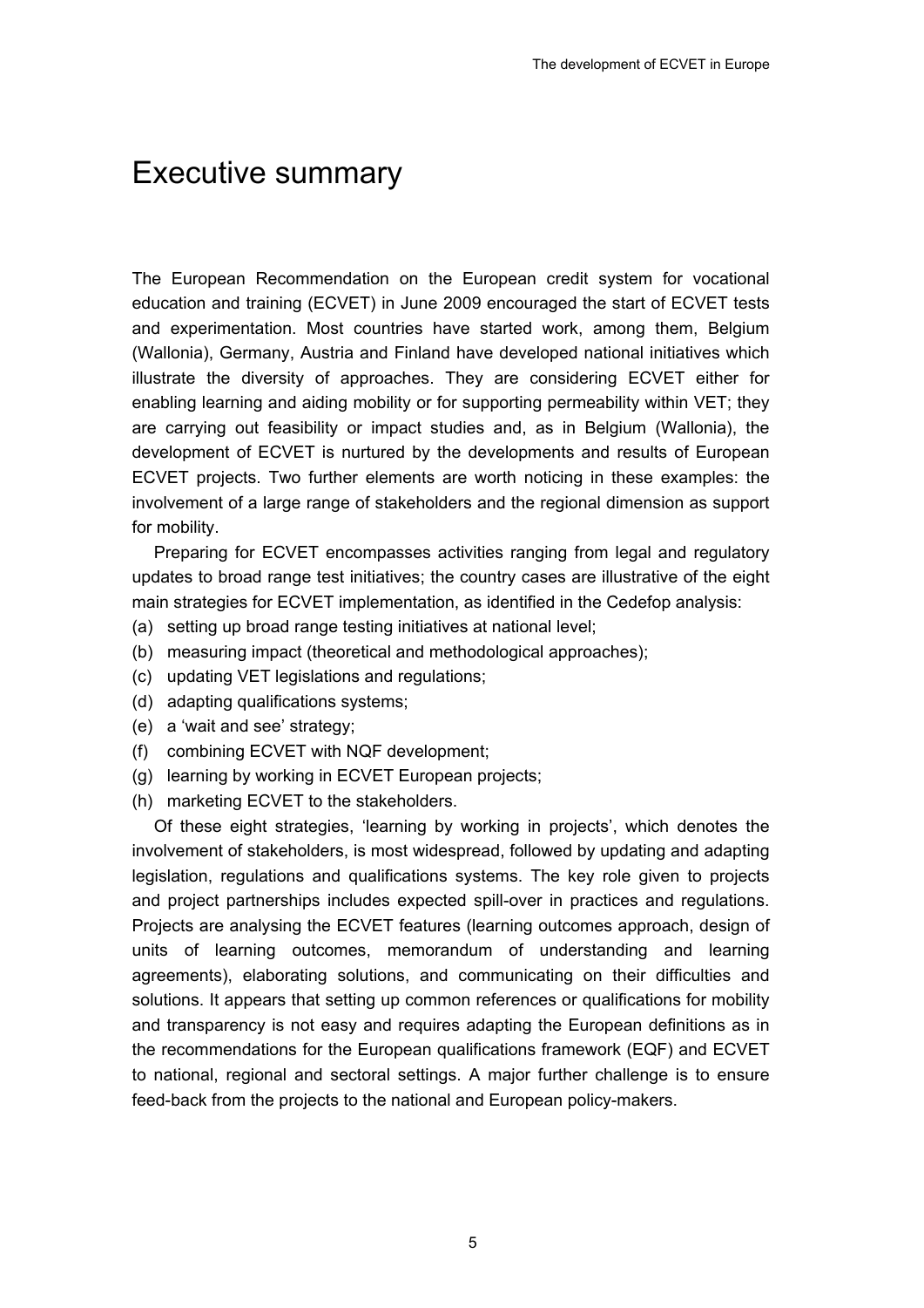# Executive summary

The European Recommendation on the European credit system for vocational education and training (ECVET) in June 2009 encouraged the start of ECVET tests and experimentation. Most countries have started work, among them, Belgium (Wallonia), Germany, Austria and Finland have developed national initiatives which illustrate the diversity of approaches. They are considering ECVET either for enabling learning and aiding mobility or for supporting permeability within VET; they are carrying out feasibility or impact studies and, as in Belgium (Wallonia), the development of ECVET is nurtured by the developments and results of European ECVET projects. Two further elements are worth noticing in these examples: the involvement of a large range of stakeholders and the regional dimension as support for mobility.

Preparing for ECVET encompasses activities ranging from legal and regulatory updates to broad range test initiatives; the country cases are illustrative of the eight main strategies for ECVET implementation, as identified in the Cedefop analysis:

(a) setting up broad range testing initiatives at national level;
(b) measuring impact (theoretical and methodological approaches);
(c) updating VET legislations and regulations;
(d) adapting qualifications systems;
(e) a 'wait and see' strategy;
(f) combining ECVET with NQF development;
(g) learning by working in ECVET European projects;
(h) marketing ECVET to the stakeholders.

Of these eight strategies, 'learning by working in projects', which denotes the involvement of stakeholders, is most widespread, followed by updating and adapting legislation, regulations and qualifications systems. The key role given to projects and project partnerships includes expected spill-over in practices and regulations. Projects are analysing the ECVET features (learning outcomes approach, design of units of learning outcomes, memorandum of understanding and learning agreements), elaborating solutions, and communicating on their difficulties and solutions. It appears that setting up common references or qualifications for mobility and transparency is not easy and requires adapting the European definitions as in the recommendations for the European qualifications framework (EQF) and ECVET to national, regional and sectoral settings. A major further challenge is to ensure feed-back from the projects to the national and European policy-makers.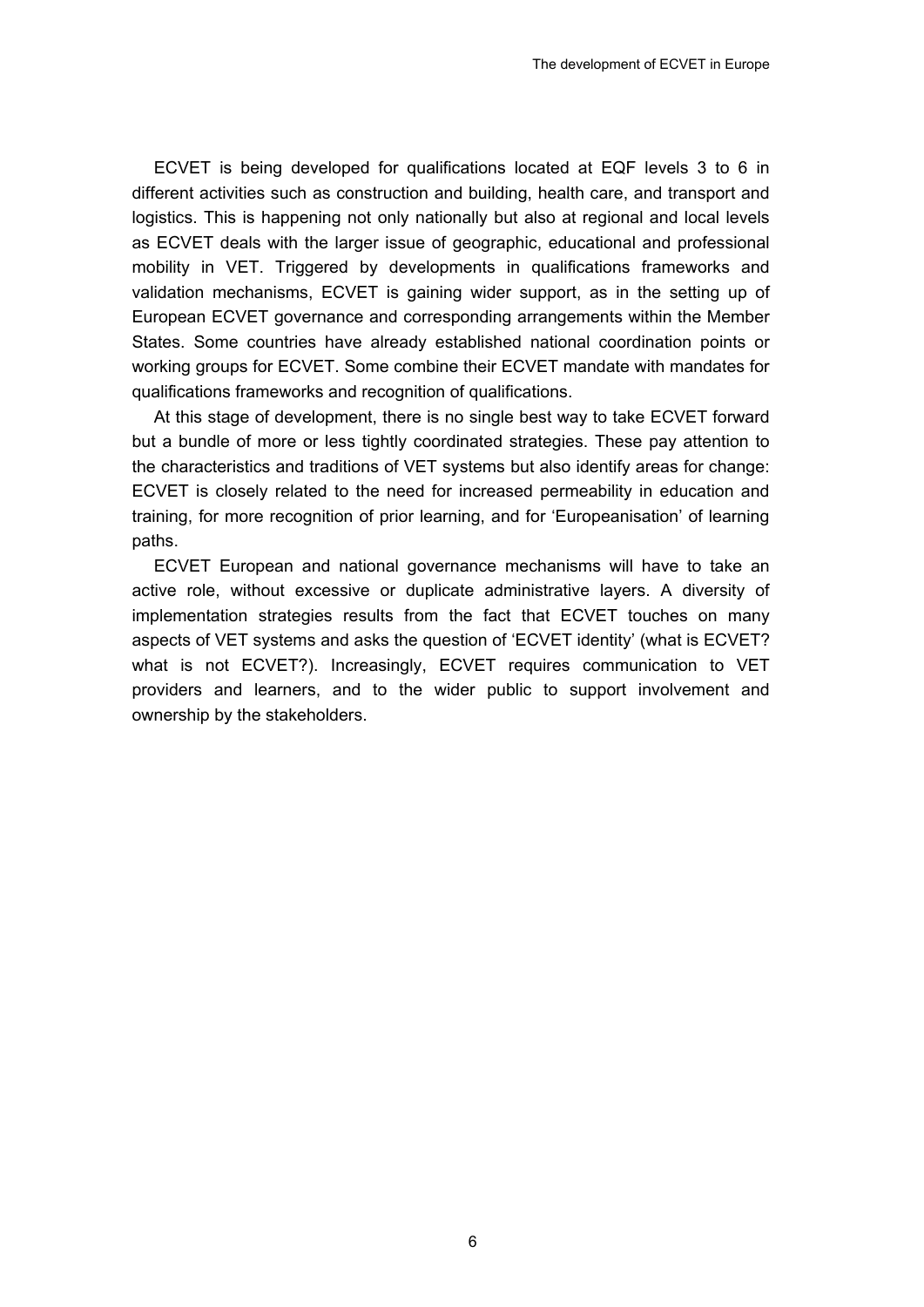ECVET is being developed for qualifications located at EQF levels 3 to 6 in different activities such as construction and building, health care, and transport and logistics. This is happening not only nationally but also at regional and local levels as ECVET deals with the larger issue of geographic, educational and professional mobility in VET. Triggered by developments in qualifications frameworks and validation mechanisms, ECVET is gaining wider support, as in the setting up of European ECVET governance and corresponding arrangements within the Member States. Some countries have already established national coordination points or working groups for ECVET. Some combine their ECVET mandate with mandates for qualifications frameworks and recognition of qualifications.

At this stage of development, there is no single best way to take ECVET forward but a bundle of more or less tightly coordinated strategies. These pay attention to the characteristics and traditions of VET systems but also identify areas for change: ECVET is closely related to the need for increased permeability in education and training, for more recognition of prior learning, and for 'Europeanisation' of learning paths.

ECVET European and national governance mechanisms will have to take an active role, without excessive or duplicate administrative layers. A diversity of implementation strategies results from the fact that ECVET touches on many aspects of VET systems and asks the question of 'ECVET identity' (what is ECVET? what is not ECVET?). Increasingly, ECVET requires communication to VET providers and learners, and to the wider public to support involvement and ownership by the stakeholders.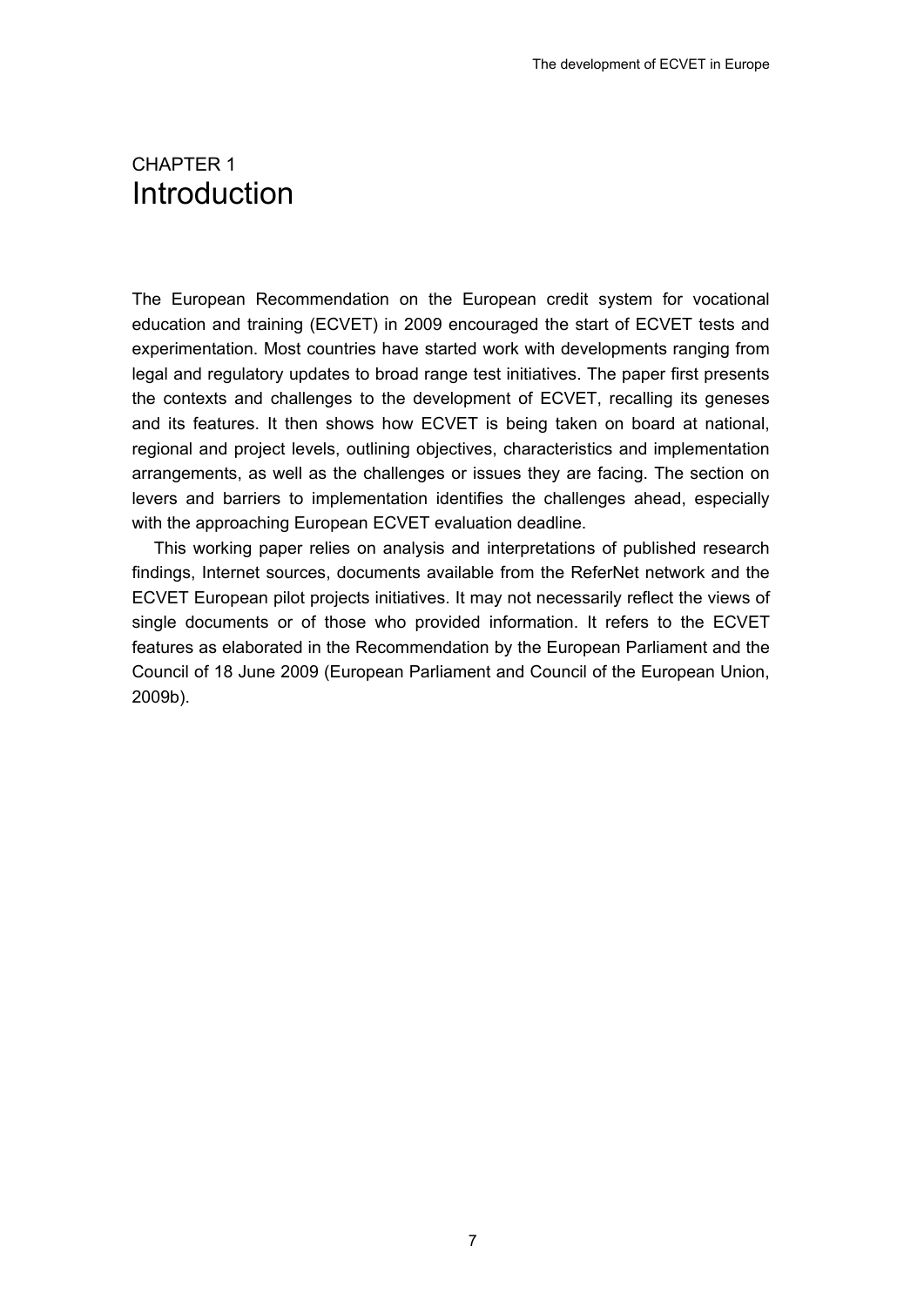# CHAPTER 1
# Introduction

The European Recommendation on the European credit system for vocational education and training (ECVET) in 2009 encouraged the start of ECVET tests and experimentation. Most countries have started work with developments ranging from legal and regulatory updates to broad range test initiatives. The paper first presents the contexts and challenges to the development of ECVET, recalling its geneses and its features. It then shows how ECVET is being taken on board at national, regional and project levels, outlining objectives, characteristics and implementation arrangements, as well as the challenges or issues they are facing. The section on levers and barriers to implementation identifies the challenges ahead, especially with the approaching European ECVET evaluation deadline.

This working paper relies on analysis and interpretations of published research findings, Internet sources, documents available from the ReferNet network and the ECVET European pilot projects initiatives. It may not necessarily reflect the views of single documents or of those who provided information. It refers to the ECVET features as elaborated in the Recommendation by the European Parliament and the Council of 18 June 2009 (European Parliament and Council of the European Union, 2009b).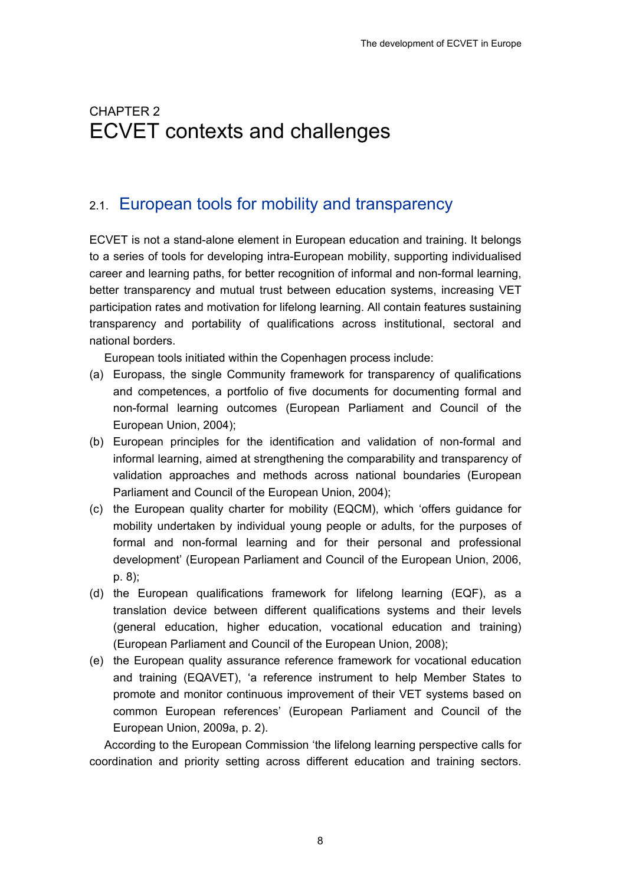# CHAPTER 2
# ECVET contexts and challenges

## 2.1. European tools for mobility and transparency

ECVET is not a stand-alone element in European education and training. It belongs to a series of tools for developing intra-European mobility, supporting individualised career and learning paths, for better recognition of informal and non-formal learning, better transparency and mutual trust between education systems, increasing VET participation rates and motivation for lifelong learning. All contain features sustaining transparency and portability of qualifications across institutional, sectoral and national borders.

European tools initiated within the Copenhagen process include:

(a) Europass, the single Community framework for transparency of qualifications and competences, a portfolio of five documents for documenting formal and non-formal learning outcomes (European Parliament and Council of the European Union, 2004);

(b) European principles for the identification and validation of non-formal and informal learning, aimed at strengthening the comparability and transparency of validation approaches and methods across national boundaries (European Parliament and Council of the European Union, 2004);

(c) the European quality charter for mobility (EQCM), which 'offers guidance for mobility undertaken by individual young people or adults, for the purposes of formal and non-formal learning and for their personal and professional development' (European Parliament and Council of the European Union, 2006, p. 8);

(d) the European qualifications framework for lifelong learning (EQF), as a translation device between different qualifications systems and their levels (general education, higher education, vocational education and training) (European Parliament and Council of the European Union, 2008);

(e) the European quality assurance reference framework for vocational education and training (EQAVET), 'a reference instrument to help Member States to promote and monitor continuous improvement of their VET systems based on common European references' (European Parliament and Council of the European Union, 2009a, p. 2).

According to the European Commission 'the lifelong learning perspective calls for coordination and priority setting across different education and training sectors.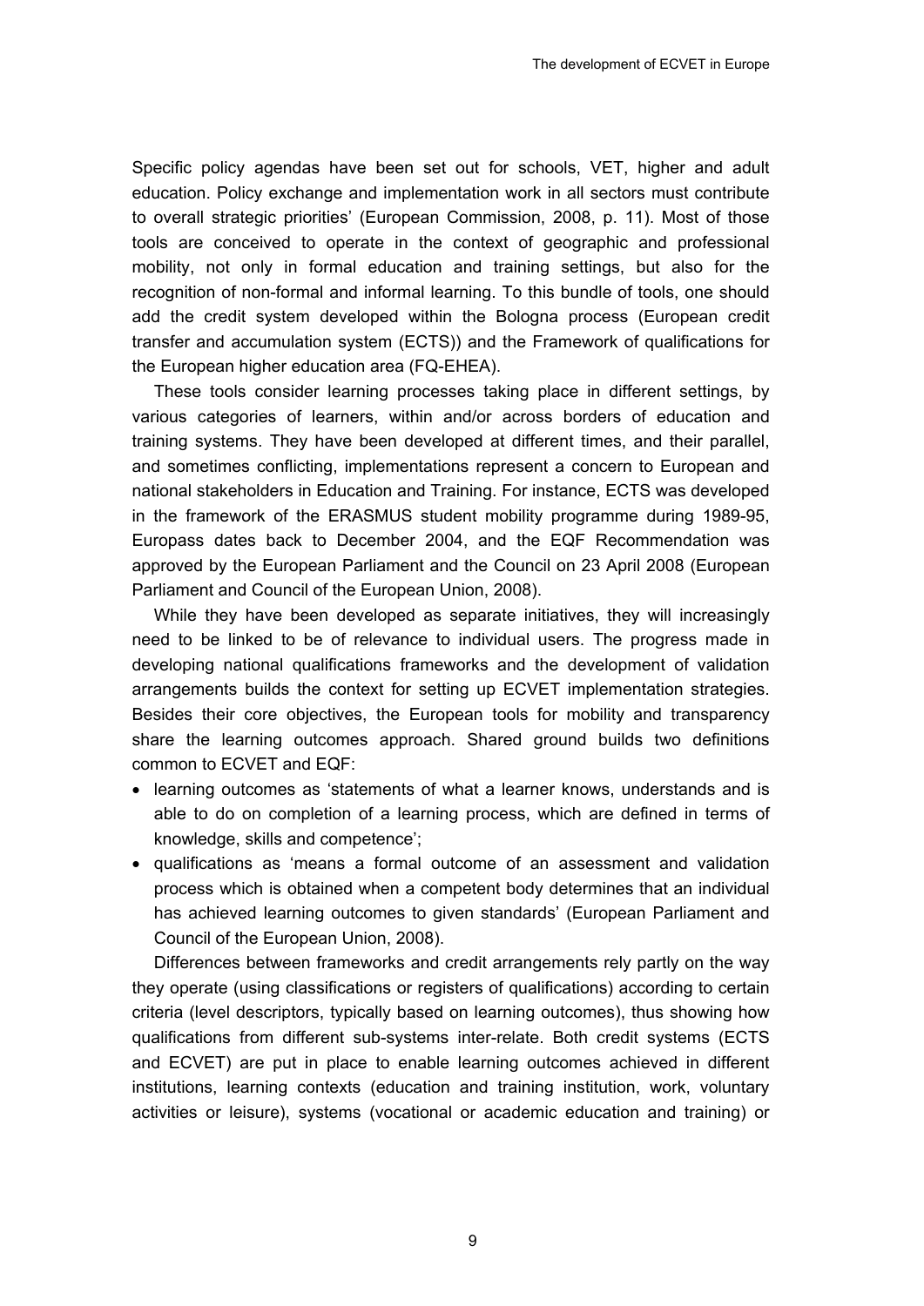Specific policy agendas have been set out for schools, VET, higher and adult education. Policy exchange and implementation work in all sectors must contribute to overall strategic priorities' (European Commission, 2008, p. 11). Most of those tools are conceived to operate in the context of geographic and professional mobility, not only in formal education and training settings, but also for the recognition of non-formal and informal learning. To this bundle of tools, one should add the credit system developed within the Bologna process (European credit transfer and accumulation system (ECTS)) and the Framework of qualifications for the European higher education area (FQ-EHEA).

These tools consider learning processes taking place in different settings, by various categories of learners, within and/or across borders of education and training systems. They have been developed at different times, and their parallel, and sometimes conflicting, implementations represent a concern to European and national stakeholders in Education and Training. For instance, ECTS was developed in the framework of the ERASMUS student mobility programme during 1989-95, Europass dates back to December 2004, and the EQF Recommendation was approved by the European Parliament and the Council on 23 April 2008 (European Parliament and Council of the European Union, 2008).

While they have been developed as separate initiatives, they will increasingly need to be linked to be of relevance to individual users. The progress made in developing national qualifications frameworks and the development of validation arrangements builds the context for setting up ECVET implementation strategies. Besides their core objectives, the European tools for mobility and transparency share the learning outcomes approach. Shared ground builds two definitions common to ECVET and EQF:

- learning outcomes as 'statements of what a learner knows, understands and is able to do on completion of a learning process, which are defined in terms of knowledge, skills and competence';
- qualifications as 'means a formal outcome of an assessment and validation process which is obtained when a competent body determines that an individual has achieved learning outcomes to given standards' (European Parliament and Council of the European Union, 2008).

Differences between frameworks and credit arrangements rely partly on the way they operate (using classifications or registers of qualifications) according to certain criteria (level descriptors, typically based on learning outcomes), thus showing how qualifications from different sub-systems inter-relate. Both credit systems (ECTS and ECVET) are put in place to enable learning outcomes achieved in different institutions, learning contexts (education and training institution, work, voluntary activities or leisure), systems (vocational or academic education and training) or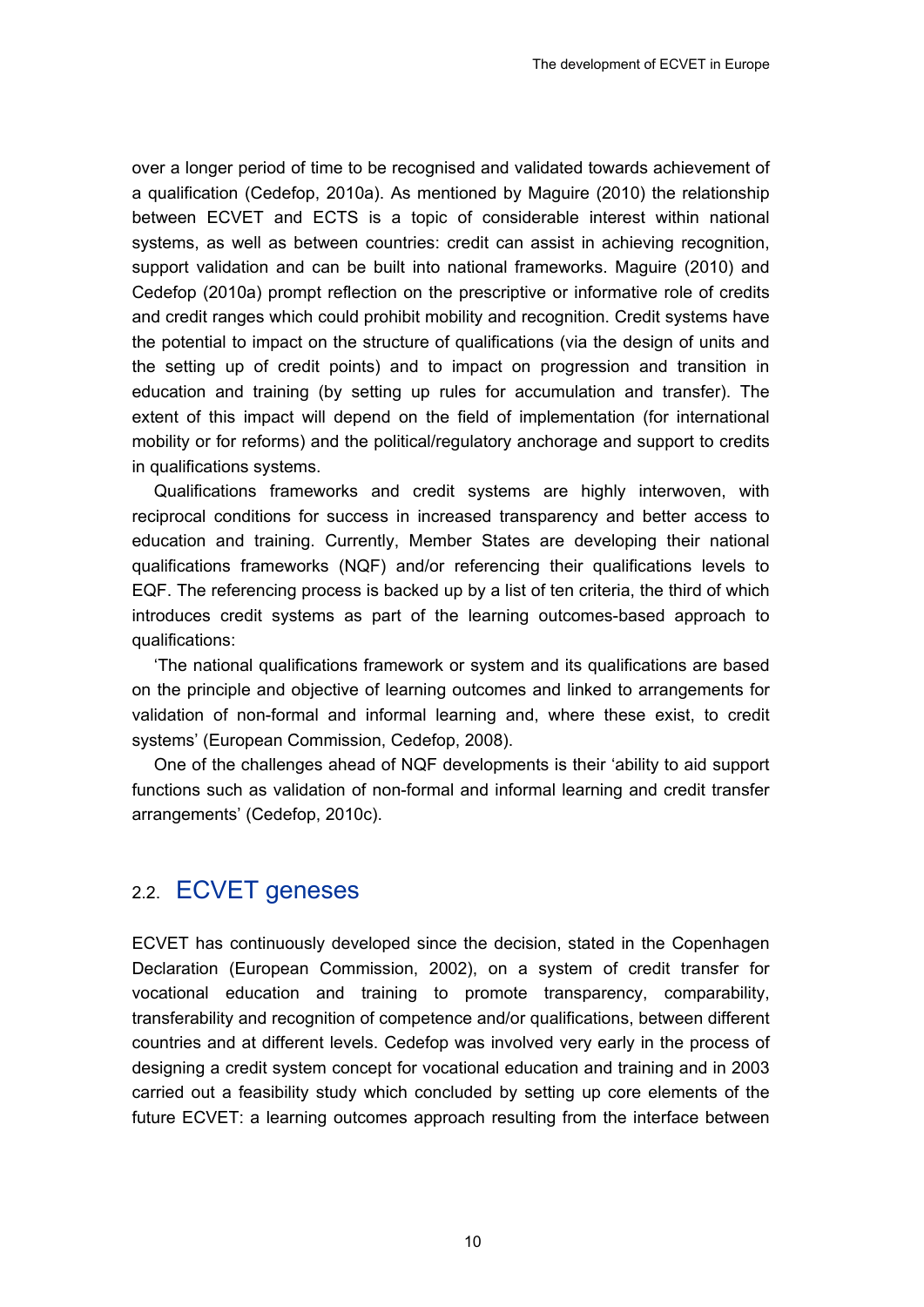over a longer period of time to be recognised and validated towards achievement of a qualification (Cedefop, 2010a). As mentioned by Maguire (2010) the relationship between ECVET and ECTS is a topic of considerable interest within national systems, as well as between countries: credit can assist in achieving recognition, support validation and can be built into national frameworks. Maguire (2010) and Cedefop (2010a) prompt reflection on the prescriptive or informative role of credits and credit ranges which could prohibit mobility and recognition. Credit systems have the potential to impact on the structure of qualifications (via the design of units and the setting up of credit points) and to impact on progression and transition in education and training (by setting up rules for accumulation and transfer). The extent of this impact will depend on the field of implementation (for international mobility or for reforms) and the political/regulatory anchorage and support to credits in qualifications systems.

Qualifications frameworks and credit systems are highly interwoven, with reciprocal conditions for success in increased transparency and better access to education and training. Currently, Member States are developing their national qualifications frameworks (NQF) and/or referencing their qualifications levels to EQF. The referencing process is backed up by a list of ten criteria, the third of which introduces credit systems as part of the learning outcomes-based approach to qualifications:

'The national qualifications framework or system and its qualifications are based on the principle and objective of learning outcomes and linked to arrangements for validation of non-formal and informal learning and, where these exist, to credit systems' (European Commission, Cedefop, 2008).

One of the challenges ahead of NQF developments is their 'ability to aid support functions such as validation of non-formal and informal learning and credit transfer arrangements' (Cedefop, 2010c).

## 2.2. ECVET geneses

ECVET has continuously developed since the decision, stated in the Copenhagen Declaration (European Commission, 2002), on a system of credit transfer for vocational education and training to promote transparency, comparability, transferability and recognition of competence and/or qualifications, between different countries and at different levels. Cedefop was involved very early in the process of designing a credit system concept for vocational education and training and in 2003 carried out a feasibility study which concluded by setting up core elements of the future ECVET: a learning outcomes approach resulting from the interface between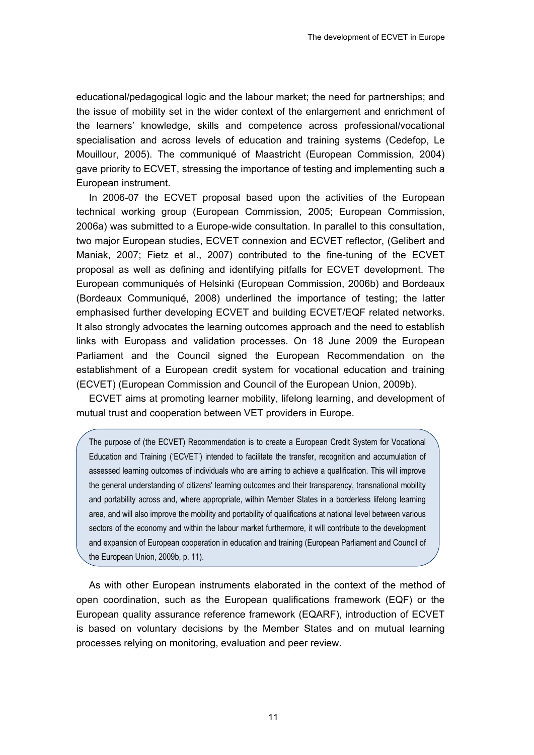educational/pedagogical logic and the labour market; the need for partnerships; and the issue of mobility set in the wider context of the enlargement and enrichment of the learners' knowledge, skills and competence across professional/vocational specialisation and across levels of education and training systems (Cedefop, Le Mouillour, 2005). The communiqué of Maastricht (European Commission, 2004) gave priority to ECVET, stressing the importance of testing and implementing such a European instrument.

In 2006-07 the ECVET proposal based upon the activities of the European technical working group (European Commission, 2005; European Commission, 2006a) was submitted to a Europe-wide consultation. In parallel to this consultation, two major European studies, ECVET connexion and ECVET reflector, (Gelibert and Maniak, 2007; Fietz et al., 2007) contributed to the fine-tuning of the ECVET proposal as well as defining and identifying pitfalls for ECVET development. The European communiqués of Helsinki (European Commission, 2006b) and Bordeaux (Bordeaux Communiqué, 2008) underlined the importance of testing; the latter emphasised further developing ECVET and building ECVET/EQF related networks. It also strongly advocates the learning outcomes approach and the need to establish links with Europass and validation processes. On 18 June 2009 the European Parliament and the Council signed the European Recommendation on the establishment of a European credit system for vocational education and training (ECVET) (European Commission and Council of the European Union, 2009b).

ECVET aims at promoting learner mobility, lifelong learning, and development of mutual trust and cooperation between VET providers in Europe.

> The purpose of (the ECVET) Recommendation is to create a European Credit System for Vocational Education and Training ('ECVET') intended to facilitate the transfer, recognition and accumulation of assessed learning outcomes of individuals who are aiming to achieve a qualification. This will improve the general understanding of citizens' learning outcomes and their transparency, transnational mobility and portability across and, where appropriate, within Member States in a borderless lifelong learning area, and will also improve the mobility and portability of qualifications at national level between various sectors of the economy and within the labour market furthermore, it will contribute to the development and expansion of European cooperation in education and training (European Parliament and Council of the European Union, 2009b, p. 11).

As with other European instruments elaborated in the context of the method of open coordination, such as the European qualifications framework (EQF) or the European quality assurance reference framework (EQARF), introduction of ECVET is based on voluntary decisions by the Member States and on mutual learning processes relying on monitoring, evaluation and peer review.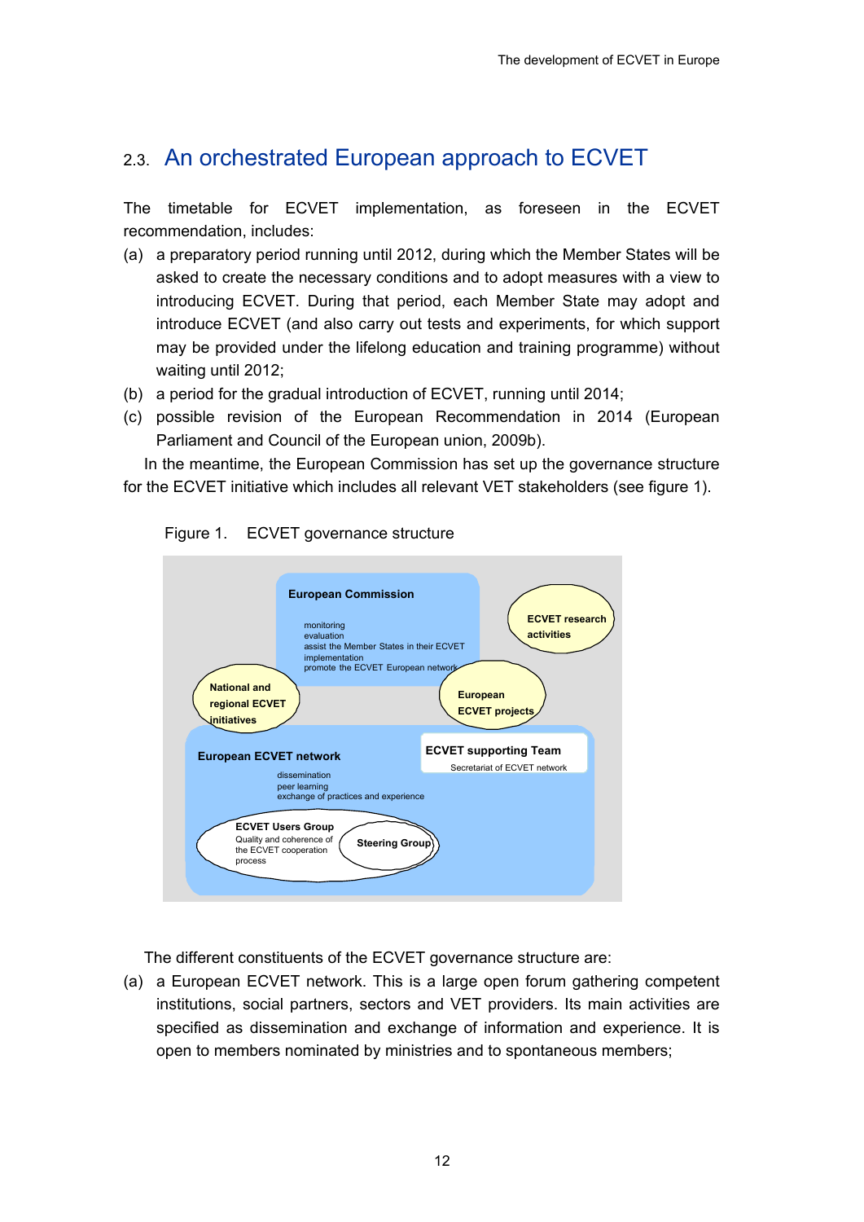## 2.3. An orchestrated European approach to ECVET

The timetable for ECVET implementation, as foreseen in the ECVET recommendation, includes:

(a) a preparatory period running until 2012, during which the Member States will be asked to create the necessary conditions and to adopt measures with a view to introducing ECVET. During that period, each Member State may adopt and introduce ECVET (and also carry out tests and experiments, for which support may be provided under the lifelong education and training programme) without waiting until 2012;

(b) a period for the gradual introduction of ECVET, running until 2014;

(c) possible revision of the European Recommendation in 2014 (European Parliament and Council of the European union, 2009b).

In the meantime, the European Commission has set up the governance structure for the ECVET initiative which includes all relevant VET stakeholders (see figure 1).

Figure 1. ECVET governance structure

**European Commission**
monitoring
evaluation
assist the Member States in their ECVET implementation
promote the ECVET European network

**ECVET research activities**

**National and regional ECVET initiatives**

**European ECVET projects**

**European ECVET network**
dissemination
peer learning
exchange of practices and experience

**ECVET supporting Team**
Secretariat of ECVET network

**ECVET Users Group**
Quality and coherence of the ECVET cooperation process

**Steering Group**

The different constituents of the ECVET governance structure are:

(a) a European ECVET network. This is a large open forum gathering competent institutions, social partners, sectors and VET providers. Its main activities are specified as dissemination and exchange of information and experience. It is open to members nominated by ministries and to spontaneous members;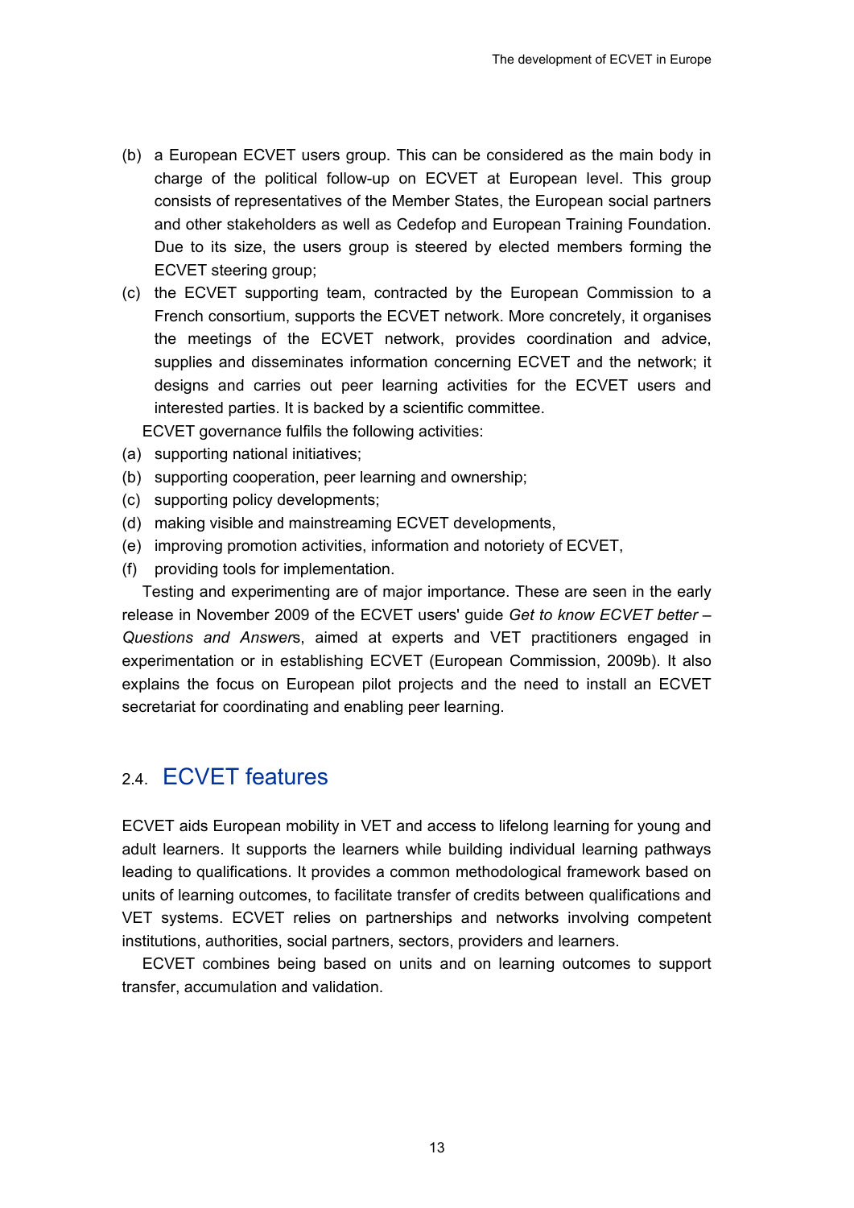(b) a European ECVET users group. This can be considered as the main body in charge of the political follow-up on ECVET at European level. This group consists of representatives of the Member States, the European social partners and other stakeholders as well as Cedefop and European Training Foundation. Due to its size, the users group is steered by elected members forming the ECVET steering group;

(c) the ECVET supporting team, contracted by the European Commission to a French consortium, supports the ECVET network. More concretely, it organises the meetings of the ECVET network, provides coordination and advice, supplies and disseminates information concerning ECVET and the network; it designs and carries out peer learning activities for the ECVET users and interested parties. It is backed by a scientific committee.

ECVET governance fulfils the following activities:

(a) supporting national initiatives;
(b) supporting cooperation, peer learning and ownership;
(c) supporting policy developments;
(d) making visible and mainstreaming ECVET developments,
(e) improving promotion activities, information and notoriety of ECVET,
(f) providing tools for implementation.

Testing and experimenting are of major importance. These are seen in the early release in November 2009 of the ECVET users' guide *Get to know ECVET better – Questions and Answer*s, aimed at experts and VET practitioners engaged in experimentation or in establishing ECVET (European Commission, 2009b). It also explains the focus on European pilot projects and the need to install an ECVET secretariat for coordinating and enabling peer learning.

## 2.4. ECVET features

ECVET aids European mobility in VET and access to lifelong learning for young and adult learners. It supports the learners while building individual learning pathways leading to qualifications. It provides a common methodological framework based on units of learning outcomes, to facilitate transfer of credits between qualifications and VET systems. ECVET relies on partnerships and networks involving competent institutions, authorities, social partners, sectors, providers and learners.

ECVET combines being based on units and on learning outcomes to support transfer, accumulation and validation.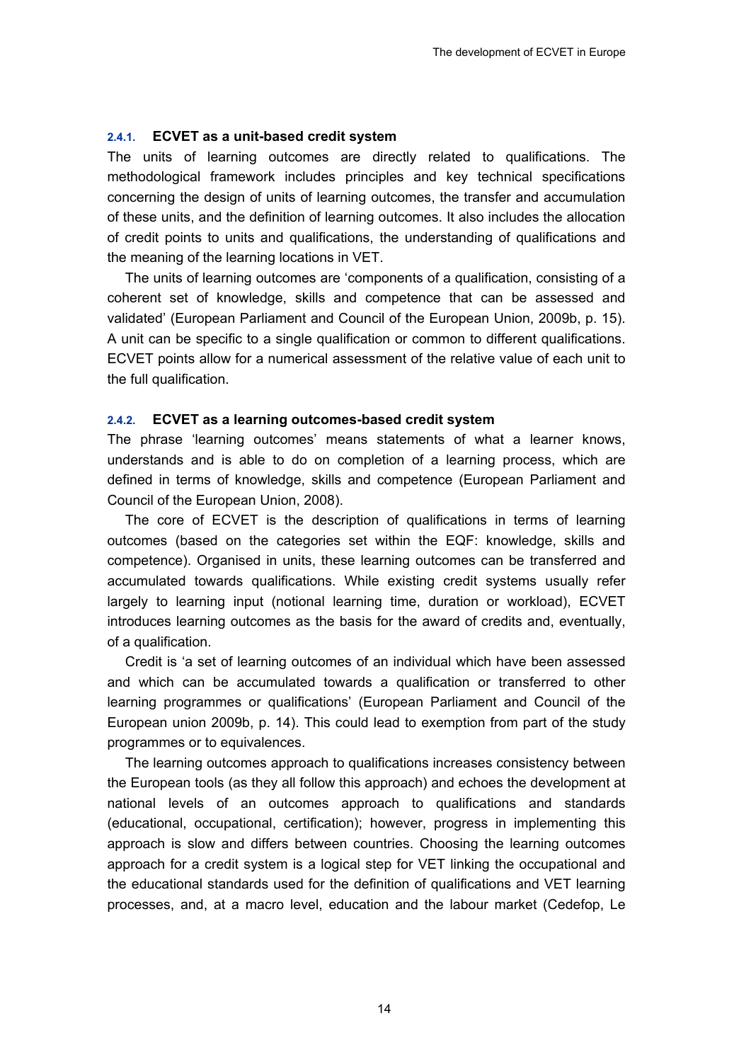### 2.4.1. ECVET as a unit-based credit system

The units of learning outcomes are directly related to qualifications. The methodological framework includes principles and key technical specifications concerning the design of units of learning outcomes, the transfer and accumulation of these units, and the definition of learning outcomes. It also includes the allocation of credit points to units and qualifications, the understanding of qualifications and the meaning of the learning locations in VET.

The units of learning outcomes are 'components of a qualification, consisting of a coherent set of knowledge, skills and competence that can be assessed and validated' (European Parliament and Council of the European Union, 2009b, p. 15). A unit can be specific to a single qualification or common to different qualifications. ECVET points allow for a numerical assessment of the relative value of each unit to the full qualification.

### 2.4.2. ECVET as a learning outcomes-based credit system

The phrase 'learning outcomes' means statements of what a learner knows, understands and is able to do on completion of a learning process, which are defined in terms of knowledge, skills and competence (European Parliament and Council of the European Union, 2008).

The core of ECVET is the description of qualifications in terms of learning outcomes (based on the categories set within the EQF: knowledge, skills and competence). Organised in units, these learning outcomes can be transferred and accumulated towards qualifications. While existing credit systems usually refer largely to learning input (notional learning time, duration or workload), ECVET introduces learning outcomes as the basis for the award of credits and, eventually, of a qualification.

Credit is 'a set of learning outcomes of an individual which have been assessed and which can be accumulated towards a qualification or transferred to other learning programmes or qualifications' (European Parliament and Council of the European union 2009b, p. 14). This could lead to exemption from part of the study programmes or to equivalences.

The learning outcomes approach to qualifications increases consistency between the European tools (as they all follow this approach) and echoes the development at national levels of an outcomes approach to qualifications and standards (educational, occupational, certification); however, progress in implementing this approach is slow and differs between countries. Choosing the learning outcomes approach for a credit system is a logical step for VET linking the occupational and the educational standards used for the definition of qualifications and VET learning processes, and, at a macro level, education and the labour market (Cedefop, Le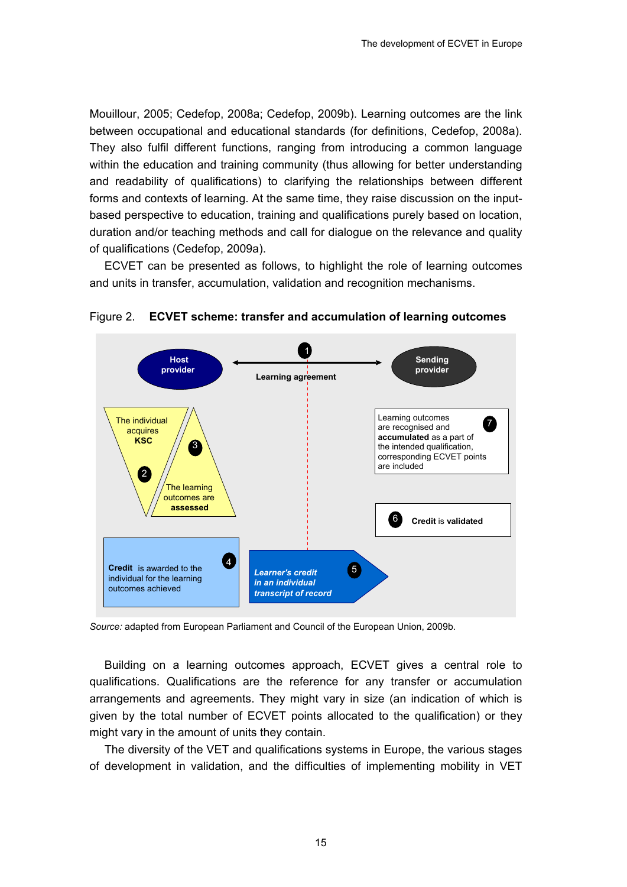Mouillour, 2005; Cedefop, 2008a; Cedefop, 2009b). Learning outcomes are the link between occupational and educational standards (for definitions, Cedefop, 2008a). They also fulfil different functions, ranging from introducing a common language within the education and training community (thus allowing for better understanding and readability of qualifications) to clarifying the relationships between different forms and contexts of learning. At the same time, they raise discussion on the input-based perspective to education, training and qualifications purely based on location, duration and/or teaching methods and call for dialogue on the relevance and quality of qualifications (Cedefop, 2009a).

ECVET can be presented as follows, to highlight the role of learning outcomes and units in transfer, accumulation, validation and recognition mechanisms.

Figure 2. **ECVET scheme: transfer and accumulation of learning outcomes**

Host provider — (1) Learning agreement — Sending provider

(2) The individual acquires **KSC**

(3) The learning outcomes are **assessed**

(4) **Credit** is awarded to the individual for the learning outcomes achieved

(5) *Learner's credit in an individual transcript of record*

(6) **Credit** is **validated**

(7) Learning outcomes are recognised and **accumulated** as a part of the intended qualification, corresponding ECVET points are included

*Source:* adapted from European Parliament and Council of the European Union, 2009b.

Building on a learning outcomes approach, ECVET gives a central role to qualifications. Qualifications are the reference for any transfer or accumulation arrangements and agreements. They might vary in size (an indication of which is given by the total number of ECVET points allocated to the qualification) or they might vary in the amount of units they contain.

The diversity of the VET and qualifications systems in Europe, the various stages of development in validation, and the difficulties of implementing mobility in VET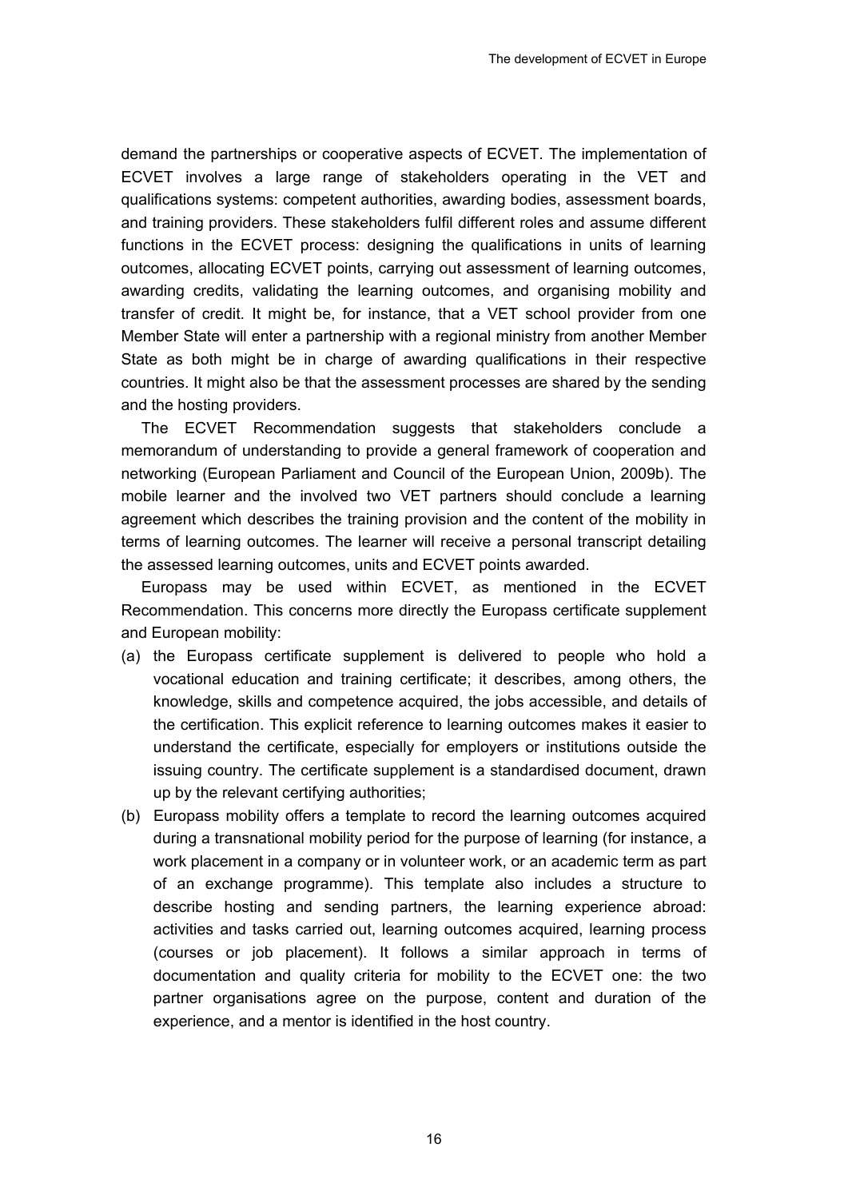demand the partnerships or cooperative aspects of ECVET. The implementation of ECVET involves a large range of stakeholders operating in the VET and qualifications systems: competent authorities, awarding bodies, assessment boards, and training providers. These stakeholders fulfil different roles and assume different functions in the ECVET process: designing the qualifications in units of learning outcomes, allocating ECVET points, carrying out assessment of learning outcomes, awarding credits, validating the learning outcomes, and organising mobility and transfer of credit. It might be, for instance, that a VET school provider from one Member State will enter a partnership with a regional ministry from another Member State as both might be in charge of awarding qualifications in their respective countries. It might also be that the assessment processes are shared by the sending and the hosting providers.

The ECVET Recommendation suggests that stakeholders conclude a memorandum of understanding to provide a general framework of cooperation and networking (European Parliament and Council of the European Union, 2009b). The mobile learner and the involved two VET partners should conclude a learning agreement which describes the training provision and the content of the mobility in terms of learning outcomes. The learner will receive a personal transcript detailing the assessed learning outcomes, units and ECVET points awarded.

Europass may be used within ECVET, as mentioned in the ECVET Recommendation. This concerns more directly the Europass certificate supplement and European mobility:

(a) the Europass certificate supplement is delivered to people who hold a vocational education and training certificate; it describes, among others, the knowledge, skills and competence acquired, the jobs accessible, and details of the certification. This explicit reference to learning outcomes makes it easier to understand the certificate, especially for employers or institutions outside the issuing country. The certificate supplement is a standardised document, drawn up by the relevant certifying authorities;

(b) Europass mobility offers a template to record the learning outcomes acquired during a transnational mobility period for the purpose of learning (for instance, a work placement in a company or in volunteer work, or an academic term as part of an exchange programme). This template also includes a structure to describe hosting and sending partners, the learning experience abroad: activities and tasks carried out, learning outcomes acquired, learning process (courses or job placement). It follows a similar approach in terms of documentation and quality criteria for mobility to the ECVET one: the two partner organisations agree on the purpose, content and duration of the experience, and a mentor is identified in the host country.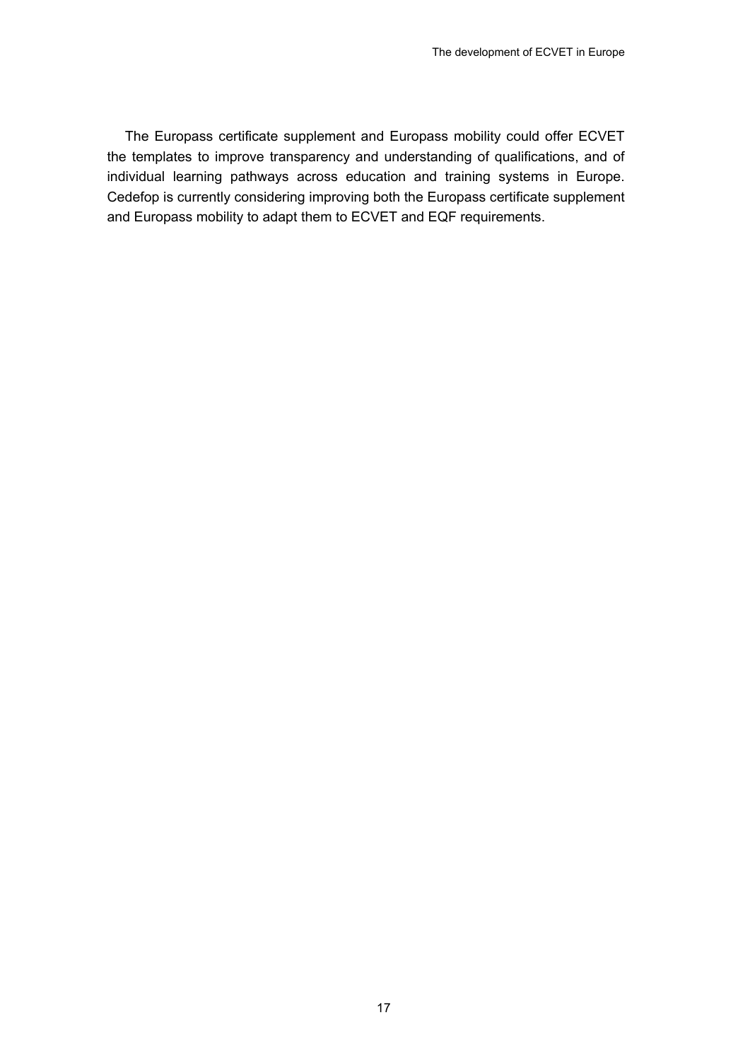The Europass certificate supplement and Europass mobility could offer ECVET the templates to improve transparency and understanding of qualifications, and of individual learning pathways across education and training systems in Europe. Cedefop is currently considering improving both the Europass certificate supplement and Europass mobility to adapt them to ECVET and EQF requirements.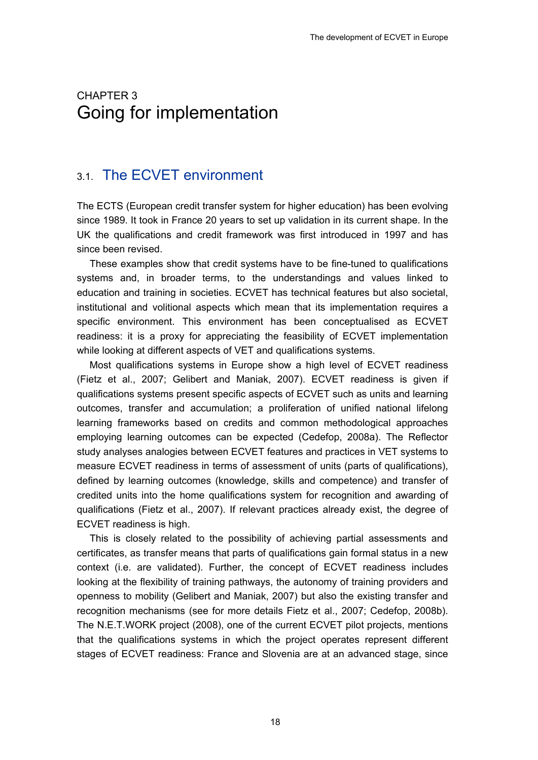# CHAPTER 3
# Going for implementation

## 3.1. The ECVET environment

The ECTS (European credit transfer system for higher education) has been evolving since 1989. It took in France 20 years to set up validation in its current shape. In the UK the qualifications and credit framework was first introduced in 1997 and has since been revised.

These examples show that credit systems have to be fine-tuned to qualifications systems and, in broader terms, to the understandings and values linked to education and training in societies. ECVET has technical features but also societal, institutional and volitional aspects which mean that its implementation requires a specific environment. This environment has been conceptualised as ECVET readiness: it is a proxy for appreciating the feasibility of ECVET implementation while looking at different aspects of VET and qualifications systems.

Most qualifications systems in Europe show a high level of ECVET readiness (Fietz et al., 2007; Gelibert and Maniak, 2007). ECVET readiness is given if qualifications systems present specific aspects of ECVET such as units and learning outcomes, transfer and accumulation; a proliferation of unified national lifelong learning frameworks based on credits and common methodological approaches employing learning outcomes can be expected (Cedefop, 2008a). The Reflector study analyses analogies between ECVET features and practices in VET systems to measure ECVET readiness in terms of assessment of units (parts of qualifications), defined by learning outcomes (knowledge, skills and competence) and transfer of credited units into the home qualifications system for recognition and awarding of qualifications (Fietz et al., 2007). If relevant practices already exist, the degree of ECVET readiness is high.

This is closely related to the possibility of achieving partial assessments and certificates, as transfer means that parts of qualifications gain formal status in a new context (i.e. are validated). Further, the concept of ECVET readiness includes looking at the flexibility of training pathways, the autonomy of training providers and openness to mobility (Gelibert and Maniak, 2007) but also the existing transfer and recognition mechanisms (see for more details Fietz et al., 2007; Cedefop, 2008b). The N.E.T.WORK project (2008), one of the current ECVET pilot projects, mentions that the qualifications systems in which the project operates represent different stages of ECVET readiness: France and Slovenia are at an advanced stage, since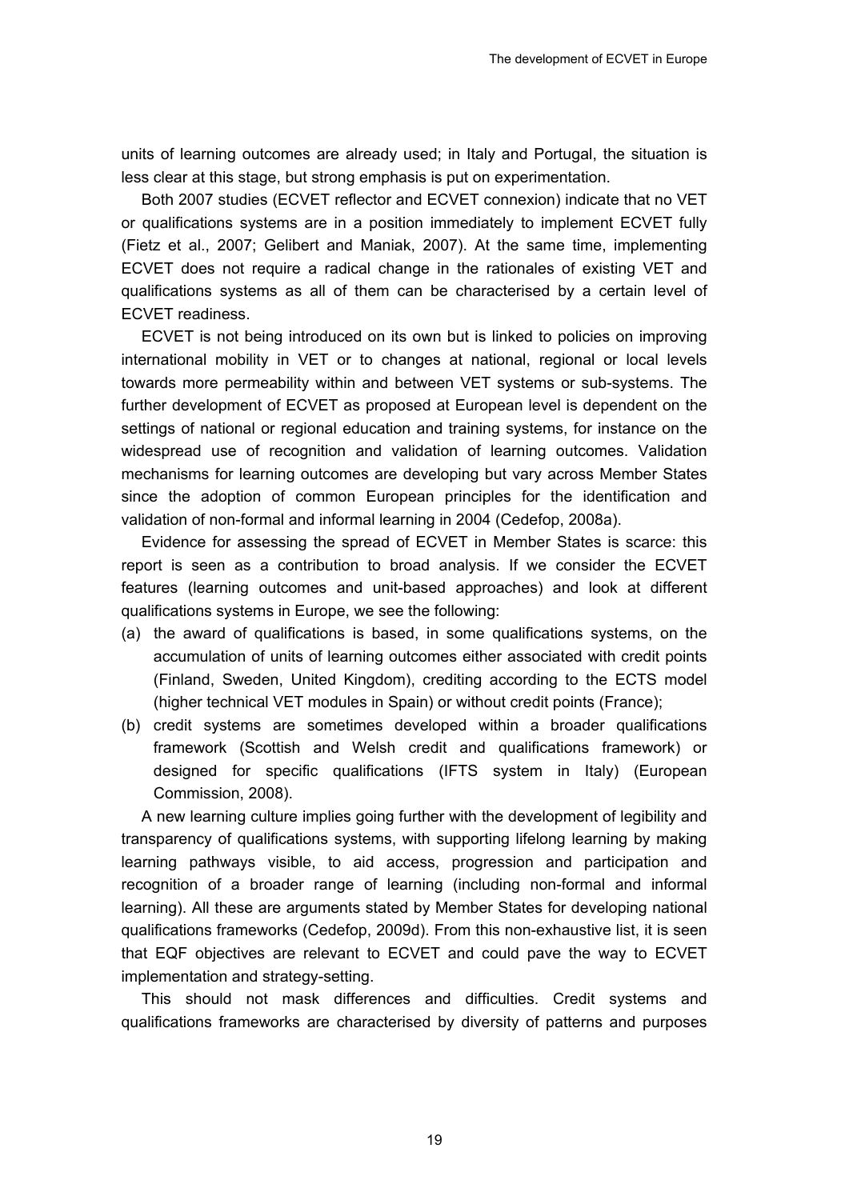units of learning outcomes are already used; in Italy and Portugal, the situation is less clear at this stage, but strong emphasis is put on experimentation.

Both 2007 studies (ECVET reflector and ECVET connexion) indicate that no VET or qualifications systems are in a position immediately to implement ECVET fully (Fietz et al., 2007; Gelibert and Maniak, 2007). At the same time, implementing ECVET does not require a radical change in the rationales of existing VET and qualifications systems as all of them can be characterised by a certain level of ECVET readiness.

ECVET is not being introduced on its own but is linked to policies on improving international mobility in VET or to changes at national, regional or local levels towards more permeability within and between VET systems or sub-systems. The further development of ECVET as proposed at European level is dependent on the settings of national or regional education and training systems, for instance on the widespread use of recognition and validation of learning outcomes. Validation mechanisms for learning outcomes are developing but vary across Member States since the adoption of common European principles for the identification and validation of non-formal and informal learning in 2004 (Cedefop, 2008a).

Evidence for assessing the spread of ECVET in Member States is scarce: this report is seen as a contribution to broad analysis. If we consider the ECVET features (learning outcomes and unit-based approaches) and look at different qualifications systems in Europe, we see the following:

(a) the award of qualifications is based, in some qualifications systems, on the accumulation of units of learning outcomes either associated with credit points (Finland, Sweden, United Kingdom), crediting according to the ECTS model (higher technical VET modules in Spain) or without credit points (France);
(b) credit systems are sometimes developed within a broader qualifications framework (Scottish and Welsh credit and qualifications framework) or designed for specific qualifications (IFTS system in Italy) (European Commission, 2008).

A new learning culture implies going further with the development of legibility and transparency of qualifications systems, with supporting lifelong learning by making learning pathways visible, to aid access, progression and participation and recognition of a broader range of learning (including non-formal and informal learning). All these are arguments stated by Member States for developing national qualifications frameworks (Cedefop, 2009d). From this non-exhaustive list, it is seen that EQF objectives are relevant to ECVET and could pave the way to ECVET implementation and strategy-setting.

This should not mask differences and difficulties. Credit systems and qualifications frameworks are characterised by diversity of patterns and purposes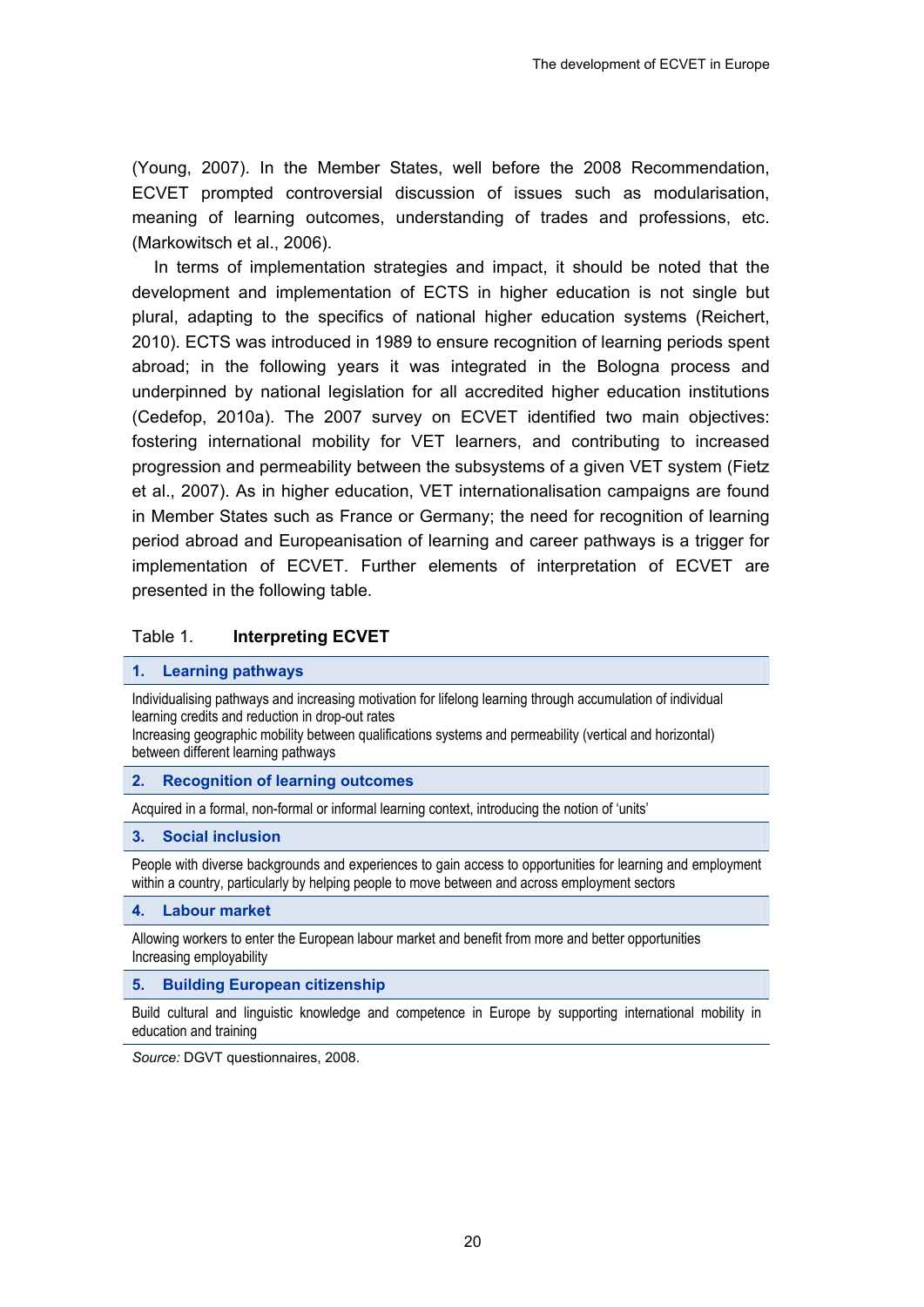(Young, 2007). In the Member States, well before the 2008 Recommendation, ECVET prompted controversial discussion of issues such as modularisation, meaning of learning outcomes, understanding of trades and professions, etc. (Markowitsch et al., 2006).

In terms of implementation strategies and impact, it should be noted that the development and implementation of ECTS in higher education is not single but plural, adapting to the specifics of national higher education systems (Reichert, 2010). ECTS was introduced in 1989 to ensure recognition of learning periods spent abroad; in the following years it was integrated in the Bologna process and underpinned by national legislation for all accredited higher education institutions (Cedefop, 2010a). The 2007 survey on ECVET identified two main objectives: fostering international mobility for VET learners, and contributing to increased progression and permeability between the subsystems of a given VET system (Fietz et al., 2007). As in higher education, VET internationalisation campaigns are found in Member States such as France or Germany; the need for recognition of learning period abroad and Europeanisation of learning and career pathways is a trigger for implementation of ECVET. Further elements of interpretation of ECVET are presented in the following table.

Table 1. **Interpreting ECVET**

| **1. Learning pathways** |
|---|
| Individualising pathways and increasing motivation for lifelong learning through accumulation of individual learning credits and reduction in drop-out rates<br>Increasing geographic mobility between qualifications systems and permeability (vertical and horizontal) between different learning pathways |
| **2. Recognition of learning outcomes** |
| Acquired in a formal, non-formal or informal learning context, introducing the notion of 'units' |
| **3. Social inclusion** |
| People with diverse backgrounds and experiences to gain access to opportunities for learning and employment within a country, particularly by helping people to move between and across employment sectors |
| **4. Labour market** |
| Allowing workers to enter the European labour market and benefit from more and better opportunities<br>Increasing employability |
| **5. Building European citizenship** |
| Build cultural and linguistic knowledge and competence in Europe by supporting international mobility in education and training |

*Source:* DGVT questionnaires, 2008.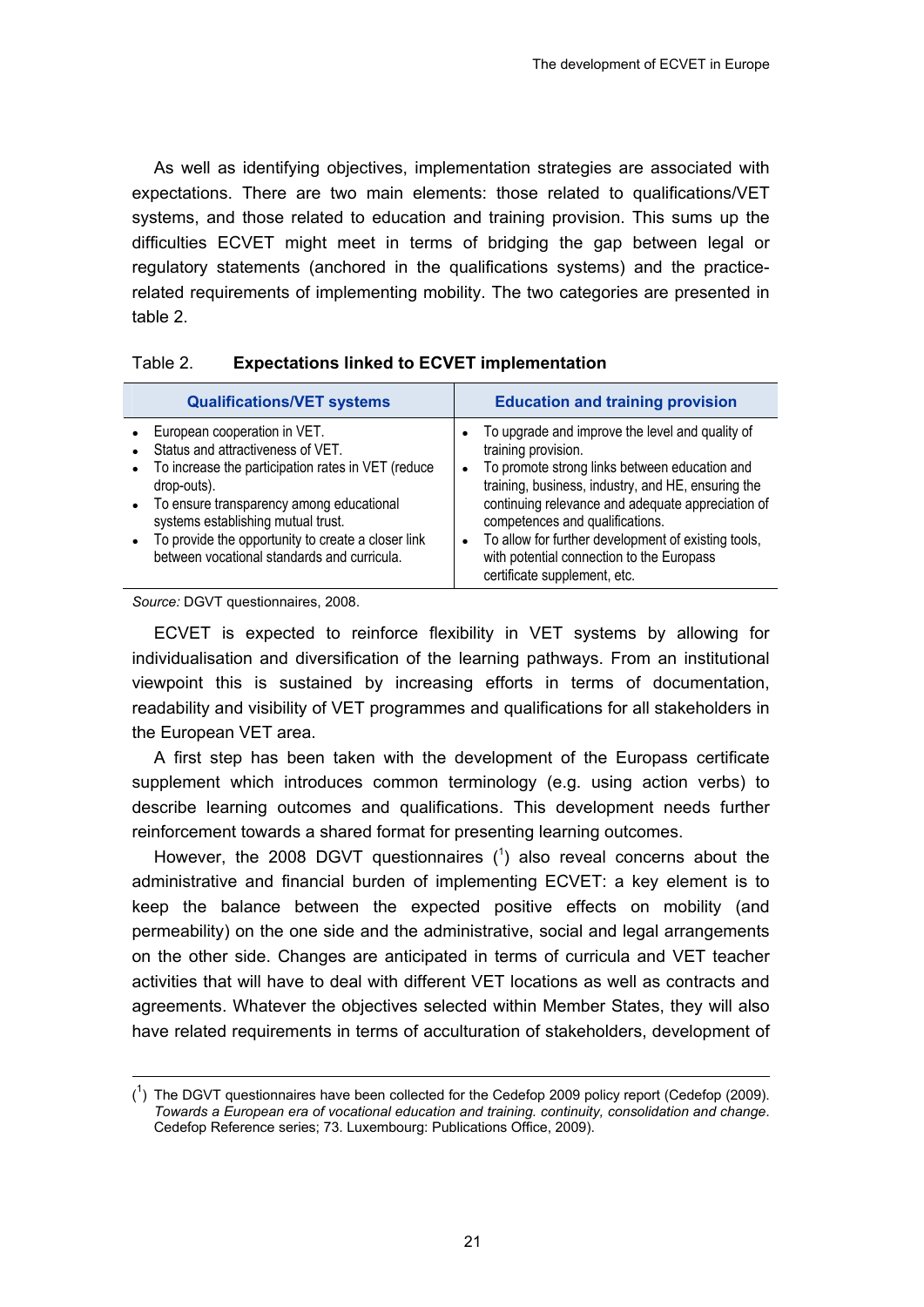As well as identifying objectives, implementation strategies are associated with expectations. There are two main elements: those related to qualifications/VET systems, and those related to education and training provision. This sums up the difficulties ECVET might meet in terms of bridging the gap between legal or regulatory statements (anchored in the qualifications systems) and the practice-related requirements of implementing mobility. The two categories are presented in table 2.

Table 2. **Expectations linked to ECVET implementation**

| Qualifications/VET systems | Education and training provision |
|---|---|
| • European cooperation in VET.<br>• Status and attractiveness of VET.<br>• To increase the participation rates in VET (reduce drop-outs).<br>• To ensure transparency among educational systems establishing mutual trust.<br>• To provide the opportunity to create a closer link between vocational standards and curricula. | • To upgrade and improve the level and quality of training provision.<br>• To promote strong links between education and training, business, industry, and HE, ensuring the continuing relevance and adequate appreciation of competences and qualifications.<br>• To allow for further development of existing tools, with potential connection to the Europass certificate supplement, etc. |

*Source:* DGVT questionnaires, 2008.

ECVET is expected to reinforce flexibility in VET systems by allowing for individualisation and diversification of the learning pathways. From an institutional viewpoint this is sustained by increasing efforts in terms of documentation, readability and visibility of VET programmes and qualifications for all stakeholders in the European VET area.

A first step has been taken with the development of the Europass certificate supplement which introduces common terminology (e.g. using action verbs) to describe learning outcomes and qualifications. This development needs further reinforcement towards a shared format for presenting learning outcomes.

However, the 2008 DGVT questionnaires ([1]) also reveal concerns about the administrative and financial burden of implementing ECVET: a key element is to keep the balance between the expected positive effects on mobility (and permeability) on the one side and the administrative, social and legal arrangements on the other side. Changes are anticipated in terms of curricula and VET teacher activities that will have to deal with different VET locations as well as contracts and agreements. Whatever the objectives selected within Member States, they will also have related requirements in terms of acculturation of stakeholders, development of

---

([1]) The DGVT questionnaires have been collected for the Cedefop 2009 policy report (Cedefop (2009). *Towards a European era of vocational education and training. continuity, consolidation and change*. Cedefop Reference series; 73. Luxembourg: Publications Office, 2009).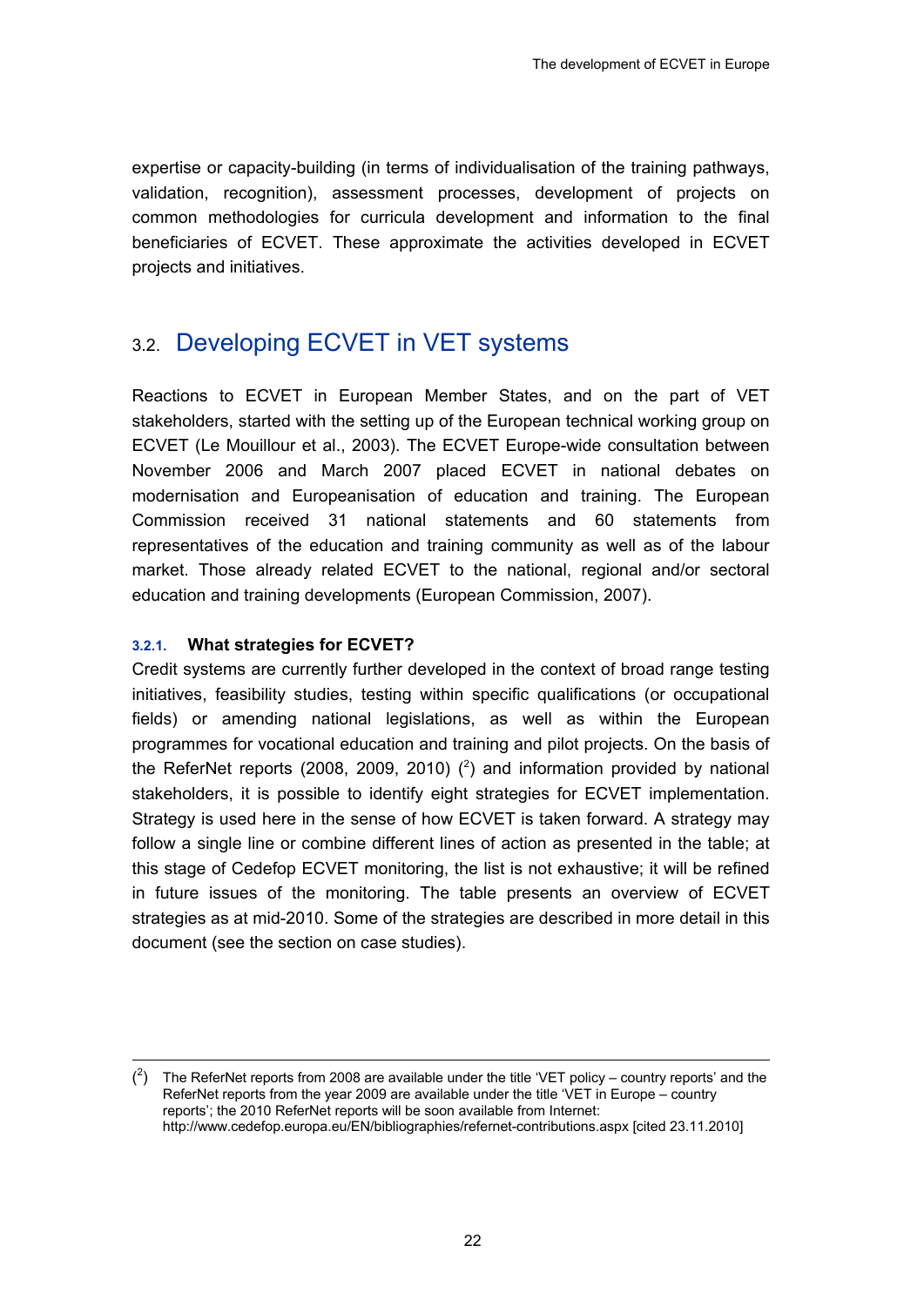expertise or capacity-building (in terms of individualisation of the training pathways, validation, recognition), assessment processes, development of projects on common methodologies for curricula development and information to the final beneficiaries of ECVET. These approximate the activities developed in ECVET projects and initiatives.

## 3.2. Developing ECVET in VET systems

Reactions to ECVET in European Member States, and on the part of VET stakeholders, started with the setting up of the European technical working group on ECVET (Le Mouillour et al., 2003). The ECVET Europe-wide consultation between November 2006 and March 2007 placed ECVET in national debates on modernisation and Europeanisation of education and training. The European Commission received 31 national statements and 60 statements from representatives of the education and training community as well as of the labour market. Those already related ECVET to the national, regional and/or sectoral education and training developments (European Commission, 2007).

### 3.2.1. What strategies for ECVET?

Credit systems are currently further developed in the context of broad range testing initiatives, feasibility studies, testing within specific qualifications (or occupational fields) or amending national legislations, as well as within the European programmes for vocational education and training and pilot projects. On the basis of the ReferNet reports (2008, 2009, 2010) ([2]) and information provided by national stakeholders, it is possible to identify eight strategies for ECVET implementation. Strategy is used here in the sense of how ECVET is taken forward. A strategy may follow a single line or combine different lines of action as presented in the table; at this stage of Cedefop ECVET monitoring, the list is not exhaustive; it will be refined in future issues of the monitoring. The table presents an overview of ECVET strategies as at mid-2010. Some of the strategies are described in more detail in this document (see the section on case studies).

---

([2]) The ReferNet reports from 2008 are available under the title 'VET policy – country reports' and the ReferNet reports from the year 2009 are available under the title 'VET in Europe – country reports'; the 2010 ReferNet reports will be soon available from Internet: http://www.cedefop.europa.eu/EN/bibliographies/refernet-contributions.aspx [cited 23.11.2010]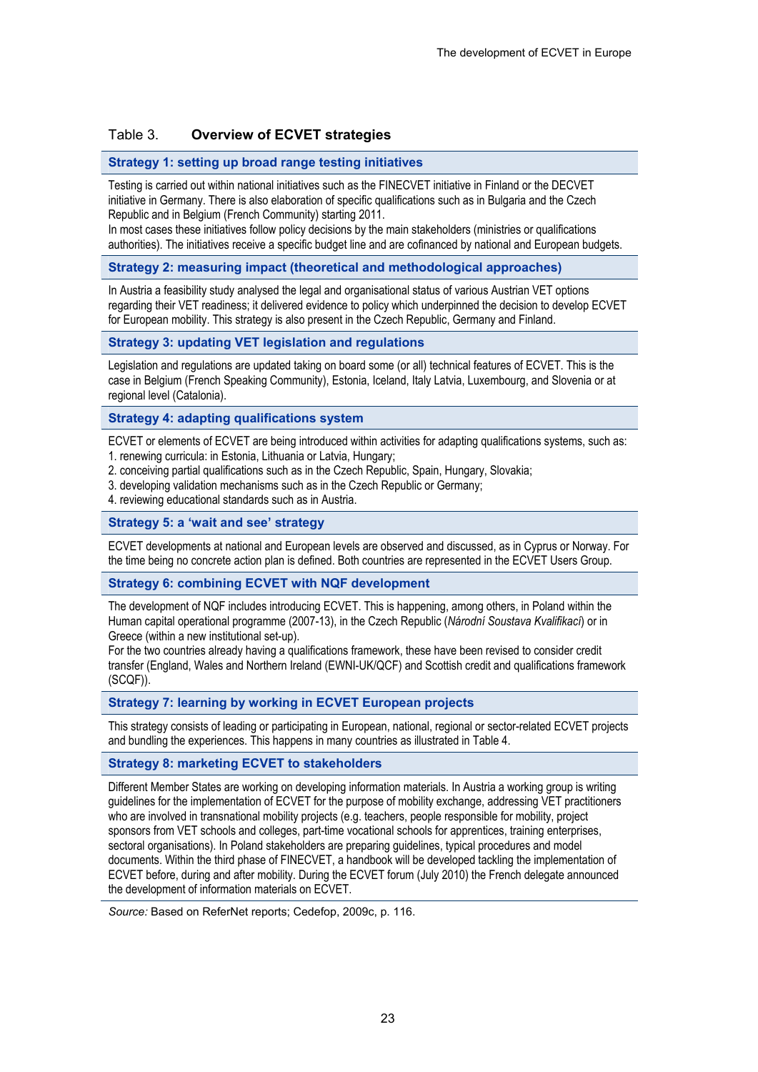Table 3. **Overview of ECVET strategies**

**Strategy 1: setting up broad range testing initiatives**

Testing is carried out within national initiatives such as the FINECVET initiative in Finland or the DECVET initiative in Germany. There is also elaboration of specific qualifications such as in Bulgaria and the Czech Republic and in Belgium (French Community) starting 2011.
In most cases these initiatives follow policy decisions by the main stakeholders (ministries or qualifications authorities). The initiatives receive a specific budget line and are cofinanced by national and European budgets.

**Strategy 2: measuring impact (theoretical and methodological approaches)**

In Austria a feasibility study analysed the legal and organisational status of various Austrian VET options regarding their VET readiness; it delivered evidence to policy which underpinned the decision to develop ECVET for European mobility. This strategy is also present in the Czech Republic, Germany and Finland.

**Strategy 3: updating VET legislation and regulations**

Legislation and regulations are updated taking on board some (or all) technical features of ECVET. This is the case in Belgium (French Speaking Community), Estonia, Iceland, Italy Latvia, Luxembourg, and Slovenia or at regional level (Catalonia).

**Strategy 4: adapting qualifications system**

ECVET or elements of ECVET are being introduced within activities for adapting qualifications systems, such as:
1. renewing curricula: in Estonia, Lithuania or Latvia, Hungary;
2. conceiving partial qualifications such as in the Czech Republic, Spain, Hungary, Slovakia;
3. developing validation mechanisms such as in the Czech Republic or Germany;
4. reviewing educational standards such as in Austria.

**Strategy 5: a 'wait and see' strategy**

ECVET developments at national and European levels are observed and discussed, as in Cyprus or Norway. For the time being no concrete action plan is defined. Both countries are represented in the ECVET Users Group.

**Strategy 6: combining ECVET with NQF development**

The development of NQF includes introducing ECVET. This is happening, among others, in Poland within the Human capital operational programme (2007-13), in the Czech Republic (*Národní Soustava Kvalifikací*) or in Greece (within a new institutional set-up).
For the two countries already having a qualifications framework, these have been revised to consider credit transfer (England, Wales and Northern Ireland (EWNI-UK/QCF) and Scottish credit and qualifications framework (SCQF)).

**Strategy 7: learning by working in ECVET European projects**

This strategy consists of leading or participating in European, national, regional or sector-related ECVET projects and bundling the experiences. This happens in many countries as illustrated in Table 4.

**Strategy 8: marketing ECVET to stakeholders**

Different Member States are working on developing information materials. In Austria a working group is writing guidelines for the implementation of ECVET for the purpose of mobility exchange, addressing VET practitioners who are involved in transnational mobility projects (e.g. teachers, people responsible for mobility, project sponsors from VET schools and colleges, part-time vocational schools for apprentices, training enterprises, sectoral organisations). In Poland stakeholders are preparing guidelines, typical procedures and model documents. Within the third phase of FINECVET, a handbook will be developed tackling the implementation of ECVET before, during and after mobility. During the ECVET forum (July 2010) the French delegate announced the development of information materials on ECVET.

*Source:* Based on ReferNet reports; Cedefop, 2009c, p. 116.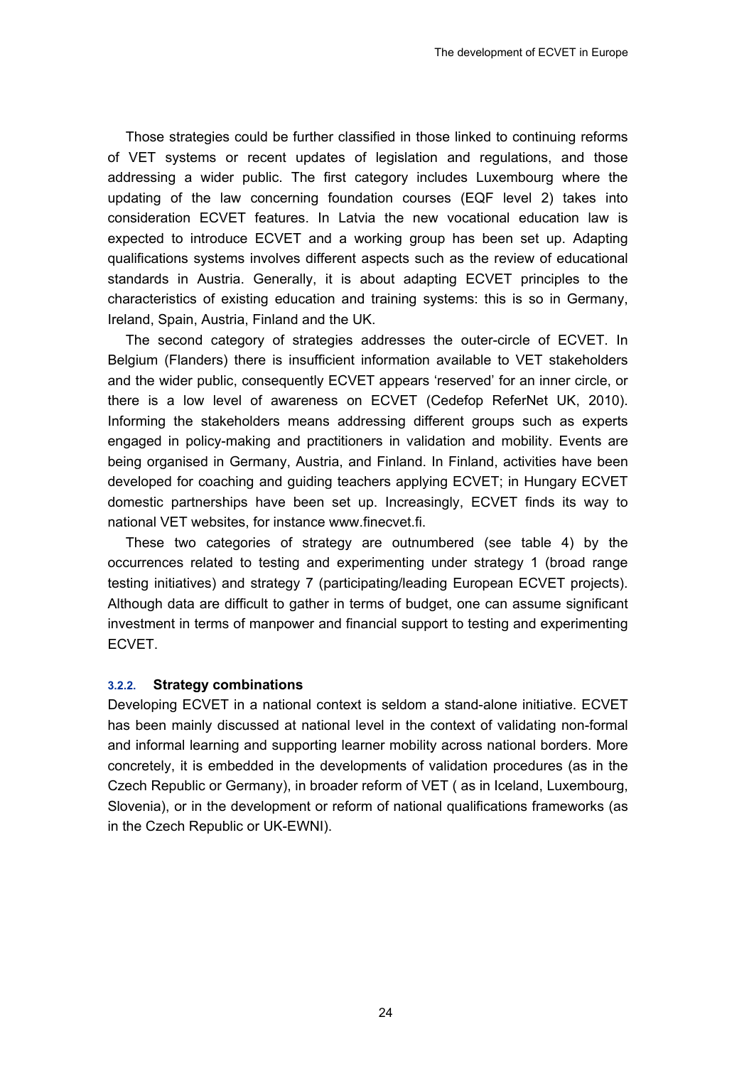Those strategies could be further classified in those linked to continuing reforms of VET systems or recent updates of legislation and regulations, and those addressing a wider public. The first category includes Luxembourg where the updating of the law concerning foundation courses (EQF level 2) takes into consideration ECVET features. In Latvia the new vocational education law is expected to introduce ECVET and a working group has been set up. Adapting qualifications systems involves different aspects such as the review of educational standards in Austria. Generally, it is about adapting ECVET principles to the characteristics of existing education and training systems: this is so in Germany, Ireland, Spain, Austria, Finland and the UK.

The second category of strategies addresses the outer-circle of ECVET. In Belgium (Flanders) there is insufficient information available to VET stakeholders and the wider public, consequently ECVET appears 'reserved' for an inner circle, or there is a low level of awareness on ECVET (Cedefop ReferNet UK, 2010). Informing the stakeholders means addressing different groups such as experts engaged in policy-making and practitioners in validation and mobility. Events are being organised in Germany, Austria, and Finland. In Finland, activities have been developed for coaching and guiding teachers applying ECVET; in Hungary ECVET domestic partnerships have been set up. Increasingly, ECVET finds its way to national VET websites, for instance www.finecvet.fi.

These two categories of strategy are outnumbered (see table 4) by the occurrences related to testing and experimenting under strategy 1 (broad range testing initiatives) and strategy 7 (participating/leading European ECVET projects). Although data are difficult to gather in terms of budget, one can assume significant investment in terms of manpower and financial support to testing and experimenting ECVET.

### 3.2.2. Strategy combinations

Developing ECVET in a national context is seldom a stand-alone initiative. ECVET has been mainly discussed at national level in the context of validating non-formal and informal learning and supporting learner mobility across national borders. More concretely, it is embedded in the developments of validation procedures (as in the Czech Republic or Germany), in broader reform of VET ( as in Iceland, Luxembourg, Slovenia), or in the development or reform of national qualifications frameworks (as in the Czech Republic or UK-EWNI).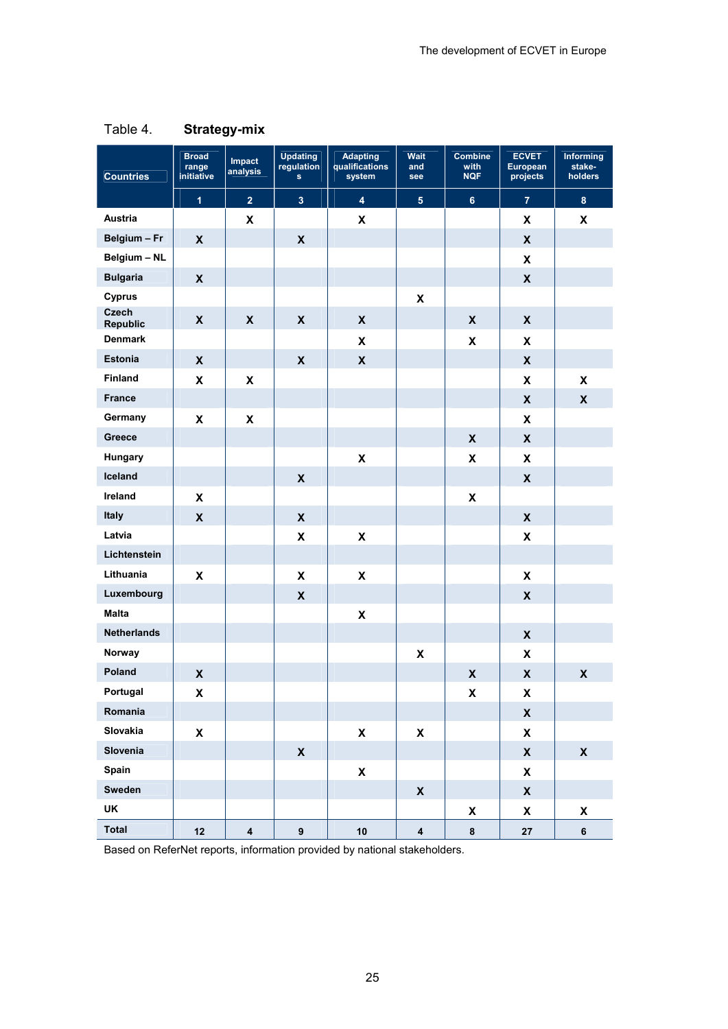Table 4. **Strategy-mix**

| Countries | Broad range initiative | Impact analysis | Updating regulations | Adapting qualifications system | Wait and see | Combine with NQF | ECVET European projects | Informing stake-holders |
|---|---|---|---|---|---|---|---|---|
| | 1 | 2 | 3 | 4 | 5 | 6 | 7 | 8 |
| Austria | | X | | X | | | X | X |
| Belgium – Fr | X | | X | | | | X | |
| Belgium – NL | | | | | | | X | |
| Bulgaria | X | | | | | | X | |
| Cyprus | | | | | X | | | |
| Czech Republic | X | X | X | X | | X | X | |
| Denmark | | | | X | | X | X | |
| Estonia | X | | X | X | | | X | |
| Finland | X | X | | | | | X | X |
| France | | | | | | | X | X |
| Germany | X | X | | | | | X | |
| Greece | | | | | | X | X | |
| Hungary | | | | X | | X | X | |
| Iceland | | | X | | | | X | |
| Ireland | X | | | | | X | | |
| Italy | X | | X | | | | X | |
| Latvia | | | X | X | | | X | |
| Lichtenstein | | | | | | | | |
| Lithuania | X | | X | X | | | X | |
| Luxembourg | | | X | | | | X | |
| Malta | | | | X | | | | |
| Netherlands | | | | | | | X | |
| Norway | | | | | X | | X | |
| Poland | X | | | | | X | X | X |
| Portugal | X | | | | | X | X | |
| Romania | | | | | | | X | |
| Slovakia | X | | | X | X | | X | |
| Slovenia | | | X | | | | X | X |
| Spain | | | | X | | | X | |
| Sweden | | | | | X | | X | |
| UK | | | | | | X | X | X |
| **Total** | 12 | 4 | 9 | 10 | 4 | 8 | 27 | 6 |

Based on ReferNet reports, information provided by national stakeholders.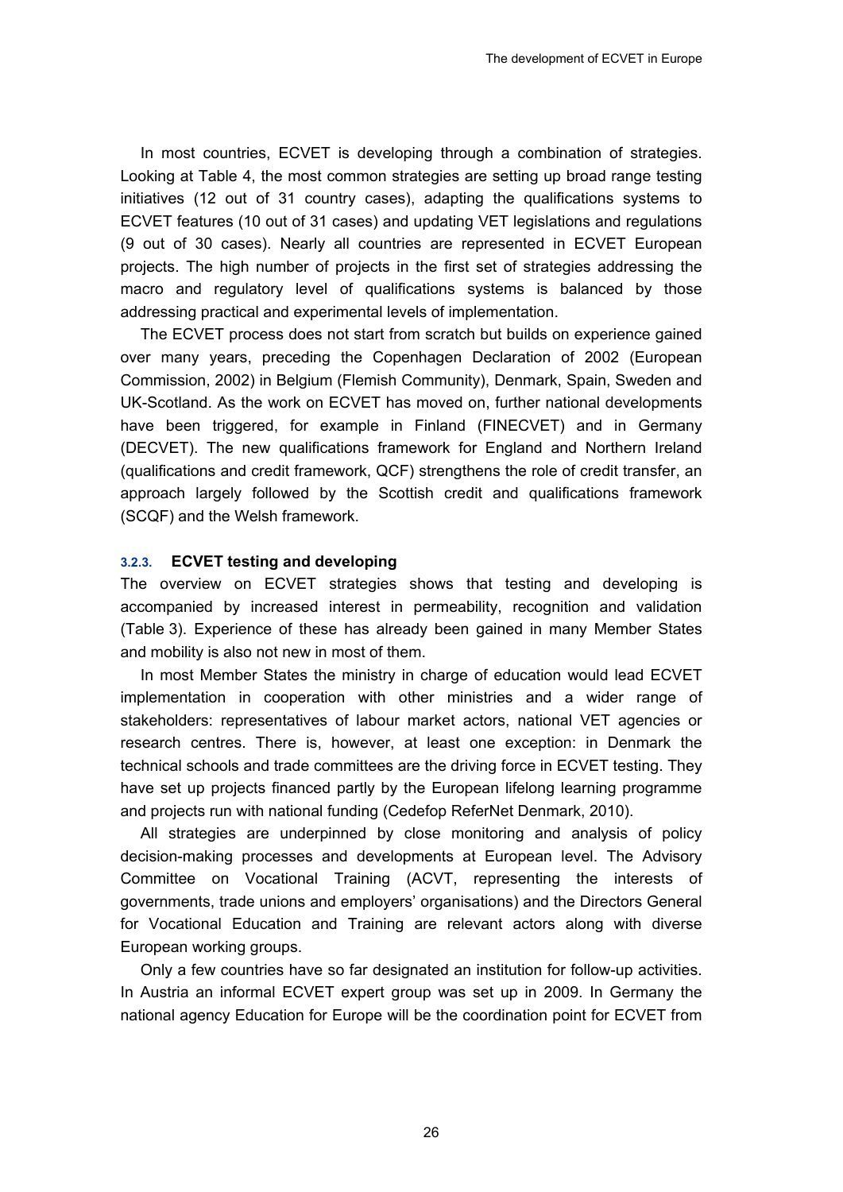In most countries, ECVET is developing through a combination of strategies. Looking at Table 4, the most common strategies are setting up broad range testing initiatives (12 out of 31 country cases), adapting the qualifications systems to ECVET features (10 out of 31 cases) and updating VET legislations and regulations (9 out of 30 cases). Nearly all countries are represented in ECVET European projects. The high number of projects in the first set of strategies addressing the macro and regulatory level of qualifications systems is balanced by those addressing practical and experimental levels of implementation.

The ECVET process does not start from scratch but builds on experience gained over many years, preceding the Copenhagen Declaration of 2002 (European Commission, 2002) in Belgium (Flemish Community), Denmark, Spain, Sweden and UK-Scotland. As the work on ECVET has moved on, further national developments have been triggered, for example in Finland (FINECVET) and in Germany (DECVET). The new qualifications framework for England and Northern Ireland (qualifications and credit framework, QCF) strengthens the role of credit transfer, an approach largely followed by the Scottish credit and qualifications framework (SCQF) and the Welsh framework.

### 3.2.3. ECVET testing and developing

The overview on ECVET strategies shows that testing and developing is accompanied by increased interest in permeability, recognition and validation (Table 3). Experience of these has already been gained in many Member States and mobility is also not new in most of them.

In most Member States the ministry in charge of education would lead ECVET implementation in cooperation with other ministries and a wider range of stakeholders: representatives of labour market actors, national VET agencies or research centres. There is, however, at least one exception: in Denmark the technical schools and trade committees are the driving force in ECVET testing. They have set up projects financed partly by the European lifelong learning programme and projects run with national funding (Cedefop ReferNet Denmark, 2010).

All strategies are underpinned by close monitoring and analysis of policy decision-making processes and developments at European level. The Advisory Committee on Vocational Training (ACVT, representing the interests of governments, trade unions and employers' organisations) and the Directors General for Vocational Education and Training are relevant actors along with diverse European working groups.

Only a few countries have so far designated an institution for follow-up activities. In Austria an informal ECVET expert group was set up in 2009. In Germany the national agency Education for Europe will be the coordination point for ECVET from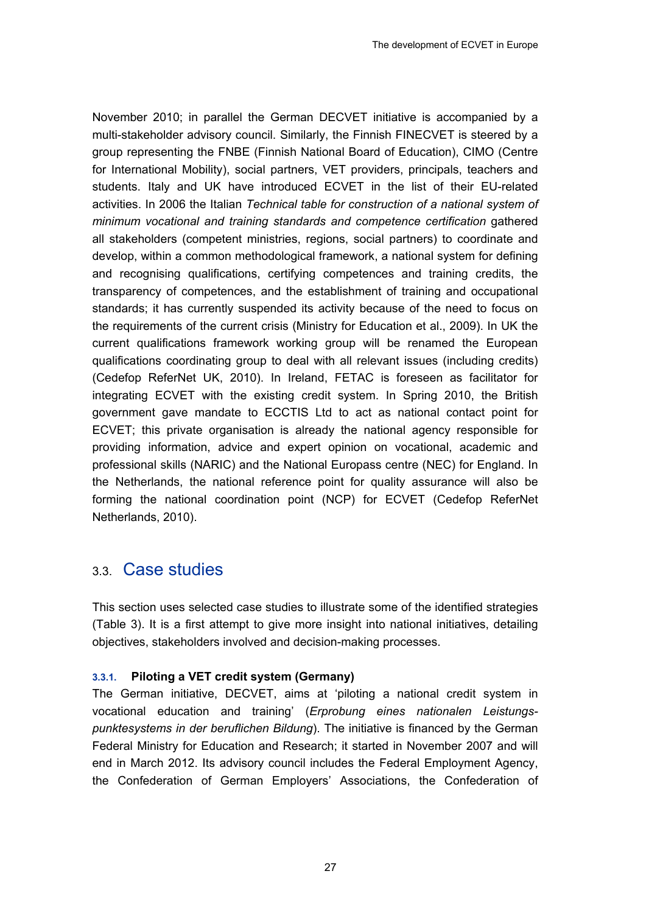November 2010; in parallel the German DECVET initiative is accompanied by a multi-stakeholder advisory council. Similarly, the Finnish FINECVET is steered by a group representing the FNBE (Finnish National Board of Education), CIMO (Centre for International Mobility), social partners, VET providers, principals, teachers and students. Italy and UK have introduced ECVET in the list of their EU-related activities. In 2006 the Italian *Technical table for construction of a national system of minimum vocational and training standards and competence certification* gathered all stakeholders (competent ministries, regions, social partners) to coordinate and develop, within a common methodological framework, a national system for defining and recognising qualifications, certifying competences and training credits, the transparency of competences, and the establishment of training and occupational standards; it has currently suspended its activity because of the need to focus on the requirements of the current crisis (Ministry for Education et al., 2009). In UK the current qualifications framework working group will be renamed the European qualifications coordinating group to deal with all relevant issues (including credits) (Cedefop ReferNet UK, 2010). In Ireland, FETAC is foreseen as facilitator for integrating ECVET with the existing credit system. In Spring 2010, the British government gave mandate to ECCTIS Ltd to act as national contact point for ECVET; this private organisation is already the national agency responsible for providing information, advice and expert opinion on vocational, academic and professional skills (NARIC) and the National Europass centre (NEC) for England. In the Netherlands, the national reference point for quality assurance will also be forming the national coordination point (NCP) for ECVET (Cedefop ReferNet Netherlands, 2010).

## 3.3. Case studies

This section uses selected case studies to illustrate some of the identified strategies (Table 3). It is a first attempt to give more insight into national initiatives, detailing objectives, stakeholders involved and decision-making processes.

### 3.3.1. Piloting a VET credit system (Germany)

The German initiative, DECVET, aims at 'piloting a national credit system in vocational education and training' (*Erprobung eines nationalen Leistungspunktesystems in der beruflichen Bildung*). The initiative is financed by the German Federal Ministry for Education and Research; it started in November 2007 and will end in March 2012. Its advisory council includes the Federal Employment Agency, the Confederation of German Employers' Associations, the Confederation of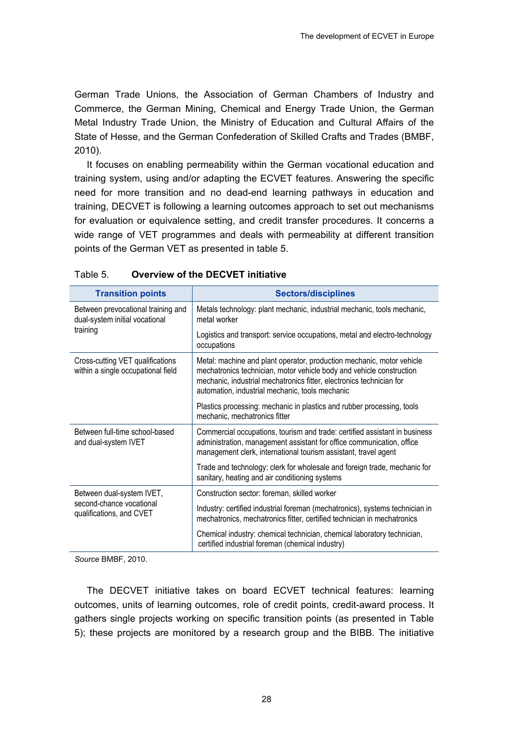German Trade Unions, the Association of German Chambers of Industry and Commerce, the German Mining, Chemical and Energy Trade Union, the German Metal Industry Trade Union, the Ministry of Education and Cultural Affairs of the State of Hesse, and the German Confederation of Skilled Crafts and Trades (BMBF, 2010).

It focuses on enabling permeability within the German vocational education and training system, using and/or adapting the ECVET features. Answering the specific need for more transition and no dead-end learning pathways in education and training, DECVET is following a learning outcomes approach to set out mechanisms for evaluation or equivalence setting, and credit transfer procedures. It concerns a wide range of VET programmes and deals with permeability at different transition points of the German VET as presented in table 5.

Table 5. **Overview of the DECVET initiative**

| Transition points | Sectors/disciplines |
|---|---|
| Between prevocational training and dual-system initial vocational training | Metals technology: plant mechanic, industrial mechanic, tools mechanic, metal worker |
| | Logistics and transport: service occupations, metal and electro-technology occupations |
| Cross-cutting VET qualifications within a single occupational field | Metal: machine and plant operator, production mechanic, motor vehicle mechatronics technician, motor vehicle body and vehicle construction mechanic, industrial mechatronics fitter, electronics technician for automation, industrial mechanic, tools mechanic |
| | Plastics processing: mechanic in plastics and rubber processing, tools mechanic, mechatronics fitter |
| Between full-time school-based and dual-system IVET | Commercial occupations, tourism and trade: certified assistant in business administration, management assistant for office communication, office management clerk, international tourism assistant, travel agent |
| | Trade and technology: clerk for wholesale and foreign trade, mechanic for sanitary, heating and air conditioning systems |
| Between dual-system IVET, second-chance vocational qualifications, and CVET | Construction sector: foreman, skilled worker |
| | Industry: certified industrial foreman (mechatronics), systems technician in mechatronics, mechatronics fitter, certified technician in mechatronics |
| | Chemical industry: chemical technician, chemical laboratory technician, certified industrial foreman (chemical industry) |

*Source* BMBF, 2010.

The DECVET initiative takes on board ECVET technical features: learning outcomes, units of learning outcomes, role of credit points, credit-award process. It gathers single projects working on specific transition points (as presented in Table 5); these projects are monitored by a research group and the BIBB. The initiative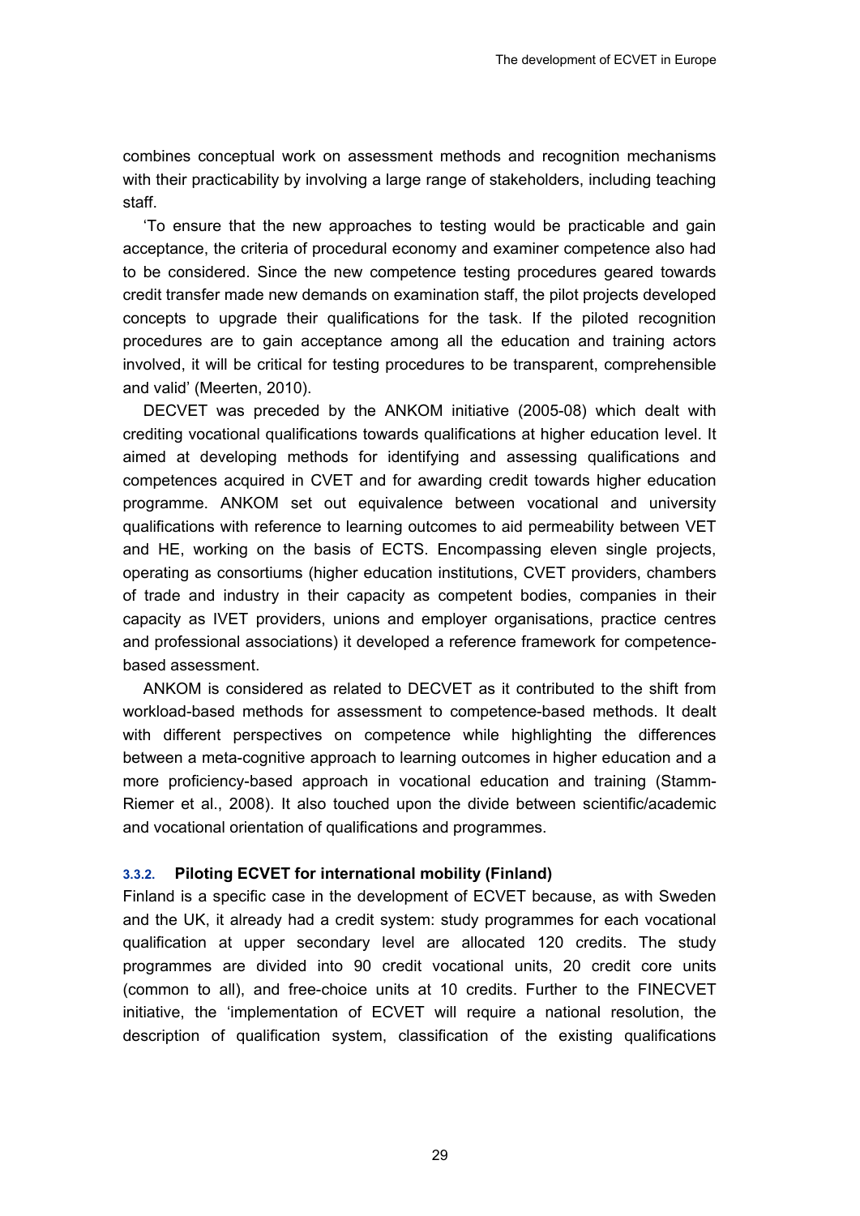combines conceptual work on assessment methods and recognition mechanisms with their practicability by involving a large range of stakeholders, including teaching staff.

'To ensure that the new approaches to testing would be practicable and gain acceptance, the criteria of procedural economy and examiner competence also had to be considered. Since the new competence testing procedures geared towards credit transfer made new demands on examination staff, the pilot projects developed concepts to upgrade their qualifications for the task. If the piloted recognition procedures are to gain acceptance among all the education and training actors involved, it will be critical for testing procedures to be transparent, comprehensible and valid' (Meerten, 2010).

DECVET was preceded by the ANKOM initiative (2005-08) which dealt with crediting vocational qualifications towards qualifications at higher education level. It aimed at developing methods for identifying and assessing qualifications and competences acquired in CVET and for awarding credit towards higher education programme. ANKOM set out equivalence between vocational and university qualifications with reference to learning outcomes to aid permeability between VET and HE, working on the basis of ECTS. Encompassing eleven single projects, operating as consortiums (higher education institutions, CVET providers, chambers of trade and industry in their capacity as competent bodies, companies in their capacity as IVET providers, unions and employer organisations, practice centres and professional associations) it developed a reference framework for competence-based assessment.

ANKOM is considered as related to DECVET as it contributed to the shift from workload-based methods for assessment to competence-based methods. It dealt with different perspectives on competence while highlighting the differences between a meta-cognitive approach to learning outcomes in higher education and a more proficiency-based approach in vocational education and training (Stamm-Riemer et al., 2008). It also touched upon the divide between scientific/academic and vocational orientation of qualifications and programmes.

### 3.3.2. Piloting ECVET for international mobility (Finland)

Finland is a specific case in the development of ECVET because, as with Sweden and the UK, it already had a credit system: study programmes for each vocational qualification at upper secondary level are allocated 120 credits. The study programmes are divided into 90 credit vocational units, 20 credit core units (common to all), and free-choice units at 10 credits. Further to the FINECVET initiative, the 'implementation of ECVET will require a national resolution, the description of qualification system, classification of the existing qualifications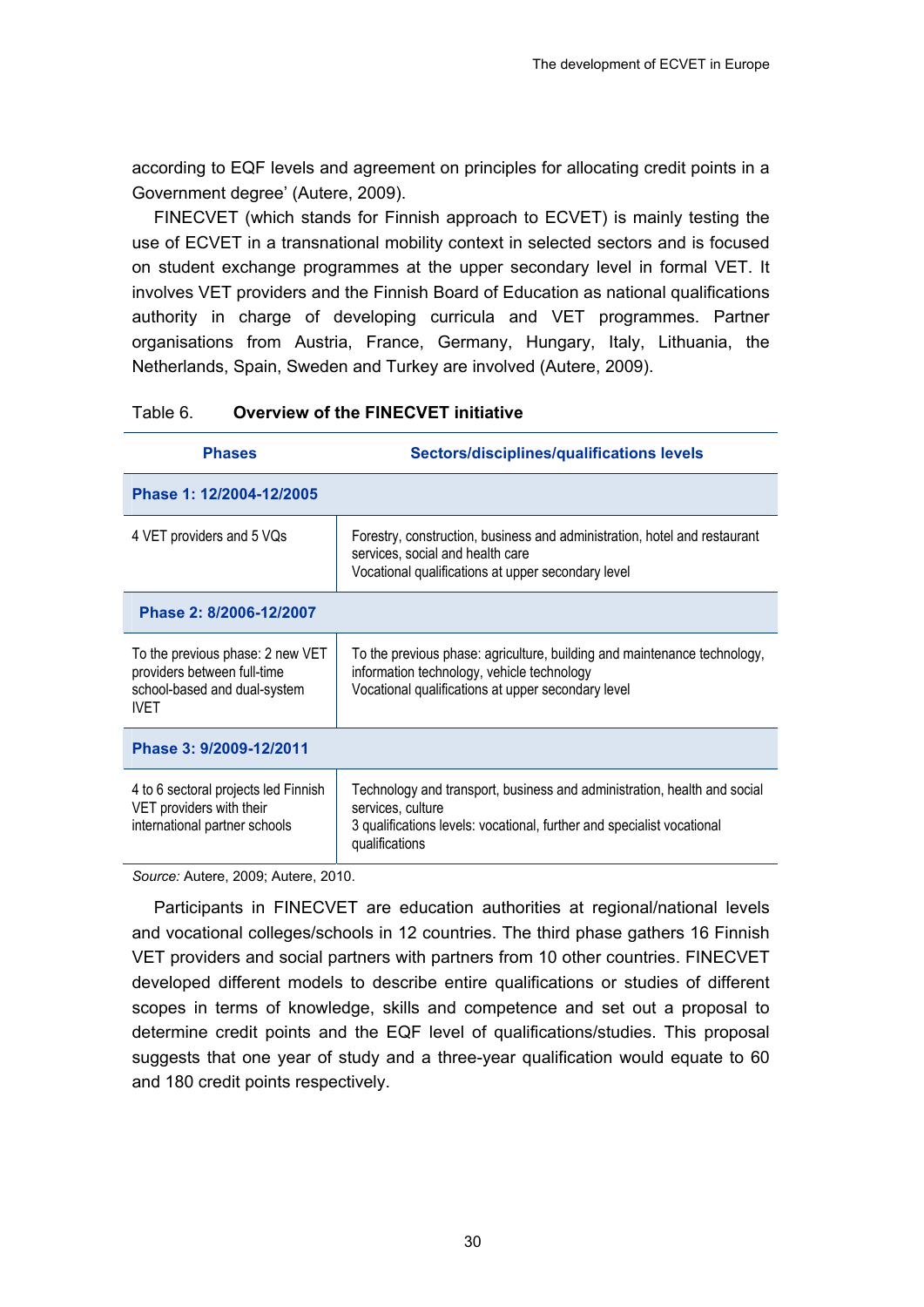according to EQF levels and agreement on principles for allocating credit points in a Government degree' (Autere, 2009).

FINECVET (which stands for Finnish approach to ECVET) is mainly testing the use of ECVET in a transnational mobility context in selected sectors and is focused on student exchange programmes at the upper secondary level in formal VET. It involves VET providers and the Finnish Board of Education as national qualifications authority in charge of developing curricula and VET programmes. Partner organisations from Austria, France, Germany, Hungary, Italy, Lithuania, the Netherlands, Spain, Sweden and Turkey are involved (Autere, 2009).

Table 6. **Overview of the FINECVET initiative**

| Phases | Sectors/disciplines/qualifications levels |
|---|---|
| **Phase 1: 12/2004-12/2005** | |
| 4 VET providers and 5 VQs | Forestry, construction, business and administration, hotel and restaurant services, social and health care<br>Vocational qualifications at upper secondary level |
| **Phase 2: 8/2006-12/2007** | |
| To the previous phase: 2 new VET providers between full-time school-based and dual-system IVET | To the previous phase: agriculture, building and maintenance technology, information technology, vehicle technology<br>Vocational qualifications at upper secondary level |
| **Phase 3: 9/2009-12/2011** | |
| 4 to 6 sectoral projects led Finnish VET providers with their international partner schools | Technology and transport, business and administration, health and social services, culture<br>3 qualifications levels: vocational, further and specialist vocational qualifications |

*Source:* Autere, 2009; Autere, 2010.

Participants in FINECVET are education authorities at regional/national levels and vocational colleges/schools in 12 countries. The third phase gathers 16 Finnish VET providers and social partners with partners from 10 other countries. FINECVET developed different models to describe entire qualifications or studies of different scopes in terms of knowledge, skills and competence and set out a proposal to determine credit points and the EQF level of qualifications/studies. This proposal suggests that one year of study and a three-year qualification would equate to 60 and 180 credit points respectively.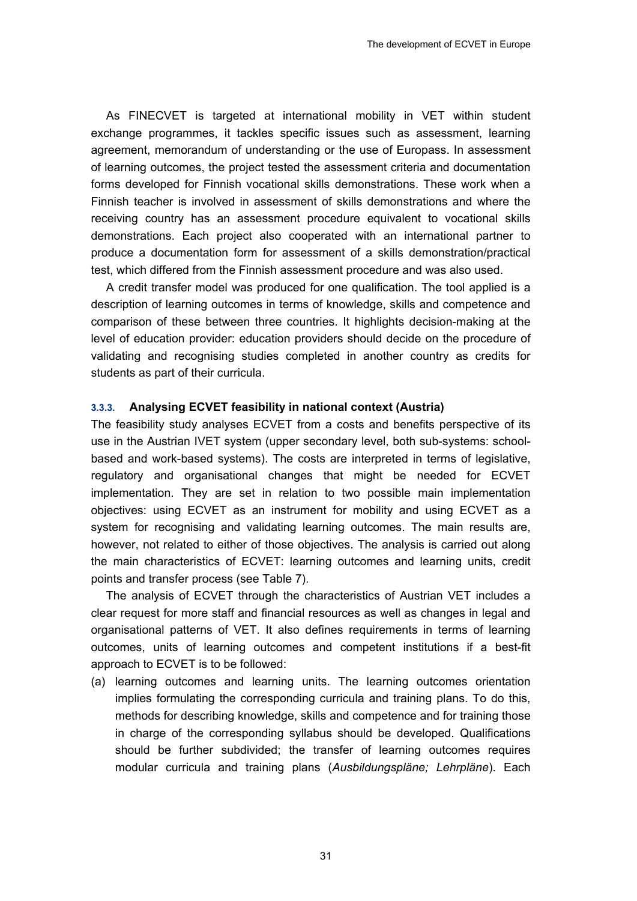As FINECVET is targeted at international mobility in VET within student exchange programmes, it tackles specific issues such as assessment, learning agreement, memorandum of understanding or the use of Europass. In assessment of learning outcomes, the project tested the assessment criteria and documentation forms developed for Finnish vocational skills demonstrations. These work when a Finnish teacher is involved in assessment of skills demonstrations and where the receiving country has an assessment procedure equivalent to vocational skills demonstrations. Each project also cooperated with an international partner to produce a documentation form for assessment of a skills demonstration/practical test, which differed from the Finnish assessment procedure and was also used.

A credit transfer model was produced for one qualification. The tool applied is a description of learning outcomes in terms of knowledge, skills and competence and comparison of these between three countries. It highlights decision-making at the level of education provider: education providers should decide on the procedure of validating and recognising studies completed in another country as credits for students as part of their curricula.

### 3.3.3. Analysing ECVET feasibility in national context (Austria)

The feasibility study analyses ECVET from a costs and benefits perspective of its use in the Austrian IVET system (upper secondary level, both sub-systems: school-based and work-based systems). The costs are interpreted in terms of legislative, regulatory and organisational changes that might be needed for ECVET implementation. They are set in relation to two possible main implementation objectives: using ECVET as an instrument for mobility and using ECVET as a system for recognising and validating learning outcomes. The main results are, however, not related to either of those objectives. The analysis is carried out along the main characteristics of ECVET: learning outcomes and learning units, credit points and transfer process (see Table 7).

The analysis of ECVET through the characteristics of Austrian VET includes a clear request for more staff and financial resources as well as changes in legal and organisational patterns of VET. It also defines requirements in terms of learning outcomes, units of learning outcomes and competent institutions if a best-fit approach to ECVET is to be followed:

(a) learning outcomes and learning units. The learning outcomes orientation implies formulating the corresponding curricula and training plans. To do this, methods for describing knowledge, skills and competence and for training those in charge of the corresponding syllabus should be developed. Qualifications should be further subdivided; the transfer of learning outcomes requires modular curricula and training plans (*Ausbildungspläne; Lehrpläne*). Each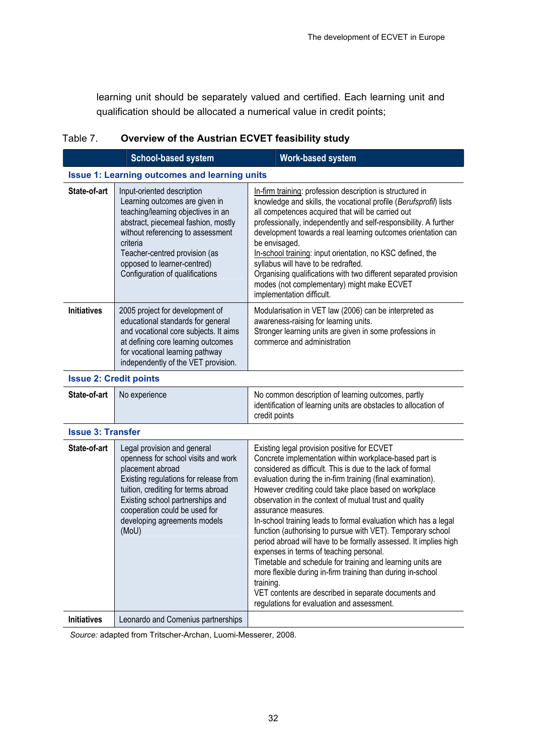learning unit should be separately valued and certified. Each learning unit and qualification should be allocated a numerical value in credit points;

Table 7. **Overview of the Austrian ECVET feasibility study**

| | School-based system | Work-based system |
|---|---|---|
| **Issue 1: Learning outcomes and learning units** | | |
| **State-of-art** | Input-oriented description<br>Learning outcomes are given in teaching/learning objectives in an abstract, piecemeal fashion, mostly without referencing to assessment criteria<br>Teacher-centred provision (as opposed to learner-centred)<br>Configuration of qualifications | In-firm training: profession description is structured in knowledge and skills, the vocational profile (*Berufsprofil*) lists all competences acquired that will be carried out professionally, independently and self-responsibility. A further development towards a real learning outcomes orientation can be envisaged.<br>In-school training: input orientation, no KSC defined, the syllabus will have to be redrafted.<br>Organising qualifications with two different separated provision modes (not complementary) might make ECVET implementation difficult. |
| **Initiatives** | 2005 project for development of educational standards for general and vocational core subjects. It aims at defining core learning outcomes for vocational learning pathway independently of the VET provision. | Modularisation in VET law (2006) can be interpreted as awareness-raising for learning units.<br>Stronger learning units are given in some professions in commerce and administration |
| **Issue 2: Credit points** | | |
| **State-of-art** | No experience | No common description of learning outcomes, partly identification of learning units are obstacles to allocation of credit points |
| **Issue 3: Transfer** | | |
| **State-of-art** | Legal provision and general openness for school visits and work placement abroad<br>Existing regulations for release from tuition, crediting for terms abroad<br>Existing school partnerships and cooperation could be used for developing agreements models (MoU) | Existing legal provision positive for ECVET<br>Concrete implementation within workplace-based part is considered as difficult. This is due to the lack of formal evaluation during the in-firm training (final examination). However crediting could take place based on workplace observation in the context of mutual trust and quality assurance measures.<br>In-school training leads to formal evaluation which has a legal function (authorising to pursue with VET). Temporary school period abroad will have to be formally assessed. It implies high expenses in terms of teaching personal.<br>Timetable and schedule for training and learning units are more flexible during in-firm training than during in-school training.<br>VET contents are described in separate documents and regulations for evaluation and assessment. |
| **Initiatives** | Leonardo and Comenius partnerships | |

*Source:* adapted from Tritscher-Archan, Luomi-Messerer, 2008.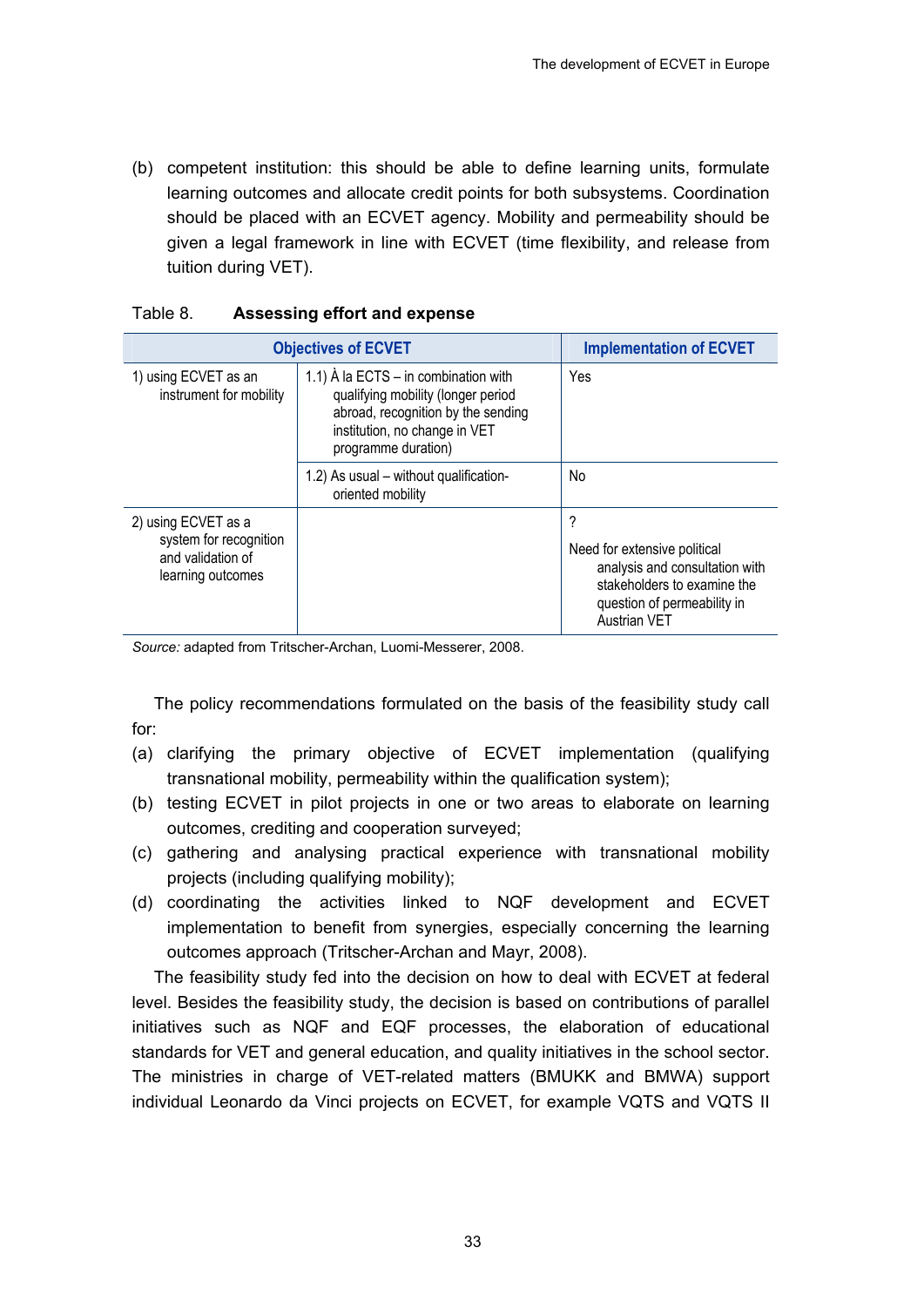(b) competent institution: this should be able to define learning units, formulate learning outcomes and allocate credit points for both subsystems. Coordination should be placed with an ECVET agency. Mobility and permeability should be given a legal framework in line with ECVET (time flexibility, and release from tuition during VET).

Table 8. **Assessing effort and expense**

| Objectives of ECVET | | Implementation of ECVET |
|---|---|---|
| 1) using ECVET as an instrument for mobility | 1.1) À la ECTS – in combination with qualifying mobility (longer period abroad, recognition by the sending institution, no change in VET programme duration) | Yes |
| | 1.2) As usual – without qualification-oriented mobility | No |
| 2) using ECVET as a system for recognition and validation of learning outcomes | | ?<br><br>Need for extensive political analysis and consultation with stakeholders to examine the question of permeability in Austrian VET |

*Source:* adapted from Tritscher-Archan, Luomi-Messerer, 2008.

The policy recommendations formulated on the basis of the feasibility study call for:

(a) clarifying the primary objective of ECVET implementation (qualifying transnational mobility, permeability within the qualification system);
(b) testing ECVET in pilot projects in one or two areas to elaborate on learning outcomes, crediting and cooperation surveyed;
(c) gathering and analysing practical experience with transnational mobility projects (including qualifying mobility);
(d) coordinating the activities linked to NQF development and ECVET implementation to benefit from synergies, especially concerning the learning outcomes approach (Tritscher-Archan and Mayr, 2008).

The feasibility study fed into the decision on how to deal with ECVET at federal level. Besides the feasibility study, the decision is based on contributions of parallel initiatives such as NQF and EQF processes, the elaboration of educational standards for VET and general education, and quality initiatives in the school sector. The ministries in charge of VET-related matters (BMUKK and BMWA) support individual Leonardo da Vinci projects on ECVET, for example VQTS and VQTS II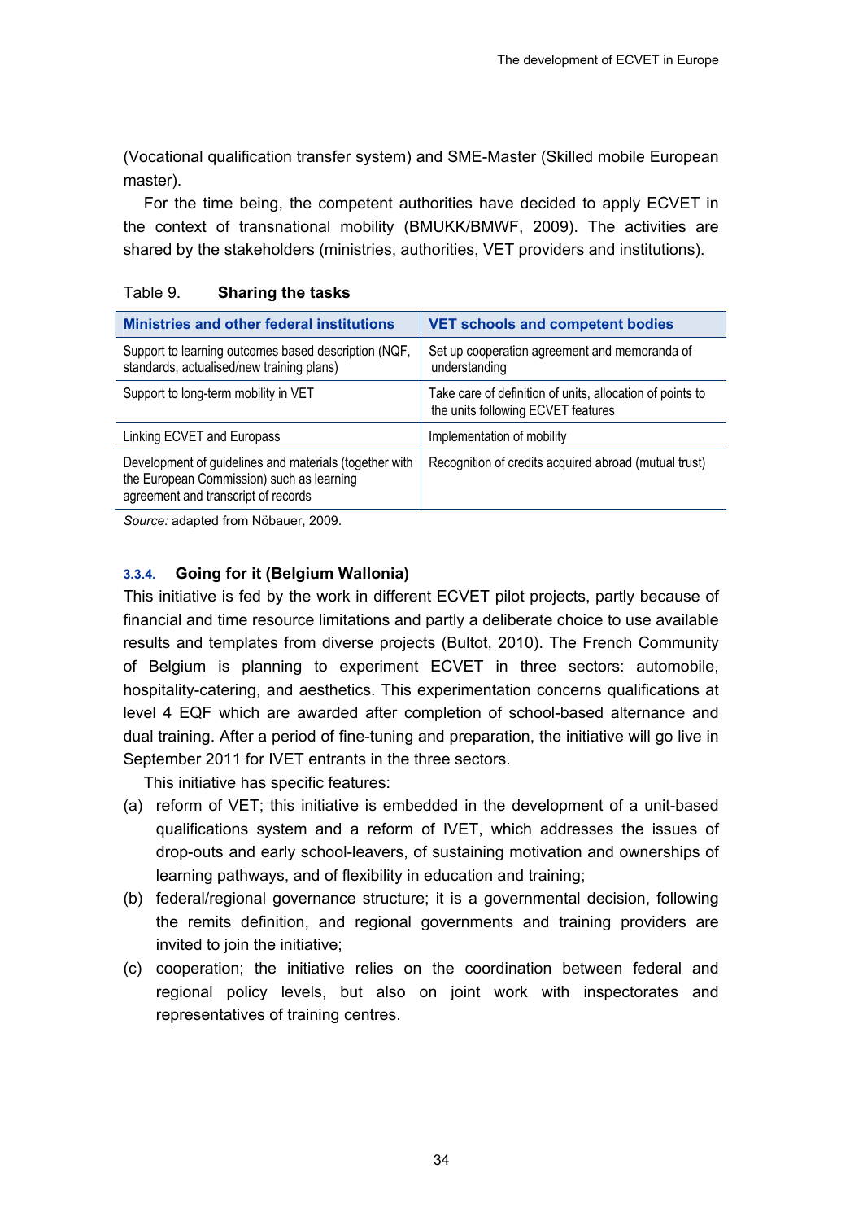(Vocational qualification transfer system) and SME-Master (Skilled mobile European master).

For the time being, the competent authorities have decided to apply ECVET in the context of transnational mobility (BMUKK/BMWF, 2009). The activities are shared by the stakeholders (ministries, authorities, VET providers and institutions).

Table 9. **Sharing the tasks**

| Ministries and other federal institutions | VET schools and competent bodies |
|---|---|
| Support to learning outcomes based description (NQF, standards, actualised/new training plans) | Set up cooperation agreement and memoranda of understanding |
| Support to long-term mobility in VET | Take care of definition of units, allocation of points to the units following ECVET features |
| Linking ECVET and Europass | Implementation of mobility |
| Development of guidelines and materials (together with the European Commission) such as learning agreement and transcript of records | Recognition of credits acquired abroad (mutual trust) |

*Source:* adapted from Nöbauer, 2009.

#### 3.3.4. Going for it (Belgium Wallonia)

This initiative is fed by the work in different ECVET pilot projects, partly because of financial and time resource limitations and partly a deliberate choice to use available results and templates from diverse projects (Bultot, 2010). The French Community of Belgium is planning to experiment ECVET in three sectors: automobile, hospitality-catering, and aesthetics. This experimentation concerns qualifications at level 4 EQF which are awarded after completion of school-based alternance and dual training. After a period of fine-tuning and preparation, the initiative will go live in September 2011 for IVET entrants in the three sectors.

This initiative has specific features:

(a) reform of VET; this initiative is embedded in the development of a unit-based qualifications system and a reform of IVET, which addresses the issues of drop-outs and early school-leavers, of sustaining motivation and ownerships of learning pathways, and of flexibility in education and training;

(b) federal/regional governance structure; it is a governmental decision, following the remits definition, and regional governments and training providers are invited to join the initiative;

(c) cooperation; the initiative relies on the coordination between federal and regional policy levels, but also on joint work with inspectorates and representatives of training centres.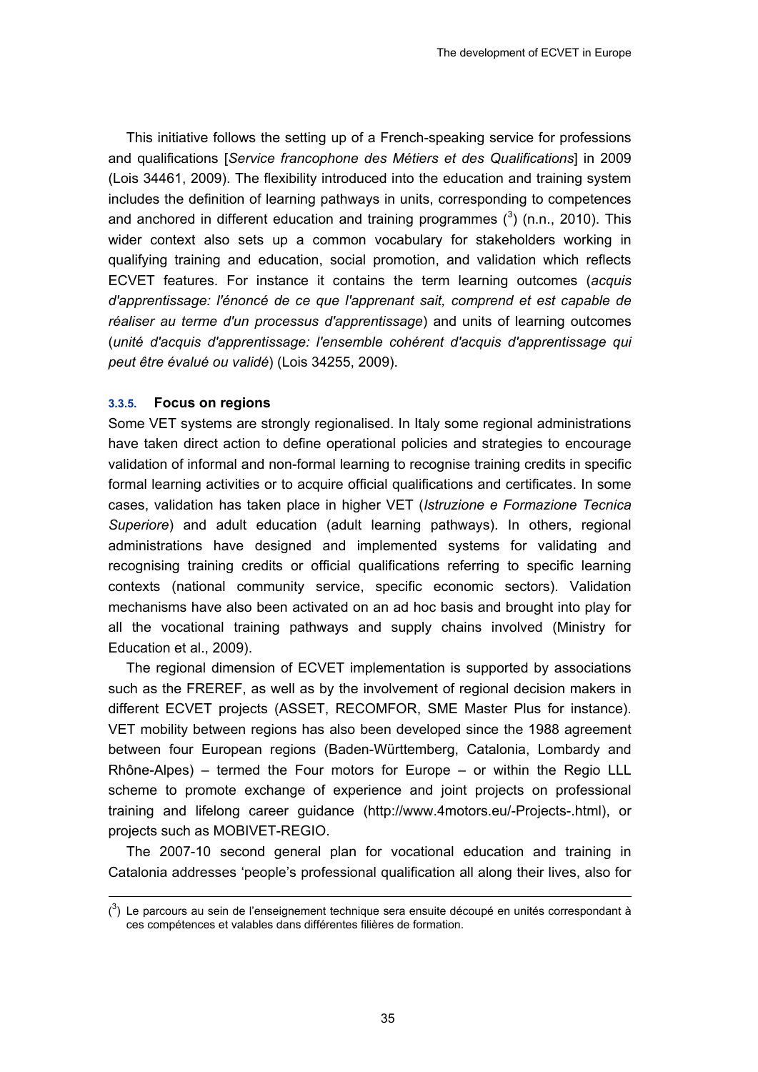This initiative follows the setting up of a French-speaking service for professions and qualifications [*Service francophone des Métiers et des Qualifications*] in 2009 (Lois 34461, 2009). The flexibility introduced into the education and training system includes the definition of learning pathways in units, corresponding to competences and anchored in different education and training programmes ([3]) (n.n., 2010). This wider context also sets up a common vocabulary for stakeholders working in qualifying training and education, social promotion, and validation which reflects ECVET features. For instance it contains the term learning outcomes (*acquis d'apprentissage: l'énoncé de ce que l'apprenant sait, comprend et est capable de réaliser au terme d'un processus d'apprentissage*) and units of learning outcomes (*unité d'acquis d'apprentissage: l'ensemble cohérent d'acquis d'apprentissage qui peut être évalué ou validé*) (Lois 34255, 2009).

#### 3.3.5. Focus on regions

Some VET systems are strongly regionalised. In Italy some regional administrations have taken direct action to define operational policies and strategies to encourage validation of informal and non-formal learning to recognise training credits in specific formal learning activities or to acquire official qualifications and certificates. In some cases, validation has taken place in higher VET (*Istruzione e Formazione Tecnica Superiore*) and adult education (adult learning pathways). In others, regional administrations have designed and implemented systems for validating and recognising training credits or official qualifications referring to specific learning contexts (national community service, specific economic sectors). Validation mechanisms have also been activated on an ad hoc basis and brought into play for all the vocational training pathways and supply chains involved (Ministry for Education et al., 2009).

The regional dimension of ECVET implementation is supported by associations such as the FREREF, as well as by the involvement of regional decision makers in different ECVET projects (ASSET, RECOMFOR, SME Master Plus for instance). VET mobility between regions has also been developed since the 1988 agreement between four European regions (Baden-Württemberg, Catalonia, Lombardy and Rhône-Alpes) – termed the Four motors for Europe – or within the Regio LLL scheme to promote exchange of experience and joint projects on professional training and lifelong career guidance (http://www.4motors.eu/-Projects-.html), or projects such as MOBIVET-REGIO.

The 2007-10 second general plan for vocational education and training in Catalonia addresses 'people's professional qualification all along their lives, also for

---

([3]) Le parcours au sein de l'enseignement technique sera ensuite découpé en unités correspondant à ces compétences et valables dans différentes filières de formation.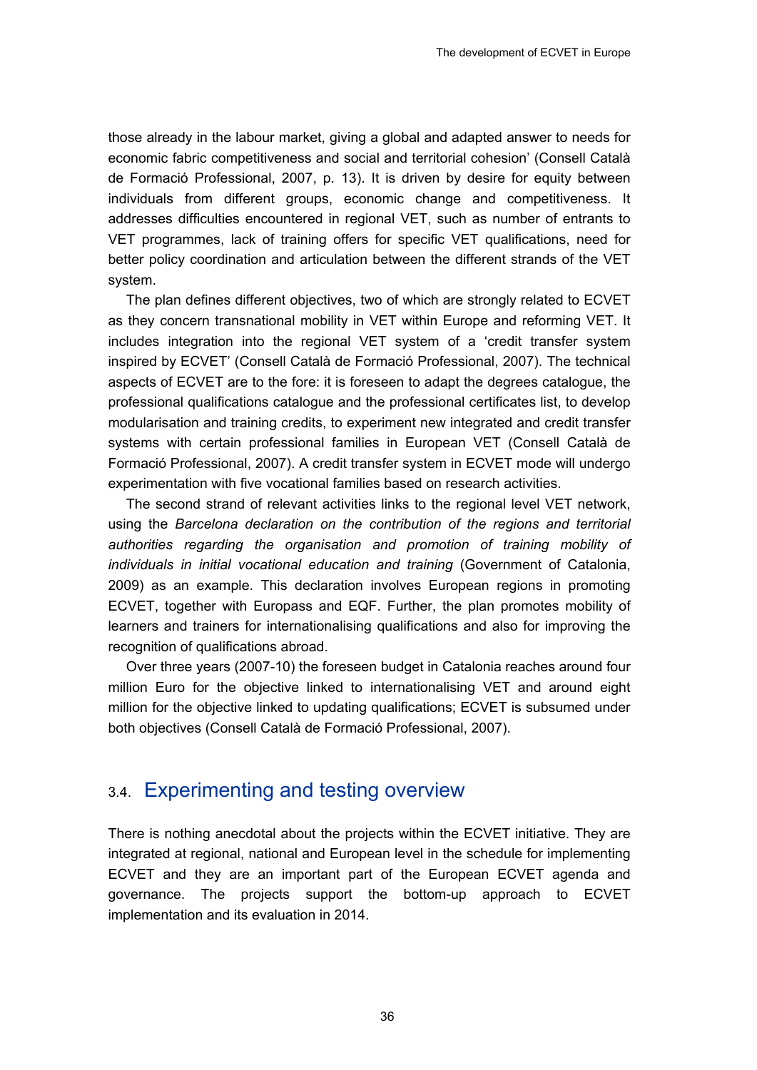those already in the labour market, giving a global and adapted answer to needs for economic fabric competitiveness and social and territorial cohesion' (Consell Català de Formació Professional, 2007, p. 13). It is driven by desire for equity between individuals from different groups, economic change and competitiveness. It addresses difficulties encountered in regional VET, such as number of entrants to VET programmes, lack of training offers for specific VET qualifications, need for better policy coordination and articulation between the different strands of the VET system.

The plan defines different objectives, two of which are strongly related to ECVET as they concern transnational mobility in VET within Europe and reforming VET. It includes integration into the regional VET system of a 'credit transfer system inspired by ECVET' (Consell Català de Formació Professional, 2007). The technical aspects of ECVET are to the fore: it is foreseen to adapt the degrees catalogue, the professional qualifications catalogue and the professional certificates list, to develop modularisation and training credits, to experiment new integrated and credit transfer systems with certain professional families in European VET (Consell Català de Formació Professional, 2007). A credit transfer system in ECVET mode will undergo experimentation with five vocational families based on research activities.

The second strand of relevant activities links to the regional level VET network, using the *Barcelona declaration on the contribution of the regions and territorial authorities regarding the organisation and promotion of training mobility of individuals in initial vocational education and training* (Government of Catalonia, 2009) as an example. This declaration involves European regions in promoting ECVET, together with Europass and EQF. Further, the plan promotes mobility of learners and trainers for internationalising qualifications and also for improving the recognition of qualifications abroad.

Over three years (2007-10) the foreseen budget in Catalonia reaches around four million Euro for the objective linked to internationalising VET and around eight million for the objective linked to updating qualifications; ECVET is subsumed under both objectives (Consell Català de Formació Professional, 2007).

## 3.4. Experimenting and testing overview

There is nothing anecdotal about the projects within the ECVET initiative. They are integrated at regional, national and European level in the schedule for implementing ECVET and they are an important part of the European ECVET agenda and governance. The projects support the bottom-up approach to ECVET implementation and its evaluation in 2014.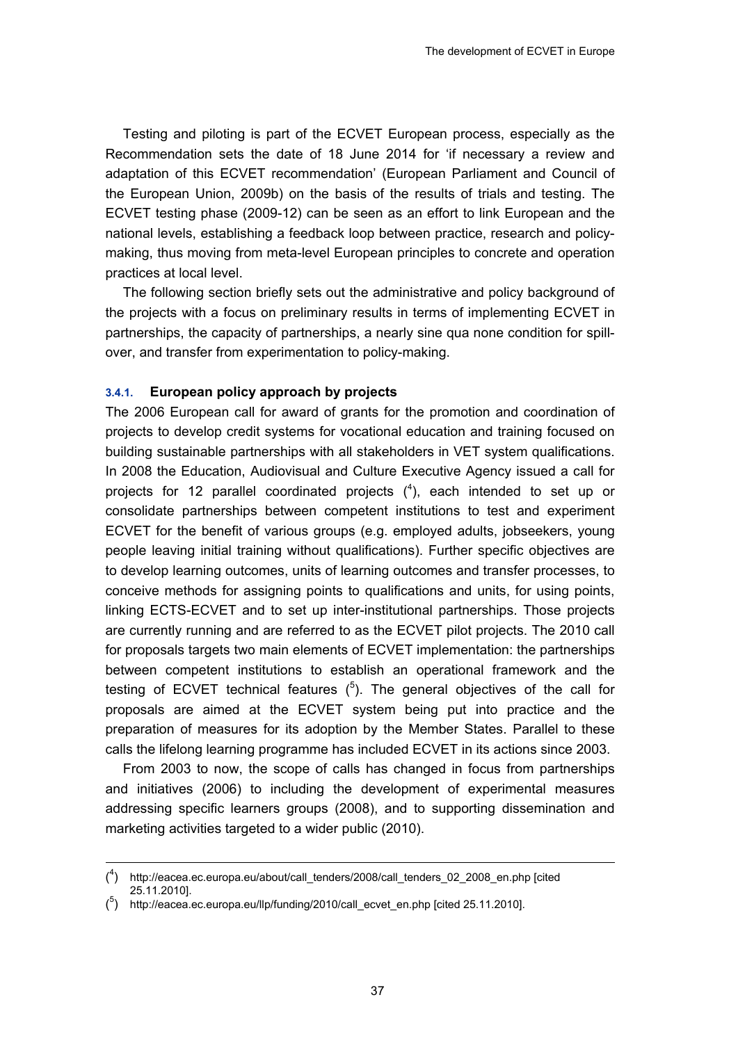Testing and piloting is part of the ECVET European process, especially as the Recommendation sets the date of 18 June 2014 for 'if necessary a review and adaptation of this ECVET recommendation' (European Parliament and Council of the European Union, 2009b) on the basis of the results of trials and testing. The ECVET testing phase (2009-12) can be seen as an effort to link European and the national levels, establishing a feedback loop between practice, research and policy-making, thus moving from meta-level European principles to concrete and operation practices at local level.

The following section briefly sets out the administrative and policy background of the projects with a focus on preliminary results in terms of implementing ECVET in partnerships, the capacity of partnerships, a nearly sine qua none condition for spill-over, and transfer from experimentation to policy-making.

### 3.4.1. European policy approach by projects

The 2006 European call for award of grants for the promotion and coordination of projects to develop credit systems for vocational education and training focused on building sustainable partnerships with all stakeholders in VET system qualifications. In 2008 the Education, Audiovisual and Culture Executive Agency issued a call for projects for 12 parallel coordinated projects ([4]), each intended to set up or consolidate partnerships between competent institutions to test and experiment ECVET for the benefit of various groups (e.g. employed adults, jobseekers, young people leaving initial training without qualifications). Further specific objectives are to develop learning outcomes, units of learning outcomes and transfer processes, to conceive methods for assigning points to qualifications and units, for using points, linking ECTS-ECVET and to set up inter-institutional partnerships. Those projects are currently running and are referred to as the ECVET pilot projects. The 2010 call for proposals targets two main elements of ECVET implementation: the partnerships between competent institutions to establish an operational framework and the testing of ECVET technical features ([5]). The general objectives of the call for proposals are aimed at the ECVET system being put into practice and the preparation of measures for its adoption by the Member States. Parallel to these calls the lifelong learning programme has included ECVET in its actions since 2003.

From 2003 to now, the scope of calls has changed in focus from partnerships and initiatives (2006) to including the development of experimental measures addressing specific learners groups (2008), and to supporting dissemination and marketing activities targeted to a wider public (2010).

---

([4]) http://eacea.ec.europa.eu/about/call_tenders/2008/call_tenders_02_2008_en.php [cited 25.11.2010].

([5]) http://eacea.ec.europa.eu/llp/funding/2010/call_ecvet_en.php [cited 25.11.2010].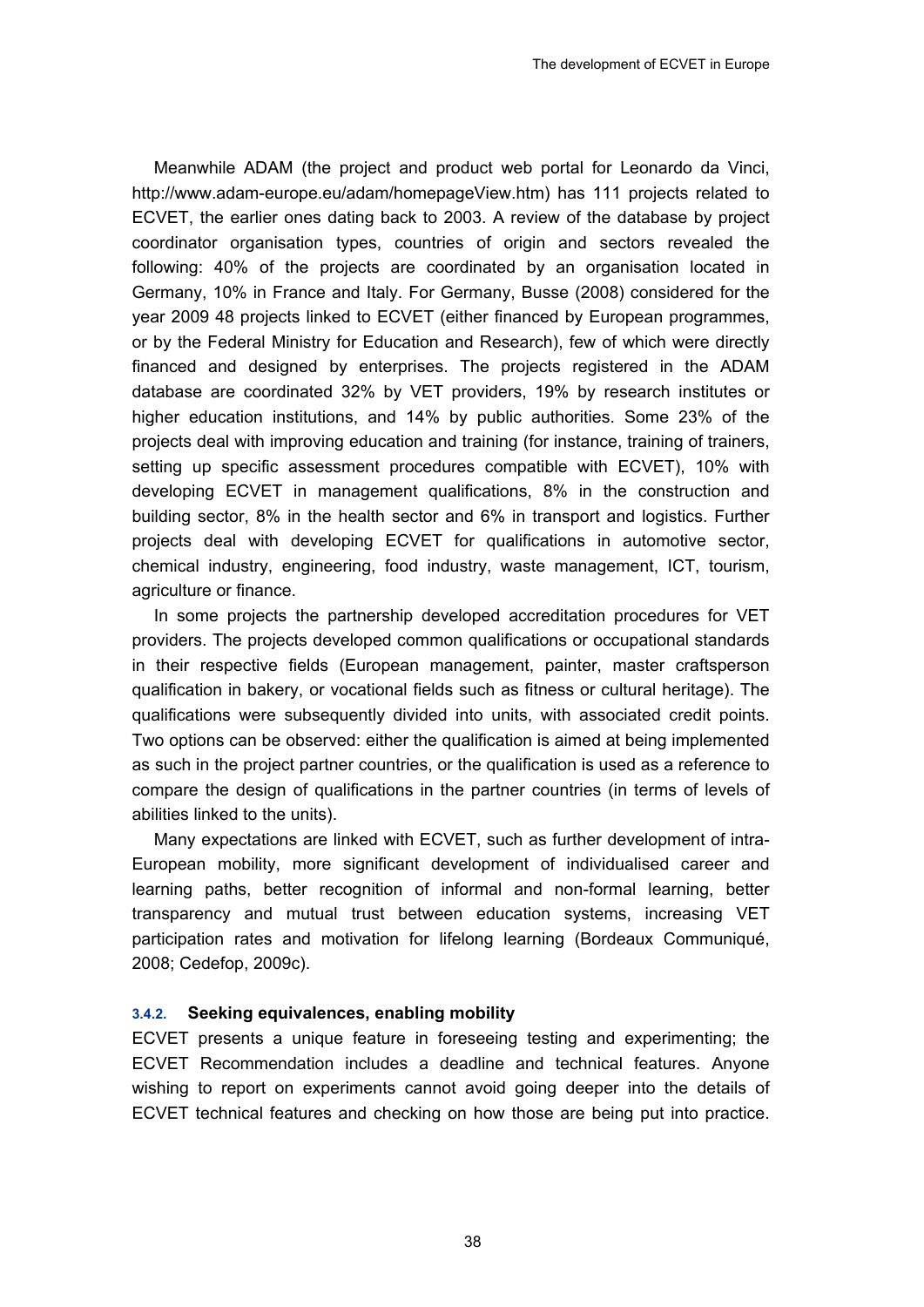Meanwhile ADAM (the project and product web portal for Leonardo da Vinci, http://www.adam-europe.eu/adam/homepageView.htm) has 111 projects related to ECVET, the earlier ones dating back to 2003. A review of the database by project coordinator organisation types, countries of origin and sectors revealed the following: 40% of the projects are coordinated by an organisation located in Germany, 10% in France and Italy. For Germany, Busse (2008) considered for the year 2009 48 projects linked to ECVET (either financed by European programmes, or by the Federal Ministry for Education and Research), few of which were directly financed and designed by enterprises. The projects registered in the ADAM database are coordinated 32% by VET providers, 19% by research institutes or higher education institutions, and 14% by public authorities. Some 23% of the projects deal with improving education and training (for instance, training of trainers, setting up specific assessment procedures compatible with ECVET), 10% with developing ECVET in management qualifications, 8% in the construction and building sector, 8% in the health sector and 6% in transport and logistics. Further projects deal with developing ECVET for qualifications in automotive sector, chemical industry, engineering, food industry, waste management, ICT, tourism, agriculture or finance.

In some projects the partnership developed accreditation procedures for VET providers. The projects developed common qualifications or occupational standards in their respective fields (European management, painter, master craftsperson qualification in bakery, or vocational fields such as fitness or cultural heritage). The qualifications were subsequently divided into units, with associated credit points. Two options can be observed: either the qualification is aimed at being implemented as such in the project partner countries, or the qualification is used as a reference to compare the design of qualifications in the partner countries (in terms of levels of abilities linked to the units).

Many expectations are linked with ECVET, such as further development of intra-European mobility, more significant development of individualised career and learning paths, better recognition of informal and non-formal learning, better transparency and mutual trust between education systems, increasing VET participation rates and motivation for lifelong learning (Bordeaux Communiqué, 2008; Cedefop, 2009c).

### 3.4.2. Seeking equivalences, enabling mobility

ECVET presents a unique feature in foreseeing testing and experimenting; the ECVET Recommendation includes a deadline and technical features. Anyone wishing to report on experiments cannot avoid going deeper into the details of ECVET technical features and checking on how those are being put into practice.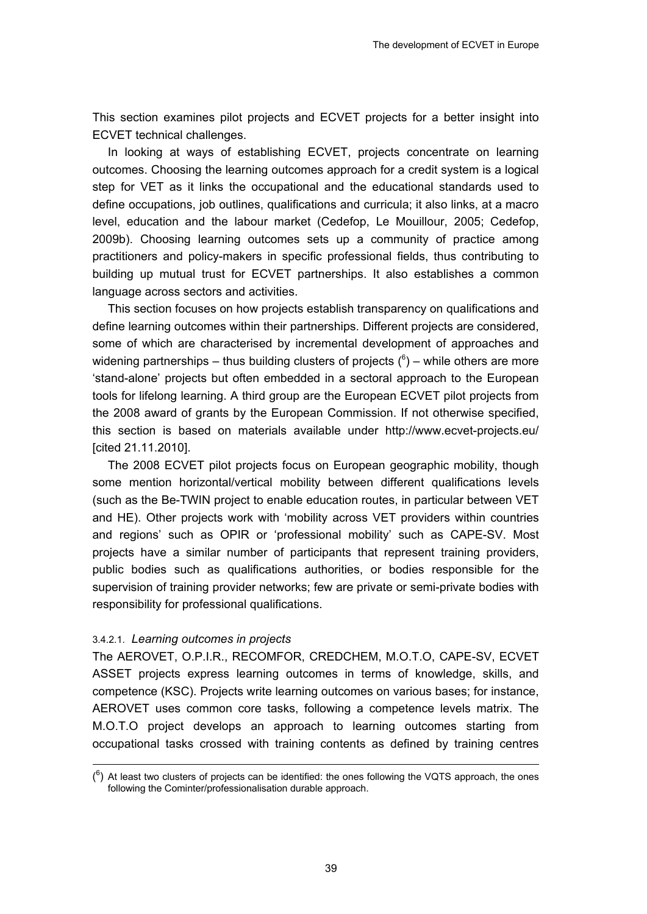This section examines pilot projects and ECVET projects for a better insight into ECVET technical challenges.

In looking at ways of establishing ECVET, projects concentrate on learning outcomes. Choosing the learning outcomes approach for a credit system is a logical step for VET as it links the occupational and the educational standards used to define occupations, job outlines, qualifications and curricula; it also links, at a macro level, education and the labour market (Cedefop, Le Mouillour, 2005; Cedefop, 2009b). Choosing learning outcomes sets up a community of practice among practitioners and policy-makers in specific professional fields, thus contributing to building up mutual trust for ECVET partnerships. It also establishes a common language across sectors and activities.

This section focuses on how projects establish transparency on qualifications and define learning outcomes within their partnerships. Different projects are considered, some of which are characterised by incremental development of approaches and widening partnerships – thus building clusters of projects ([6]) – while others are more 'stand-alone' projects but often embedded in a sectoral approach to the European tools for lifelong learning. A third group are the European ECVET pilot projects from the 2008 award of grants by the European Commission. If not otherwise specified, this section is based on materials available under http://www.ecvet-projects.eu/ [cited 21.11.2010].

The 2008 ECVET pilot projects focus on European geographic mobility, though some mention horizontal/vertical mobility between different qualifications levels (such as the Be-TWIN project to enable education routes, in particular between VET and HE). Other projects work with 'mobility across VET providers within countries and regions' such as OPIR or 'professional mobility' such as CAPE-SV. Most projects have a similar number of participants that represent training providers, public bodies such as qualifications authorities, or bodies responsible for the supervision of training provider networks; few are private or semi-private bodies with responsibility for professional qualifications.

#### 3.4.2.1. *Learning outcomes in projects*

The AEROVET, O.P.I.R., RECOMFOR, CREDCHEM, M.O.T.O, CAPE-SV, ECVET ASSET projects express learning outcomes in terms of knowledge, skills, and competence (KSC). Projects write learning outcomes on various bases; for instance, AEROVET uses common core tasks, following a competence levels matrix. The M.O.T.O project develops an approach to learning outcomes starting from occupational tasks crossed with training contents as defined by training centres

---

([6]) At least two clusters of projects can be identified: the ones following the VQTS approach, the ones following the Cominter/professionalisation durable approach.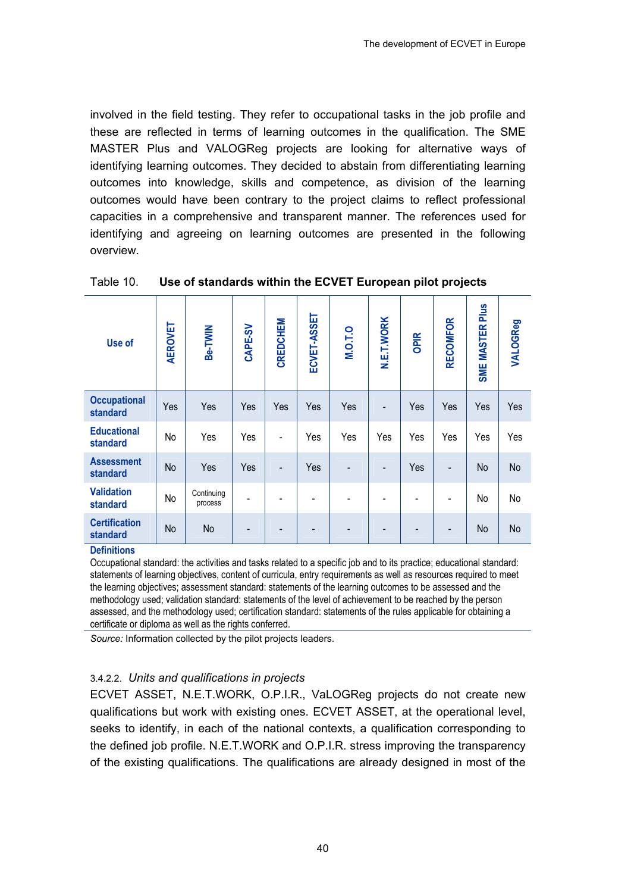involved in the field testing. They refer to occupational tasks in the job profile and these are reflected in terms of learning outcomes in the qualification. The SME MASTER Plus and VALOGReg projects are looking for alternative ways of identifying learning outcomes. They decided to abstain from differentiating learning outcomes into knowledge, skills and competence, as division of the learning outcomes would have been contrary to the project claims to reflect professional capacities in a comprehensive and transparent manner. The references used for identifying and agreeing on learning outcomes are presented in the following overview.

Table 10. **Use of standards within the ECVET European pilot projects**

| Use of | AEROVET | Be-TWIN | CAPE-SV | CREDCHEM | ECVET-ASSET | M.O.T.O | N.E.T.WORK | OPIR | RECOMFOR | SME MASTER Plus | VALOGReg |
|---|---|---|---|---|---|---|---|---|---|---|---|
| **Occupational standard** | Yes | Yes | Yes | Yes | Yes | Yes | - | Yes | Yes | Yes | Yes |
| **Educational standard** | No | Yes | Yes | - | Yes | Yes | Yes | Yes | Yes | Yes | Yes |
| **Assessment standard** | No | Yes | Yes | - | Yes | - | - | Yes | - | No | No |
| **Validation standard** | No | Continuing process | - | - | - | - | - | - | - | No | No |
| **Certification standard** | No | No | - | - | - | - | - | - | - | No | No |

**Definitions**

Occupational standard: the activities and tasks related to a specific job and to its practice; educational standard: statements of learning objectives, content of curricula, entry requirements as well as resources required to meet the learning objectives; assessment standard: statements of the learning outcomes to be assessed and the methodology used; validation standard: statements of the level of achievement to be reached by the person assessed, and the methodology used; certification standard: statements of the rules applicable for obtaining a certificate or diploma as well as the rights conferred.

*Source:* Information collected by the pilot projects leaders.

#### 3.4.2.2. *Units and qualifications in projects*

ECVET ASSET, N.E.T.WORK, O.P.I.R., VaLOGReg projects do not create new qualifications but work with existing ones. ECVET ASSET, at the operational level, seeks to identify, in each of the national contexts, a qualification corresponding to the defined job profile. N.E.T.WORK and O.P.I.R. stress improving the transparency of the existing qualifications. The qualifications are already designed in most of the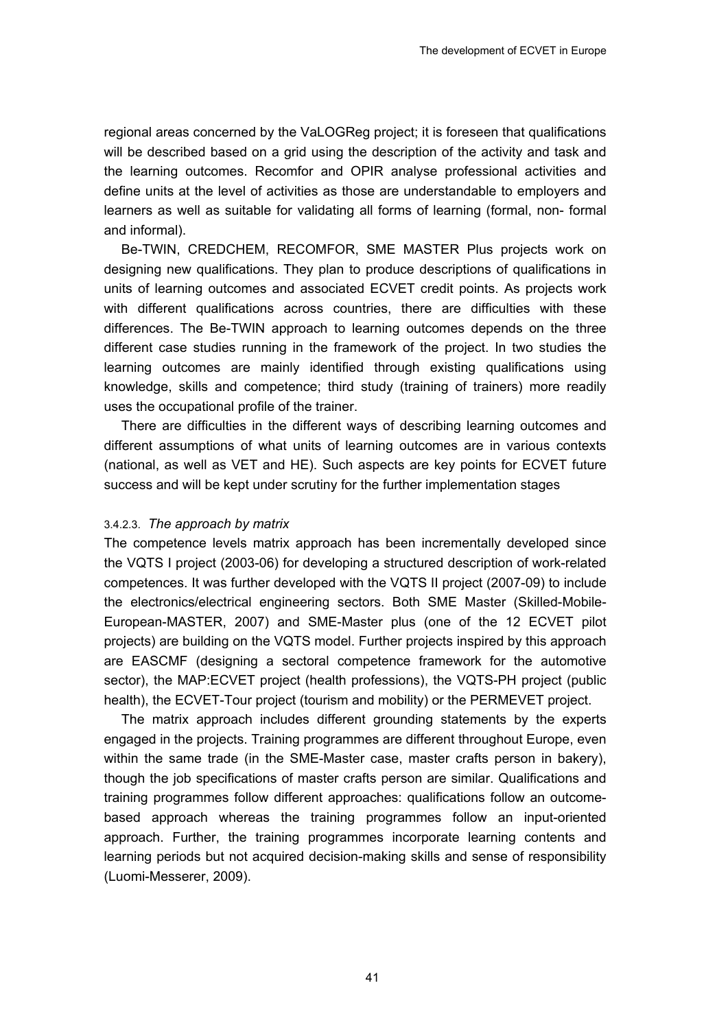regional areas concerned by the VaLOGReg project; it is foreseen that qualifications will be described based on a grid using the description of the activity and task and the learning outcomes. Recomfor and OPIR analyse professional activities and define units at the level of activities as those are understandable to employers and learners as well as suitable for validating all forms of learning (formal, non- formal and informal).

Be-TWIN, CREDCHEM, RECOMFOR, SME MASTER Plus projects work on designing new qualifications. They plan to produce descriptions of qualifications in units of learning outcomes and associated ECVET credit points. As projects work with different qualifications across countries, there are difficulties with these differences. The Be-TWIN approach to learning outcomes depends on the three different case studies running in the framework of the project. In two studies the learning outcomes are mainly identified through existing qualifications using knowledge, skills and competence; third study (training of trainers) more readily uses the occupational profile of the trainer.

There are difficulties in the different ways of describing learning outcomes and different assumptions of what units of learning outcomes are in various contexts (national, as well as VET and HE). Such aspects are key points for ECVET future success and will be kept under scrutiny for the further implementation stages

#### 3.4.2.3. *The approach by matrix*

The competence levels matrix approach has been incrementally developed since the VQTS I project (2003-06) for developing a structured description of work-related competences. It was further developed with the VQTS II project (2007-09) to include the electronics/electrical engineering sectors. Both SME Master (Skilled-Mobile-European-MASTER, 2007) and SME-Master plus (one of the 12 ECVET pilot projects) are building on the VQTS model. Further projects inspired by this approach are EASCMF (designing a sectoral competence framework for the automotive sector), the MAP:ECVET project (health professions), the VQTS-PH project (public health), the ECVET-Tour project (tourism and mobility) or the PERMEVET project.

The matrix approach includes different grounding statements by the experts engaged in the projects. Training programmes are different throughout Europe, even within the same trade (in the SME-Master case, master crafts person in bakery), though the job specifications of master crafts person are similar. Qualifications and training programmes follow different approaches: qualifications follow an outcome-based approach whereas the training programmes follow an input-oriented approach. Further, the training programmes incorporate learning contents and learning periods but not acquired decision-making skills and sense of responsibility (Luomi-Messerer, 2009).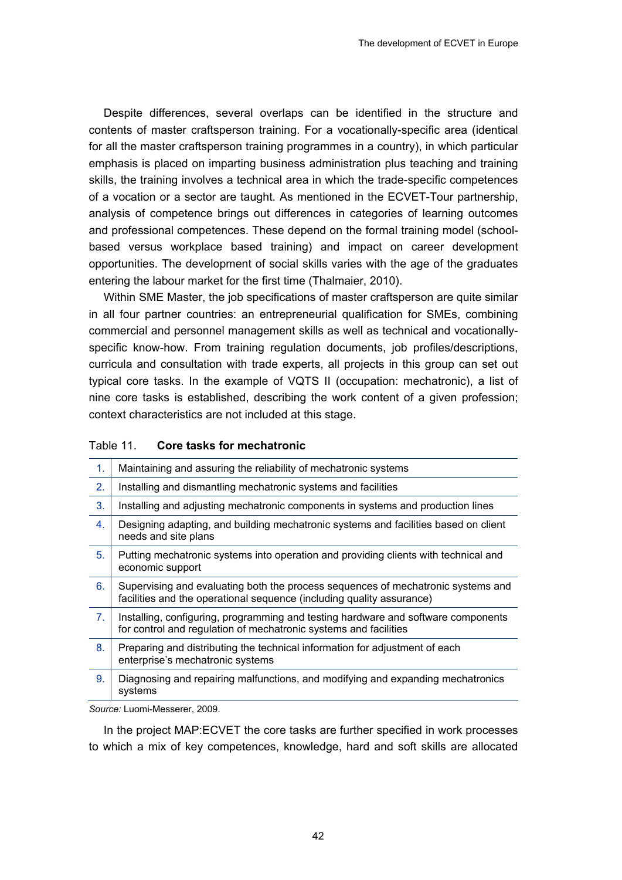Despite differences, several overlaps can be identified in the structure and contents of master craftsperson training. For a vocationally-specific area (identical for all the master craftsperson training programmes in a country), in which particular emphasis is placed on imparting business administration plus teaching and training skills, the training involves a technical area in which the trade-specific competences of a vocation or a sector are taught. As mentioned in the ECVET-Tour partnership, analysis of competence brings out differences in categories of learning outcomes and professional competences. These depend on the formal training model (school-based versus workplace based training) and impact on career development opportunities. The development of social skills varies with the age of the graduates entering the labour market for the first time (Thalmaier, 2010).

Within SME Master, the job specifications of master craftsperson are quite similar in all four partner countries: an entrepreneurial qualification for SMEs, combining commercial and personnel management skills as well as technical and vocationally-specific know-how. From training regulation documents, job profiles/descriptions, curricula and consultation with trade experts, all projects in this group can set out typical core tasks. In the example of VQTS II (occupation: mechatronic), a list of nine core tasks is established, describing the work content of a given profession; context characteristics are not included at this stage.

Table 11. **Core tasks for mechatronic**

| | |
|---|---|
| 1. | Maintaining and assuring the reliability of mechatronic systems |
| 2. | Installing and dismantling mechatronic systems and facilities |
| 3. | Installing and adjusting mechatronic components in systems and production lines |
| 4. | Designing adapting, and building mechatronic systems and facilities based on client needs and site plans |
| 5. | Putting mechatronic systems into operation and providing clients with technical and economic support |
| 6. | Supervising and evaluating both the process sequences of mechatronic systems and facilities and the operational sequence (including quality assurance) |
| 7. | Installing, configuring, programming and testing hardware and software components for control and regulation of mechatronic systems and facilities |
| 8. | Preparing and distributing the technical information for adjustment of each enterprise's mechatronic systems |
| 9. | Diagnosing and repairing malfunctions, and modifying and expanding mechatronics systems |

*Source:* Luomi-Messerer, 2009.

In the project MAP:ECVET the core tasks are further specified in work processes to which a mix of key competences, knowledge, hard and soft skills are allocated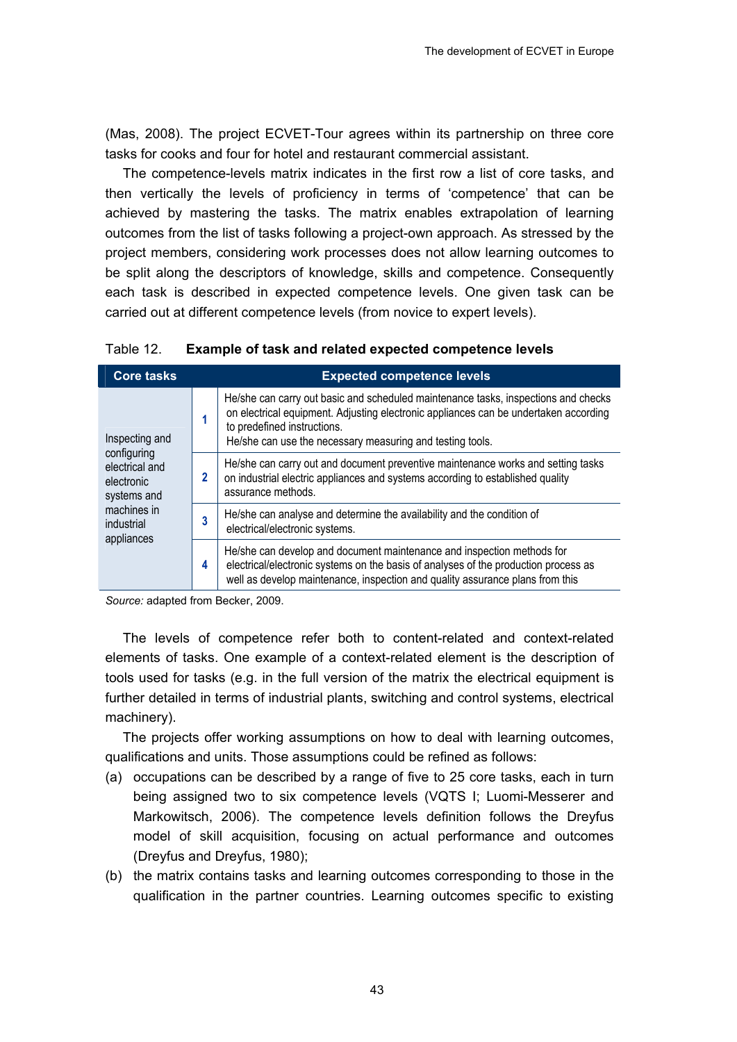(Mas, 2008). The project ECVET-Tour agrees within its partnership on three core tasks for cooks and four for hotel and restaurant commercial assistant.

The competence-levels matrix indicates in the first row a list of core tasks, and then vertically the levels of proficiency in terms of 'competence' that can be achieved by mastering the tasks. The matrix enables extrapolation of learning outcomes from the list of tasks following a project-own approach. As stressed by the project members, considering work processes does not allow learning outcomes to be split along the descriptors of knowledge, skills and competence. Consequently each task is described in expected competence levels. One given task can be carried out at different competence levels (from novice to expert levels).

Table 12. **Example of task and related expected competence levels**

| Core tasks | | Expected competence levels |
|---|---|---|
| Inspecting and configuring electrical and electronic systems and machines in industrial appliances | **1** | He/she can carry out basic and scheduled maintenance tasks, inspections and checks on electrical equipment. Adjusting electronic appliances can be undertaken according to predefined instructions. He/she can use the necessary measuring and testing tools. |
| | **2** | He/she can carry out and document preventive maintenance works and setting tasks on industrial electric appliances and systems according to established quality assurance methods. |
| | **3** | He/she can analyse and determine the availability and the condition of electrical/electronic systems. |
| | **4** | He/she can develop and document maintenance and inspection methods for electrical/electronic systems on the basis of analyses of the production process as well as develop maintenance, inspection and quality assurance plans from this |

*Source:* adapted from Becker, 2009.

The levels of competence refer both to content-related and context-related elements of tasks. One example of a context-related element is the description of tools used for tasks (e.g. in the full version of the matrix the electrical equipment is further detailed in terms of industrial plants, switching and control systems, electrical machinery).

The projects offer working assumptions on how to deal with learning outcomes, qualifications and units. Those assumptions could be refined as follows:

(a) occupations can be described by a range of five to 25 core tasks, each in turn being assigned two to six competence levels (VQTS I; Luomi-Messerer and Markowitsch, 2006). The competence levels definition follows the Dreyfus model of skill acquisition, focusing on actual performance and outcomes (Dreyfus and Dreyfus, 1980);

(b) the matrix contains tasks and learning outcomes corresponding to those in the qualification in the partner countries. Learning outcomes specific to existing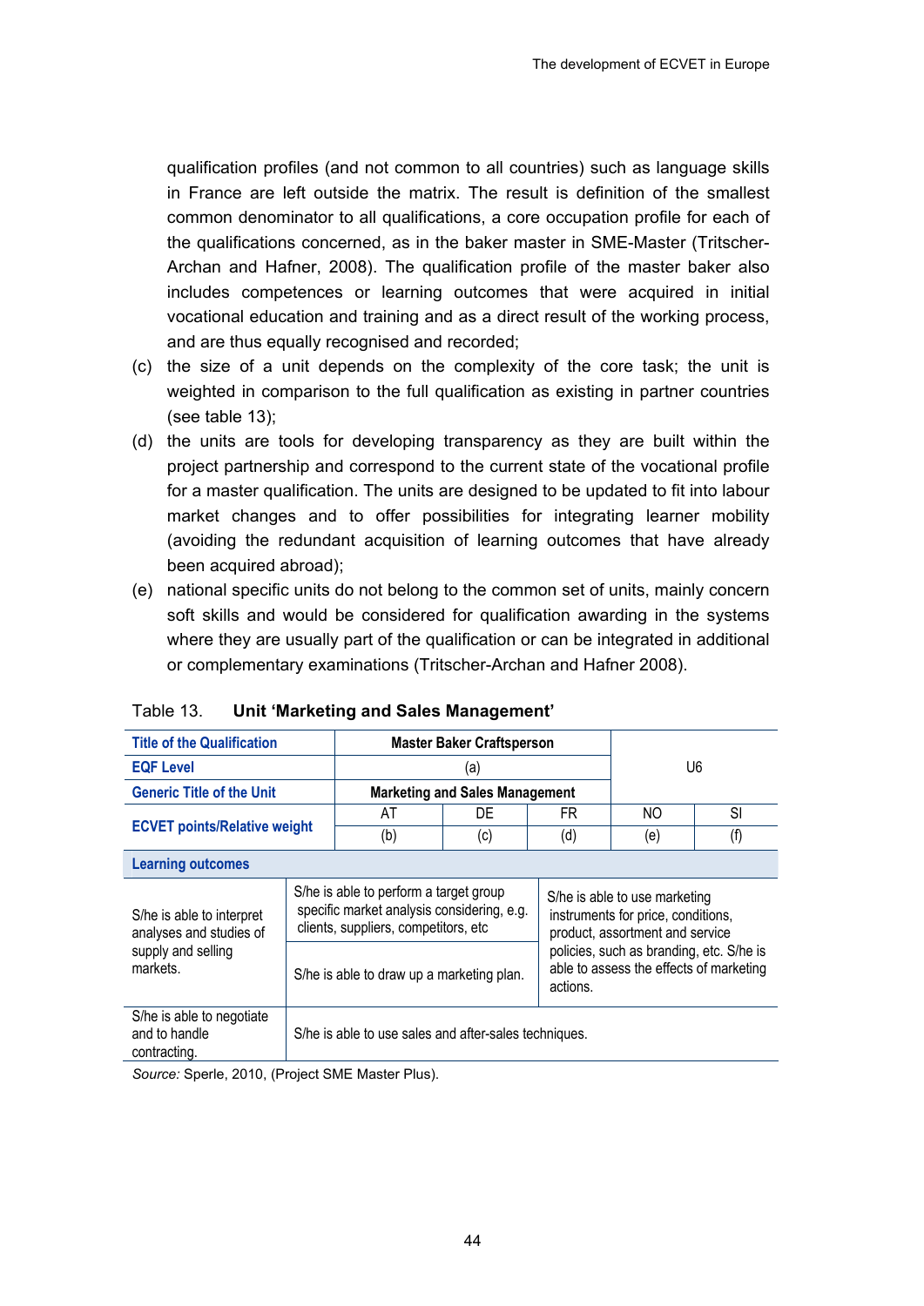qualification profiles (and not common to all countries) such as language skills in France are left outside the matrix. The result is definition of the smallest common denominator to all qualifications, a core occupation profile for each of the qualifications concerned, as in the baker master in SME-Master (Tritscher-Archan and Hafner, 2008). The qualification profile of the master baker also includes competences or learning outcomes that were acquired in initial vocational education and training and as a direct result of the working process, and are thus equally recognised and recorded;

(c) the size of a unit depends on the complexity of the core task; the unit is weighted in comparison to the full qualification as existing in partner countries (see table 13);

(d) the units are tools for developing transparency as they are built within the project partnership and correspond to the current state of the vocational profile for a master qualification. The units are designed to be updated to fit into labour market changes and to offer possibilities for integrating learner mobility (avoiding the redundant acquisition of learning outcomes that have already been acquired abroad);

(e) national specific units do not belong to the common set of units, mainly concern soft skills and would be considered for qualification awarding in the systems where they are usually part of the qualification or can be integrated in additional or complementary examinations (Tritscher-Archan and Hafner 2008).

Table 13. **Unit 'Marketing and Sales Management'**

| | | | | | |
|---|---|---|---|---|---|
| **Title of the Qualification** | **Master Baker Craftsperson** | | | U6 | |
| **EQF Level** | (a) | | | | |
| **Generic Title of the Unit** | **Marketing and Sales Management** | | | | |
| **ECVET points/Relative weight** | AT | DE | FR | NO | SI |
| | (b) | (c) | (d) | (e) | (f) |
| **Learning outcomes** | | | | | |
| S/he is able to interpret analyses and studies of supply and selling markets. | S/he is able to perform a target group specific market analysis considering, e.g. clients, suppliers, competitors, etc | | S/he is able to use marketing instruments for price, conditions, product, assortment and service policies, such as branding, etc. S/he is able to assess the effects of marketing actions. | | |
| | S/he is able to draw up a marketing plan. | | | | |
| S/he is able to negotiate and to handle contracting. | S/he is able to use sales and after-sales techniques. | | | | |

*Source:* Sperle, 2010, (Project SME Master Plus).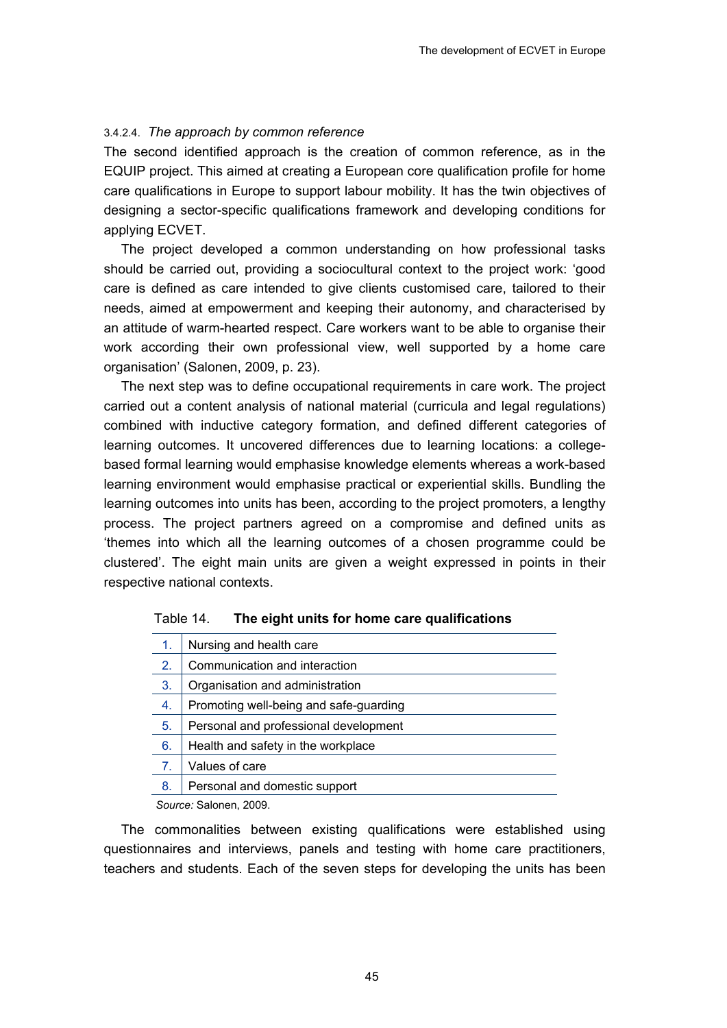#### 3.4.2.4. *The approach by common reference*

The second identified approach is the creation of common reference, as in the EQUIP project. This aimed at creating a European core qualification profile for home care qualifications in Europe to support labour mobility. It has the twin objectives of designing a sector-specific qualifications framework and developing conditions for applying ECVET.

The project developed a common understanding on how professional tasks should be carried out, providing a sociocultural context to the project work: 'good care is defined as care intended to give clients customised care, tailored to their needs, aimed at empowerment and keeping their autonomy, and characterised by an attitude of warm-hearted respect. Care workers want to be able to organise their work according their own professional view, well supported by a home care organisation' (Salonen, 2009, p. 23).

The next step was to define occupational requirements in care work. The project carried out a content analysis of national material (curricula and legal regulations) combined with inductive category formation, and defined different categories of learning outcomes. It uncovered differences due to learning locations: a college-based formal learning would emphasise knowledge elements whereas a work-based learning environment would emphasise practical or experiential skills. Bundling the learning outcomes into units has been, according to the project promoters, a lengthy process. The project partners agreed on a compromise and defined units as 'themes into which all the learning outcomes of a chosen programme could be clustered'. The eight main units are given a weight expressed in points in their respective national contexts.

Table 14. **The eight units for home care qualifications**

| | |
|---|---|
| 1. | Nursing and health care |
| 2. | Communication and interaction |
| 3. | Organisation and administration |
| 4. | Promoting well-being and safe-guarding |
| 5. | Personal and professional development |
| 6. | Health and safety in the workplace |
| 7. | Values of care |
| 8. | Personal and domestic support |

*Source:* Salonen, 2009.

The commonalities between existing qualifications were established using questionnaires and interviews, panels and testing with home care practitioners, teachers and students. Each of the seven steps for developing the units has been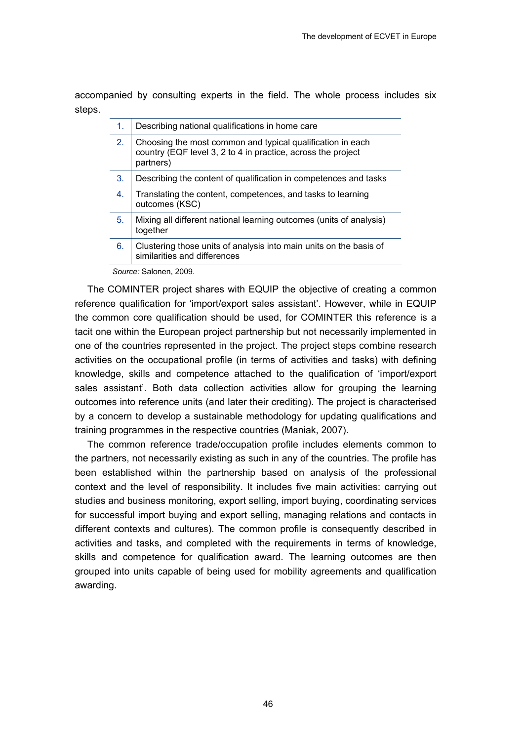accompanied by consulting experts in the field. The whole process includes six steps.

| | |
|---|---|
| 1. | Describing national qualifications in home care |
| 2. | Choosing the most common and typical qualification in each country (EQF level 3, 2 to 4 in practice, across the project partners) |
| 3. | Describing the content of qualification in competences and tasks |
| 4. | Translating the content, competences, and tasks to learning outcomes (KSC) |
| 5. | Mixing all different national learning outcomes (units of analysis) together |
| 6. | Clustering those units of analysis into main units on the basis of similarities and differences |

*Source:* Salonen, 2009.

The COMINTER project shares with EQUIP the objective of creating a common reference qualification for 'import/export sales assistant'. However, while in EQUIP the common core qualification should be used, for COMINTER this reference is a tacit one within the European project partnership but not necessarily implemented in one of the countries represented in the project. The project steps combine research activities on the occupational profile (in terms of activities and tasks) with defining knowledge, skills and competence attached to the qualification of 'import/export sales assistant'. Both data collection activities allow for grouping the learning outcomes into reference units (and later their crediting). The project is characterised by a concern to develop a sustainable methodology for updating qualifications and training programmes in the respective countries (Maniak, 2007).

The common reference trade/occupation profile includes elements common to the partners, not necessarily existing as such in any of the countries. The profile has been established within the partnership based on analysis of the professional context and the level of responsibility. It includes five main activities: carrying out studies and business monitoring, export selling, import buying, coordinating services for successful import buying and export selling, managing relations and contacts in different contexts and cultures). The common profile is consequently described in activities and tasks, and completed with the requirements in terms of knowledge, skills and competence for qualification award. The learning outcomes are then grouped into units capable of being used for mobility agreements and qualification awarding.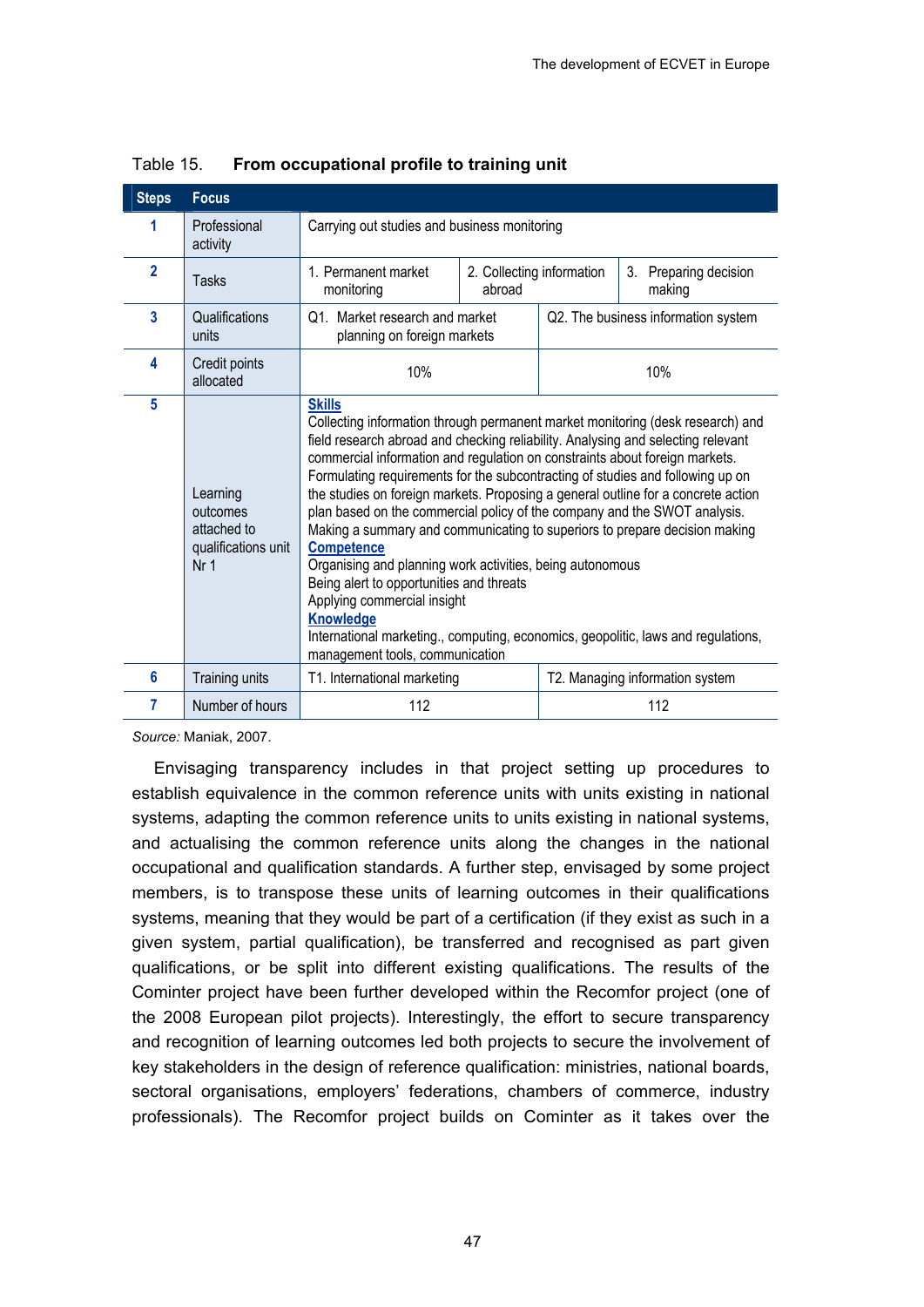Table 15. **From occupational profile to training unit**

| Steps | Focus | | | |
|---|---|---|---|---|
| 1 | Professional activity | Carrying out studies and business monitoring | | |
| 2 | Tasks | 1. Permanent market monitoring | 2. Collecting information abroad | 3. Preparing decision making |
| 3 | Qualifications units | Q1. Market research and market planning on foreign markets | Q2. The business information system | |
| 4 | Credit points allocated | 10% | 10% | |
| 5 | Learning outcomes attached to qualifications unit Nr 1 | **Skills**<br>Collecting information through permanent market monitoring (desk research) and field research abroad and checking reliability. Analysing and selecting relevant commercial information and regulation on constraints about foreign markets. Formulating requirements for the subcontracting of studies and following up on the studies on foreign markets. Proposing a general outline for a concrete action plan based on the commercial policy of the company and the SWOT analysis. Making a summary and communicating to superiors to prepare decision making<br>**Competence**<br>Organising and planning work activities, being autonomous<br>Being alert to opportunities and threats<br>Applying commercial insight<br>**Knowledge**<br>International marketing., computing, economics, geopolitic, laws and regulations, management tools, communication | | |
| 6 | Training units | T1. International marketing | T2. Managing information system | |
| 7 | Number of hours | 112 | 112 | |

*Source:* Maniak, 2007.

Envisaging transparency includes in that project setting up procedures to establish equivalence in the common reference units with units existing in national systems, adapting the common reference units to units existing in national systems, and actualising the common reference units along the changes in the national occupational and qualification standards. A further step, envisaged by some project members, is to transpose these units of learning outcomes in their qualifications systems, meaning that they would be part of a certification (if they exist as such in a given system, partial qualification), be transferred and recognised as part given qualifications, or be split into different existing qualifications. The results of the Cominter project have been further developed within the Recomfor project (one of the 2008 European pilot projects). Interestingly, the effort to secure transparency and recognition of learning outcomes led both projects to secure the involvement of key stakeholders in the design of reference qualification: ministries, national boards, sectoral organisations, employers' federations, chambers of commerce, industry professionals). The Recomfor project builds on Cominter as it takes over the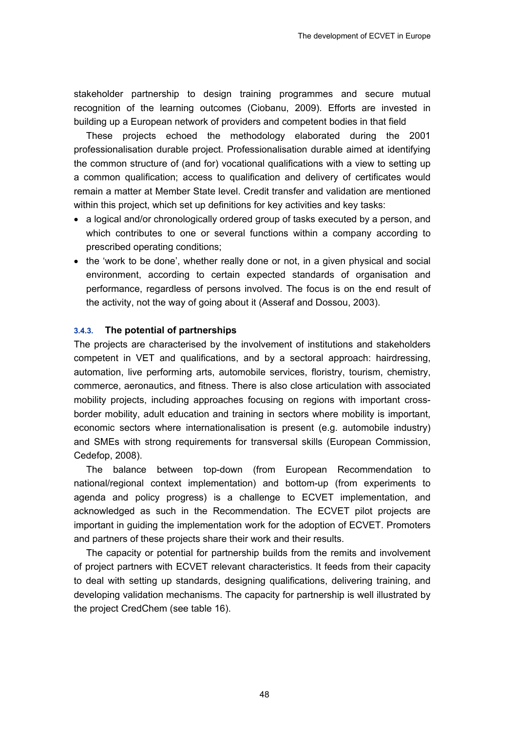stakeholder partnership to design training programmes and secure mutual recognition of the learning outcomes (Ciobanu, 2009). Efforts are invested in building up a European network of providers and competent bodies in that field

These projects echoed the methodology elaborated during the 2001 professionalisation durable project. Professionalisation durable aimed at identifying the common structure of (and for) vocational qualifications with a view to setting up a common qualification; access to qualification and delivery of certificates would remain a matter at Member State level. Credit transfer and validation are mentioned within this project, which set up definitions for key activities and key tasks:

- a logical and/or chronologically ordered group of tasks executed by a person, and which contributes to one or several functions within a company according to prescribed operating conditions;
- the 'work to be done', whether really done or not, in a given physical and social environment, according to certain expected standards of organisation and performance, regardless of persons involved. The focus is on the end result of the activity, not the way of going about it (Asseraf and Dossou, 2003).

### 3.4.3. The potential of partnerships

The projects are characterised by the involvement of institutions and stakeholders competent in VET and qualifications, and by a sectoral approach: hairdressing, automation, live performing arts, automobile services, floristry, tourism, chemistry, commerce, aeronautics, and fitness. There is also close articulation with associated mobility projects, including approaches focusing on regions with important cross-border mobility, adult education and training in sectors where mobility is important, economic sectors where internationalisation is present (e.g. automobile industry) and SMEs with strong requirements for transversal skills (European Commission, Cedefop, 2008).

The balance between top-down (from European Recommendation to national/regional context implementation) and bottom-up (from experiments to agenda and policy progress) is a challenge to ECVET implementation, and acknowledged as such in the Recommendation. The ECVET pilot projects are important in guiding the implementation work for the adoption of ECVET. Promoters and partners of these projects share their work and their results.

The capacity or potential for partnership builds from the remits and involvement of project partners with ECVET relevant characteristics. It feeds from their capacity to deal with setting up standards, designing qualifications, delivering training, and developing validation mechanisms. The capacity for partnership is well illustrated by the project CredChem (see table 16).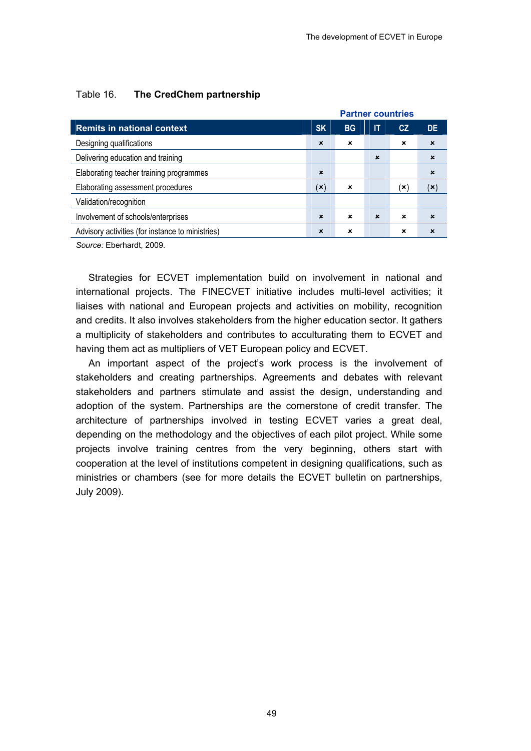Table 16. **The CredChem partnership**

| | Partner countries | | | | |
|---|---|---|---|---|---|
| **Remits in national context** | **SK** | **BG** | **IT** | **CZ** | **DE** |
| Designing qualifications | × | × | | × | × |
| Delivering education and training | | | × | | × |
| Elaborating teacher training programmes | × | | | | × |
| Elaborating assessment procedures | (×) | × | | (×) | (×) |
| Validation/recognition | | | | | |
| Involvement of schools/enterprises | × | × | × | × | × |
| Advisory activities (for instance to ministries) | × | × | | × | × |

*Source:* Eberhardt, 2009.

Strategies for ECVET implementation build on involvement in national and international projects. The FINECVET initiative includes multi-level activities; it liaises with national and European projects and activities on mobility, recognition and credits. It also involves stakeholders from the higher education sector. It gathers a multiplicity of stakeholders and contributes to acculturating them to ECVET and having them act as multipliers of VET European policy and ECVET.

An important aspect of the project's work process is the involvement of stakeholders and creating partnerships. Agreements and debates with relevant stakeholders and partners stimulate and assist the design, understanding and adoption of the system. Partnerships are the cornerstone of credit transfer. The architecture of partnerships involved in testing ECVET varies a great deal, depending on the methodology and the objectives of each pilot project. While some projects involve training centres from the very beginning, others start with cooperation at the level of institutions competent in designing qualifications, such as ministries or chambers (see for more details the ECVET bulletin on partnerships, July 2009).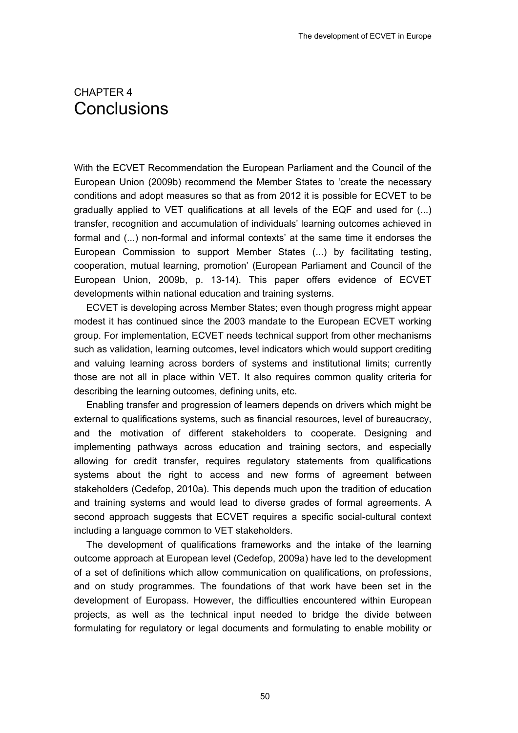# CHAPTER 4 Conclusions

With the ECVET Recommendation the European Parliament and the Council of the European Union (2009b) recommend the Member States to 'create the necessary conditions and adopt measures so that as from 2012 it is possible for ECVET to be gradually applied to VET qualifications at all levels of the EQF and used for (...) transfer, recognition and accumulation of individuals' learning outcomes achieved in formal and (...) non-formal and informal contexts' at the same time it endorses the European Commission to support Member States (...) by facilitating testing, cooperation, mutual learning, promotion' (European Parliament and Council of the European Union, 2009b, p. 13-14). This paper offers evidence of ECVET developments within national education and training systems.

ECVET is developing across Member States; even though progress might appear modest it has continued since the 2003 mandate to the European ECVET working group. For implementation, ECVET needs technical support from other mechanisms such as validation, learning outcomes, level indicators which would support crediting and valuing learning across borders of systems and institutional limits; currently those are not all in place within VET. It also requires common quality criteria for describing the learning outcomes, defining units, etc.

Enabling transfer and progression of learners depends on drivers which might be external to qualifications systems, such as financial resources, level of bureaucracy, and the motivation of different stakeholders to cooperate. Designing and implementing pathways across education and training sectors, and especially allowing for credit transfer, requires regulatory statements from qualifications systems about the right to access and new forms of agreement between stakeholders (Cedefop, 2010a). This depends much upon the tradition of education and training systems and would lead to diverse grades of formal agreements. A second approach suggests that ECVET requires a specific social-cultural context including a language common to VET stakeholders.

The development of qualifications frameworks and the intake of the learning outcome approach at European level (Cedefop, 2009a) have led to the development of a set of definitions which allow communication on qualifications, on professions, and on study programmes. The foundations of that work have been set in the development of Europass. However, the difficulties encountered within European projects, as well as the technical input needed to bridge the divide between formulating for regulatory or legal documents and formulating to enable mobility or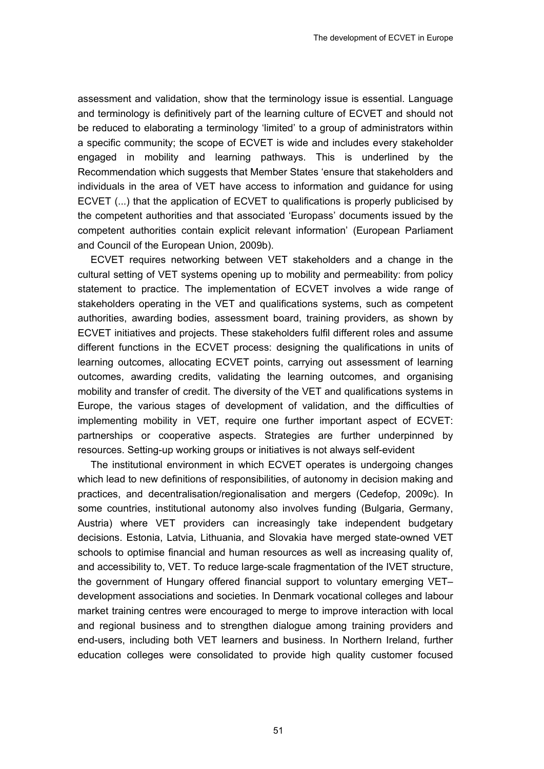assessment and validation, show that the terminology issue is essential. Language and terminology is definitively part of the learning culture of ECVET and should not be reduced to elaborating a terminology 'limited' to a group of administrators within a specific community; the scope of ECVET is wide and includes every stakeholder engaged in mobility and learning pathways. This is underlined by the Recommendation which suggests that Member States 'ensure that stakeholders and individuals in the area of VET have access to information and guidance for using ECVET (...) that the application of ECVET to qualifications is properly publicised by the competent authorities and that associated 'Europass' documents issued by the competent authorities contain explicit relevant information' (European Parliament and Council of the European Union, 2009b).

ECVET requires networking between VET stakeholders and a change in the cultural setting of VET systems opening up to mobility and permeability: from policy statement to practice. The implementation of ECVET involves a wide range of stakeholders operating in the VET and qualifications systems, such as competent authorities, awarding bodies, assessment board, training providers, as shown by ECVET initiatives and projects. These stakeholders fulfil different roles and assume different functions in the ECVET process: designing the qualifications in units of learning outcomes, allocating ECVET points, carrying out assessment of learning outcomes, awarding credits, validating the learning outcomes, and organising mobility and transfer of credit. The diversity of the VET and qualifications systems in Europe, the various stages of development of validation, and the difficulties of implementing mobility in VET, require one further important aspect of ECVET: partnerships or cooperative aspects. Strategies are further underpinned by resources. Setting-up working groups or initiatives is not always self-evident

The institutional environment in which ECVET operates is undergoing changes which lead to new definitions of responsibilities, of autonomy in decision making and practices, and decentralisation/regionalisation and mergers (Cedefop, 2009c). In some countries, institutional autonomy also involves funding (Bulgaria, Germany, Austria) where VET providers can increasingly take independent budgetary decisions. Estonia, Latvia, Lithuania, and Slovakia have merged state-owned VET schools to optimise financial and human resources as well as increasing quality of, and accessibility to, VET. To reduce large-scale fragmentation of the IVET structure, the government of Hungary offered financial support to voluntary emerging VET–development associations and societies. In Denmark vocational colleges and labour market training centres were encouraged to merge to improve interaction with local and regional business and to strengthen dialogue among training providers and end-users, including both VET learners and business. In Northern Ireland, further education colleges were consolidated to provide high quality customer focused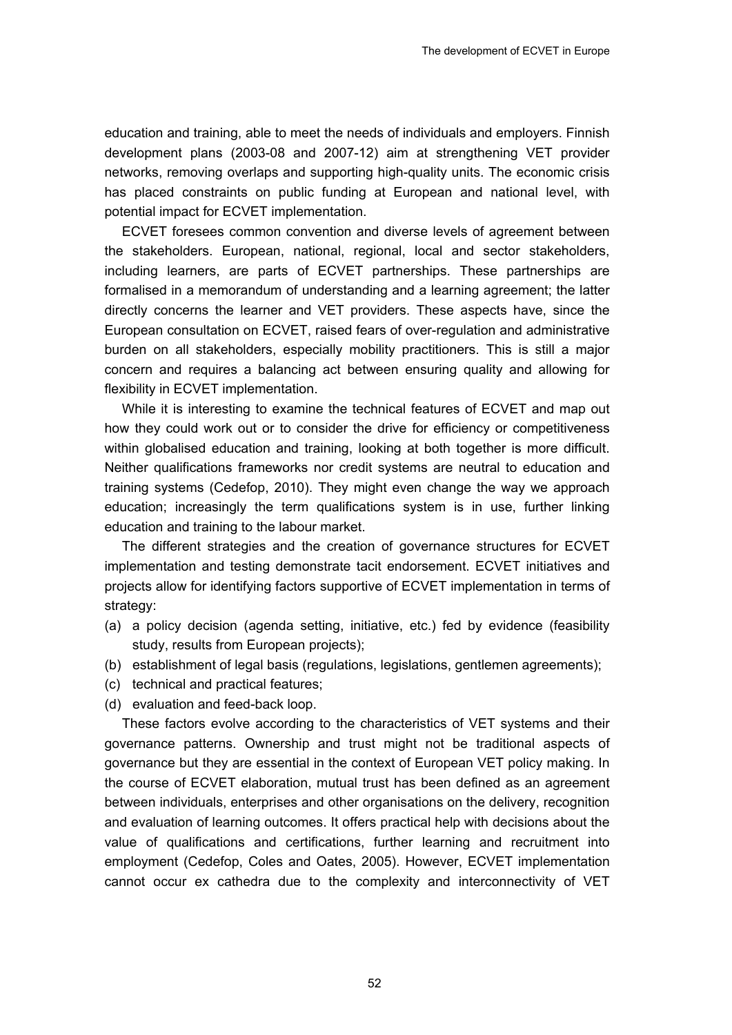education and training, able to meet the needs of individuals and employers. Finnish development plans (2003-08 and 2007-12) aim at strengthening VET provider networks, removing overlaps and supporting high-quality units. The economic crisis has placed constraints on public funding at European and national level, with potential impact for ECVET implementation.

ECVET foresees common convention and diverse levels of agreement between the stakeholders. European, national, regional, local and sector stakeholders, including learners, are parts of ECVET partnerships. These partnerships are formalised in a memorandum of understanding and a learning agreement; the latter directly concerns the learner and VET providers. These aspects have, since the European consultation on ECVET, raised fears of over-regulation and administrative burden on all stakeholders, especially mobility practitioners. This is still a major concern and requires a balancing act between ensuring quality and allowing for flexibility in ECVET implementation.

While it is interesting to examine the technical features of ECVET and map out how they could work out or to consider the drive for efficiency or competitiveness within globalised education and training, looking at both together is more difficult. Neither qualifications frameworks nor credit systems are neutral to education and training systems (Cedefop, 2010). They might even change the way we approach education; increasingly the term qualifications system is in use, further linking education and training to the labour market.

The different strategies and the creation of governance structures for ECVET implementation and testing demonstrate tacit endorsement. ECVET initiatives and projects allow for identifying factors supportive of ECVET implementation in terms of strategy:

(a) a policy decision (agenda setting, initiative, etc.) fed by evidence (feasibility study, results from European projects);
(b) establishment of legal basis (regulations, legislations, gentlemen agreements);
(c) technical and practical features;
(d) evaluation and feed-back loop.

These factors evolve according to the characteristics of VET systems and their governance patterns. Ownership and trust might not be traditional aspects of governance but they are essential in the context of European VET policy making. In the course of ECVET elaboration, mutual trust has been defined as an agreement between individuals, enterprises and other organisations on the delivery, recognition and evaluation of learning outcomes. It offers practical help with decisions about the value of qualifications and certifications, further learning and recruitment into employment (Cedefop, Coles and Oates, 2005). However, ECVET implementation cannot occur ex cathedra due to the complexity and interconnectivity of VET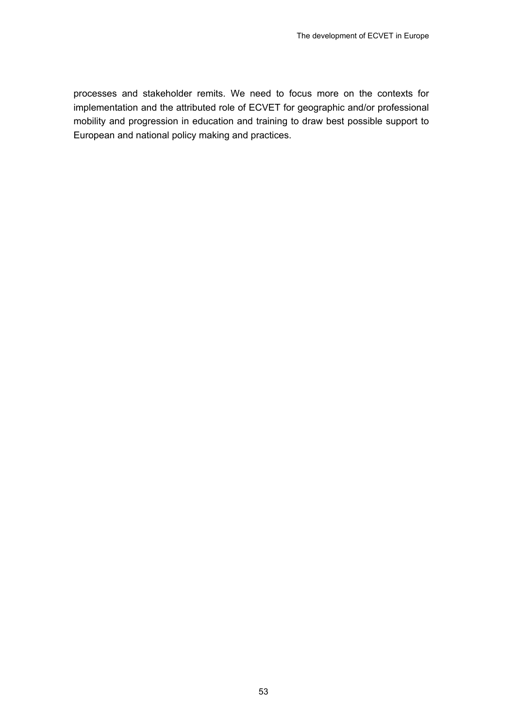processes and stakeholder remits. We need to focus more on the contexts for implementation and the attributed role of ECVET for geographic and/or professional mobility and progression in education and training to draw best possible support to European and national policy making and practices.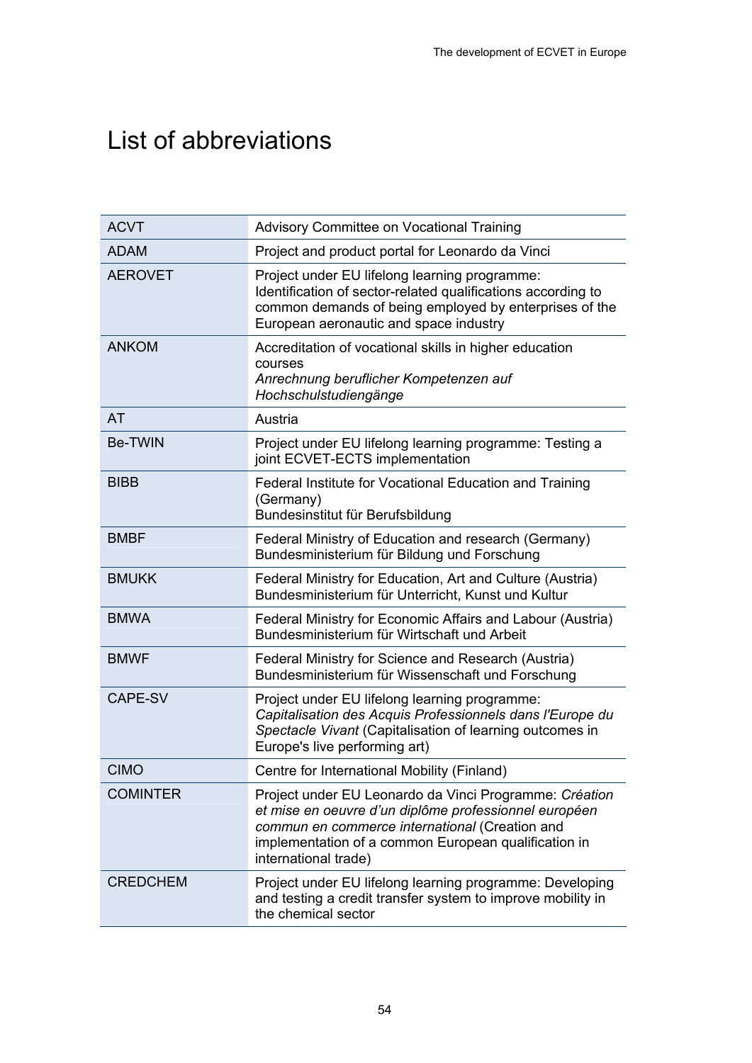# List of abbreviations

| | |
|---|---|
| ACVT | Advisory Committee on Vocational Training |
| ADAM | Project and product portal for Leonardo da Vinci |
| AEROVET | Project under EU lifelong learning programme: Identification of sector-related qualifications according to common demands of being employed by enterprises of the European aeronautic and space industry |
| ANKOM | Accreditation of vocational skills in higher education courses<br>*Anrechnung beruflicher Kompetenzen auf Hochschulstudiengänge* |
| AT | Austria |
| Be-TWIN | Project under EU lifelong learning programme: Testing a joint ECVET-ECTS implementation |
| BIBB | Federal Institute for Vocational Education and Training (Germany)<br>Bundesinstitut für Berufsbildung |
| BMBF | Federal Ministry of Education and research (Germany)<br>Bundesministerium für Bildung und Forschung |
| BMUKK | Federal Ministry for Education, Art and Culture (Austria)<br>Bundesministerium für Unterricht, Kunst und Kultur |
| BMWA | Federal Ministry for Economic Affairs and Labour (Austria)<br>Bundesministerium für Wirtschaft und Arbeit |
| BMWF | Federal Ministry for Science and Research (Austria)<br>Bundesministerium für Wissenschaft und Forschung |
| CAPE-SV | Project under EU lifelong learning programme: *Capitalisation des Acquis Professionnels dans l'Europe du Spectacle Vivant* (Capitalisation of learning outcomes in Europe's live performing art) |
| CIMO | Centre for International Mobility (Finland) |
| COMINTER | Project under EU Leonardo da Vinci Programme: *Création et mise en oeuvre d'un diplôme professionnel européen commun en commerce international* (Creation and implementation of a common European qualification in international trade) |
| CREDCHEM | Project under EU lifelong learning programme: Developing and testing a credit transfer system to improve mobility in the chemical sector |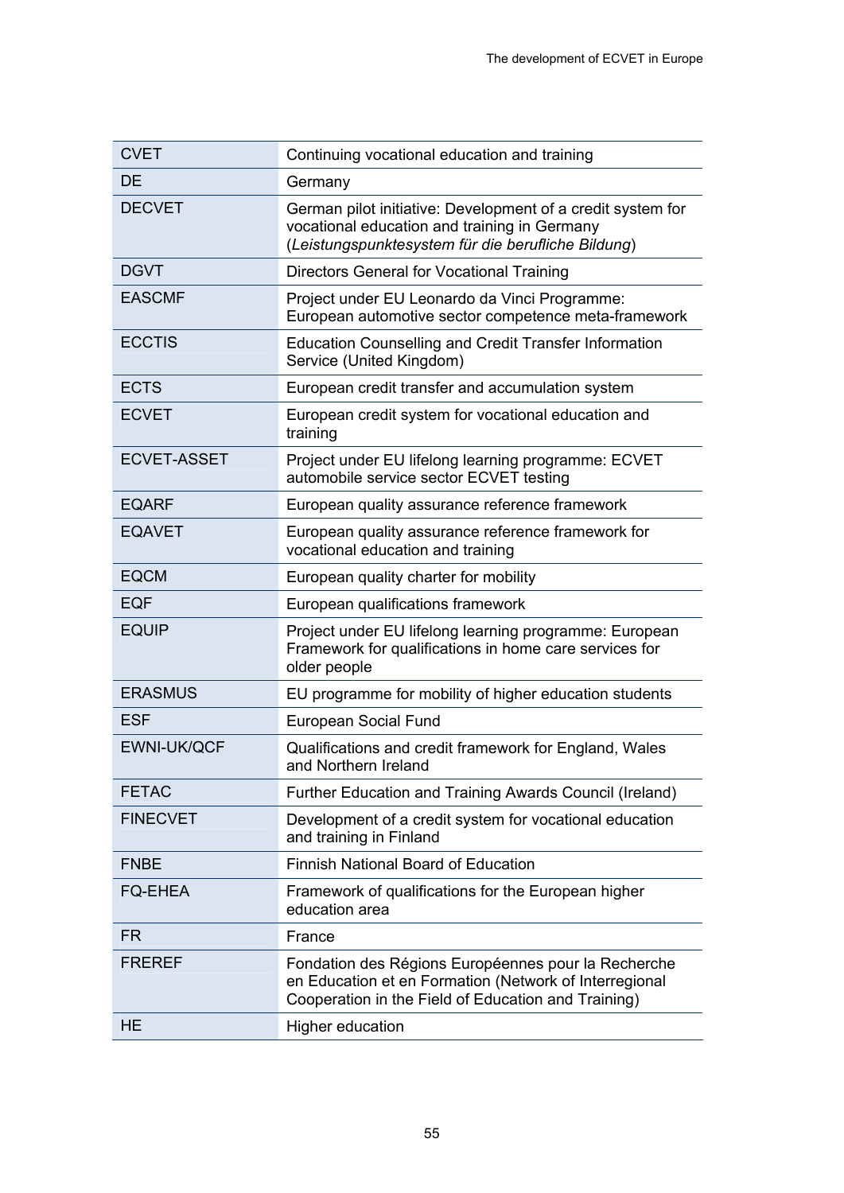| | |
|---|---|
| CVET | Continuing vocational education and training |
| DE | Germany |
| DECVET | German pilot initiative: Development of a credit system for vocational education and training in Germany (*Leistungspunktesystem für die berufliche Bildung*) |
| DGVT | Directors General for Vocational Training |
| EASCMF | Project under EU Leonardo da Vinci Programme: European automotive sector competence meta-framework |
| ECCTIS | Education Counselling and Credit Transfer Information Service (United Kingdom) |
| ECTS | European credit transfer and accumulation system |
| ECVET | European credit system for vocational education and training |
| ECVET-ASSET | Project under EU lifelong learning programme: ECVET automobile service sector ECVET testing |
| EQARF | European quality assurance reference framework |
| EQAVET | European quality assurance reference framework for vocational education and training |
| EQCM | European quality charter for mobility |
| EQF | European qualifications framework |
| EQUIP | Project under EU lifelong learning programme: European Framework for qualifications in home care services for older people |
| ERASMUS | EU programme for mobility of higher education students |
| ESF | European Social Fund |
| EWNI-UK/QCF | Qualifications and credit framework for England, Wales and Northern Ireland |
| FETAC | Further Education and Training Awards Council (Ireland) |
| FINECVET | Development of a credit system for vocational education and training in Finland |
| FNBE | Finnish National Board of Education |
| FQ-EHEA | Framework of qualifications for the European higher education area |
| FR | France |
| FREREF | Fondation des Régions Européennes pour la Recherche en Education et en Formation (Network of Interregional Cooperation in the Field of Education and Training) |
| HE | Higher education |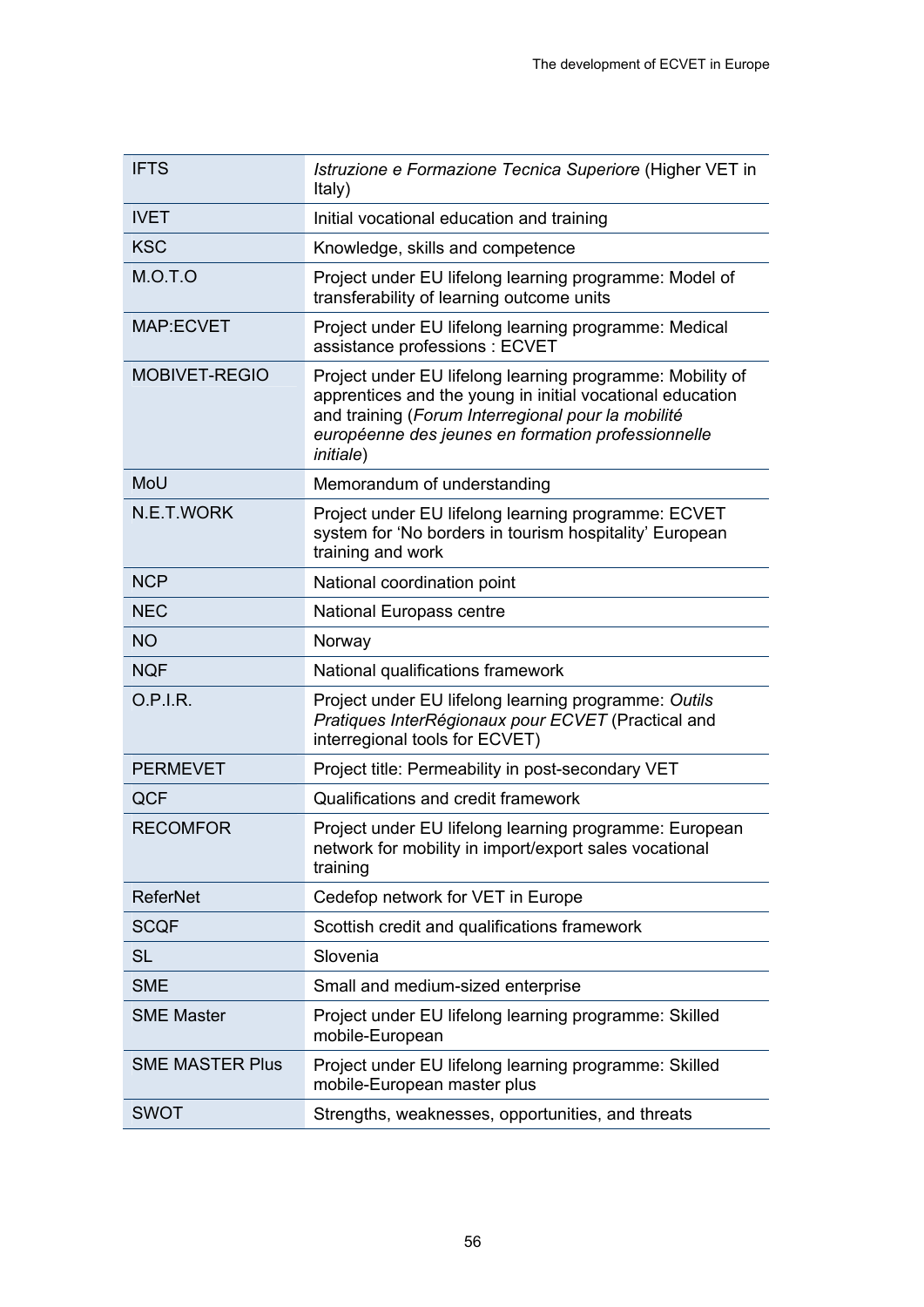| | |
|---|---|
| IFTS | *Istruzione e Formazione Tecnica Superiore* (Higher VET in Italy) |
| IVET | Initial vocational education and training |
| KSC | Knowledge, skills and competence |
| M.O.T.O | Project under EU lifelong learning programme: Model of transferability of learning outcome units |
| MAP:ECVET | Project under EU lifelong learning programme: Medical assistance professions : ECVET |
| MOBIVET-REGIO | Project under EU lifelong learning programme: Mobility of apprentices and the young in initial vocational education and training (*Forum Interregional pour la mobilité européenne des jeunes en formation professionnelle initiale*) |
| MoU | Memorandum of understanding |
| N.E.T.WORK | Project under EU lifelong learning programme: ECVET system for 'No borders in tourism hospitality' European training and work |
| NCP | National coordination point |
| NEC | National Europass centre |
| NO | Norway |
| NQF | National qualifications framework |
| O.P.I.R. | Project under EU lifelong learning programme: *Outils Pratiques InterRégionaux pour ECVET* (Practical and interregional tools for ECVET) |
| PERMEVET | Project title: Permeability in post-secondary VET |
| QCF | Qualifications and credit framework |
| RECOMFOR | Project under EU lifelong learning programme: European network for mobility in import/export sales vocational training |
| ReferNet | Cedefop network for VET in Europe |
| SCQF | Scottish credit and qualifications framework |
| SL | Slovenia |
| SME | Small and medium-sized enterprise |
| SME Master | Project under EU lifelong learning programme: Skilled mobile-European |
| SME MASTER Plus | Project under EU lifelong learning programme: Skilled mobile-European master plus |
| SWOT | Strengths, weaknesses, opportunities, and threats |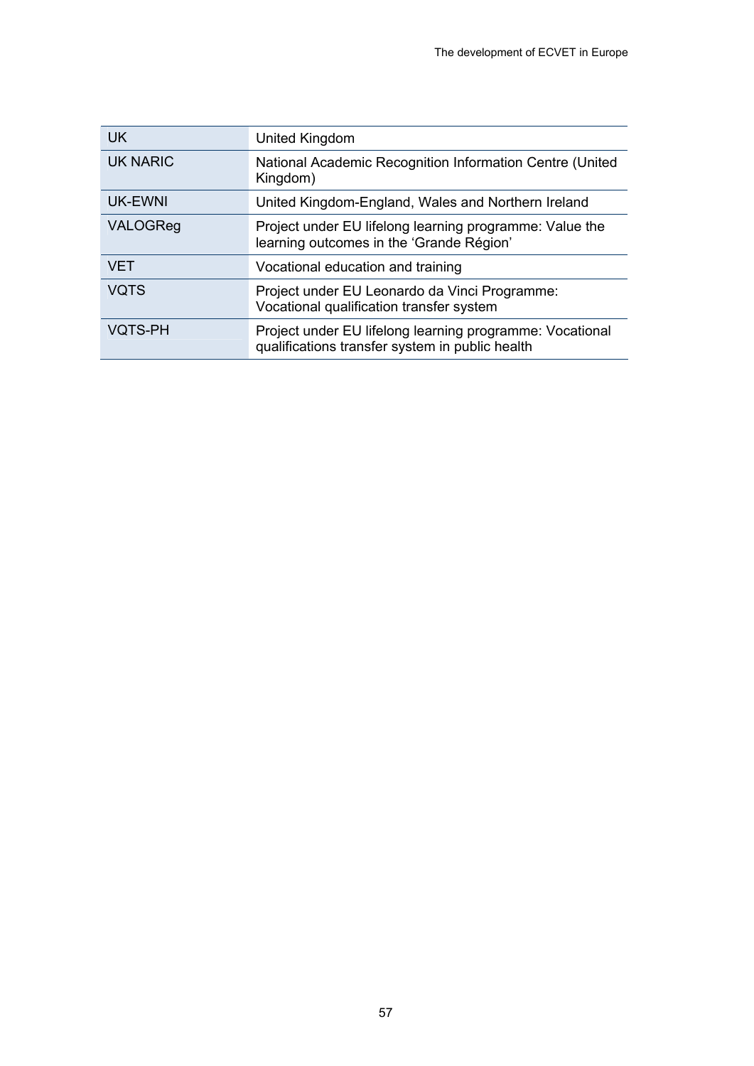| | |
|---|---|
| UK | United Kingdom |
| UK NARIC | National Academic Recognition Information Centre (United Kingdom) |
| UK-EWNI | United Kingdom-England, Wales and Northern Ireland |
| VALOGReg | Project under EU lifelong learning programme: Value the learning outcomes in the 'Grande Région' |
| VET | Vocational education and training |
| VQTS | Project under EU Leonardo da Vinci Programme: Vocational qualification transfer system |
| VQTS-PH | Project under EU lifelong learning programme: Vocational qualifications transfer system in public health |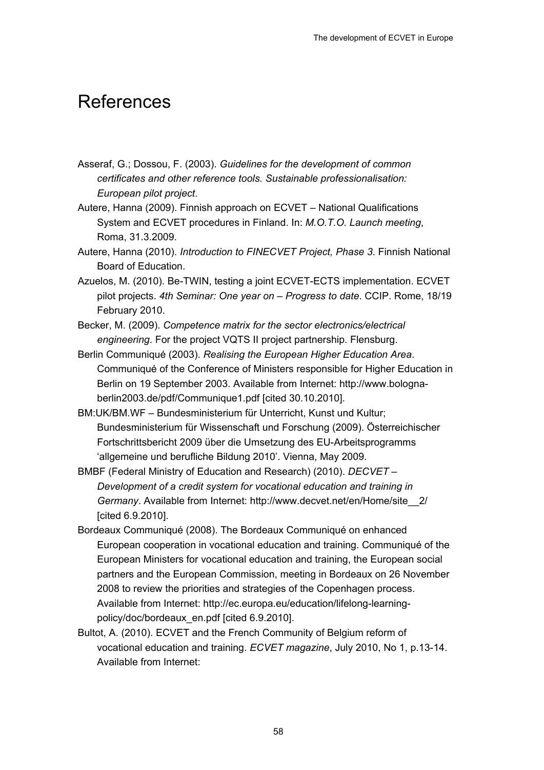# References

Asseraf, G.; Dossou, F. (2003). *Guidelines for the development of common certificates and other reference tools. Sustainable professionalisation: European pilot project*.

Autere, Hanna (2009). Finnish approach on ECVET – National Qualifications System and ECVET procedures in Finland. In: *M.O.T.O. Launch meeting*, Roma, 31.3.2009.

Autere, Hanna (2010). *Introduction to FINECVET Project, Phase 3*. Finnish National Board of Education.

Azuelos, M. (2010). Be-TWIN, testing a joint ECVET-ECTS implementation. ECVET pilot projects. *4th Seminar: One year on – Progress to date*. CCIP. Rome, 18/19 February 2010.

Becker, M. (2009). *Competence matrix for the sector electronics/electrical engineering*. For the project VQTS II project partnership. Flensburg.

Berlin Communiqué (2003). *Realising the European Higher Education Area*. Communiqué of the Conference of Ministers responsible for Higher Education in Berlin on 19 September 2003. Available from Internet: http://www.bologna-berlin2003.de/pdf/Communique1.pdf [cited 30.10.2010].

BM:UK/BM.WF – Bundesministerium für Unterricht, Kunst und Kultur; Bundesministerium für Wissenschaft und Forschung (2009). Österreichischer Fortschrittsbericht 2009 über die Umsetzung des EU-Arbeitsprogramms 'allgemeine und berufliche Bildung 2010'. Vienna, May 2009.

BMBF (Federal Ministry of Education and Research) (2010). *DECVET – Development of a credit system for vocational education and training in Germany*. Available from Internet: http://www.decvet.net/en/Home/site__2/ [cited 6.9.2010].

Bordeaux Communiqué (2008). The Bordeaux Communiqué on enhanced European cooperation in vocational education and training. Communiqué of the European Ministers for vocational education and training, the European social partners and the European Commission, meeting in Bordeaux on 26 November 2008 to review the priorities and strategies of the Copenhagen process. Available from Internet: http://ec.europa.eu/education/lifelong-learning-policy/doc/bordeaux_en.pdf [cited 6.9.2010].

Bultot, A. (2010). ECVET and the French Community of Belgium reform of vocational education and training. *ECVET magazine*, July 2010, No 1, p.13-14. Available from Internet: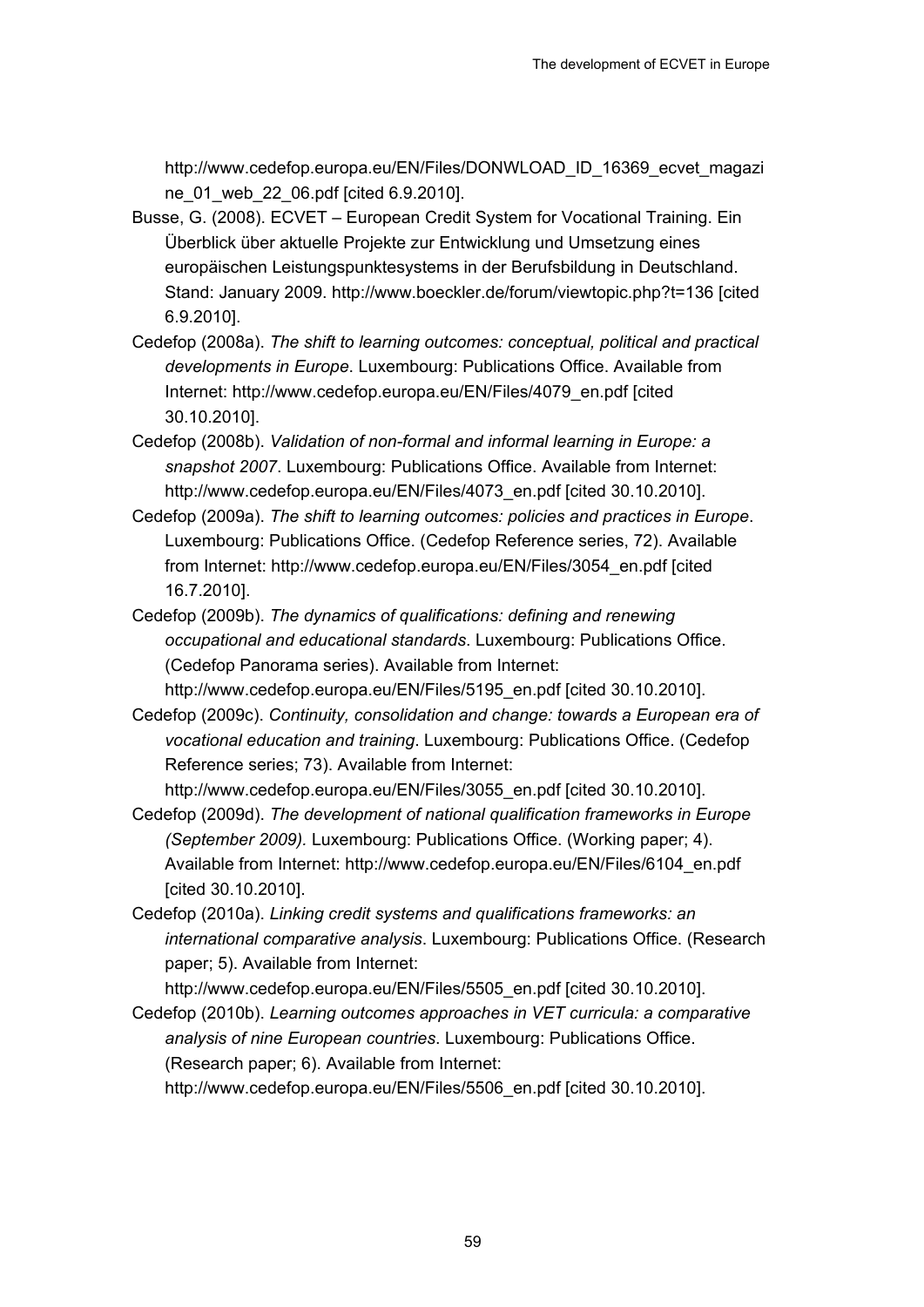http://www.cedefop.europa.eu/EN/Files/DONWLOAD_ID_16369_ecvet_magazine_01_web_22_06.pdf [cited 6.9.2010].

Busse, G. (2008). ECVET – European Credit System for Vocational Training. Ein Überblick über aktuelle Projekte zur Entwicklung und Umsetzung eines europäischen Leistungspunktesystems in der Berufsbildung in Deutschland. Stand: January 2009. http://www.boeckler.de/forum/viewtopic.php?t=136 [cited 6.9.2010].

Cedefop (2008a). *The shift to learning outcomes: conceptual, political and practical developments in Europe*. Luxembourg: Publications Office. Available from Internet: http://www.cedefop.europa.eu/EN/Files/4079_en.pdf [cited 30.10.2010].

Cedefop (2008b). *Validation of non-formal and informal learning in Europe: a snapshot 2007*. Luxembourg: Publications Office. Available from Internet: http://www.cedefop.europa.eu/EN/Files/4073_en.pdf [cited 30.10.2010].

Cedefop (2009a). *The shift to learning outcomes: policies and practices in Europe*. Luxembourg: Publications Office. (Cedefop Reference series, 72). Available from Internet: http://www.cedefop.europa.eu/EN/Files/3054_en.pdf [cited 16.7.2010].

Cedefop (2009b). *The dynamics of qualifications: defining and renewing occupational and educational standards*. Luxembourg: Publications Office. (Cedefop Panorama series). Available from Internet: http://www.cedefop.europa.eu/EN/Files/5195_en.pdf [cited 30.10.2010].

Cedefop (2009c). *Continuity, consolidation and change: towards a European era of vocational education and training*. Luxembourg: Publications Office. (Cedefop Reference series; 73). Available from Internet: http://www.cedefop.europa.eu/EN/Files/3055_en.pdf [cited 30.10.2010].

Cedefop (2009d). *The development of national qualification frameworks in Europe (September 2009).* Luxembourg: Publications Office. (Working paper; 4). Available from Internet: http://www.cedefop.europa.eu/EN/Files/6104_en.pdf [cited 30.10.2010].

Cedefop (2010a). *Linking credit systems and qualifications frameworks: an international comparative analysis*. Luxembourg: Publications Office. (Research paper; 5). Available from Internet: http://www.cedefop.europa.eu/EN/Files/5505_en.pdf [cited 30.10.2010].

Cedefop (2010b). *Learning outcomes approaches in VET curricula: a comparative analysis of nine European countries*. Luxembourg: Publications Office. (Research paper; 6). Available from Internet: http://www.cedefop.europa.eu/EN/Files/5506_en.pdf [cited 30.10.2010].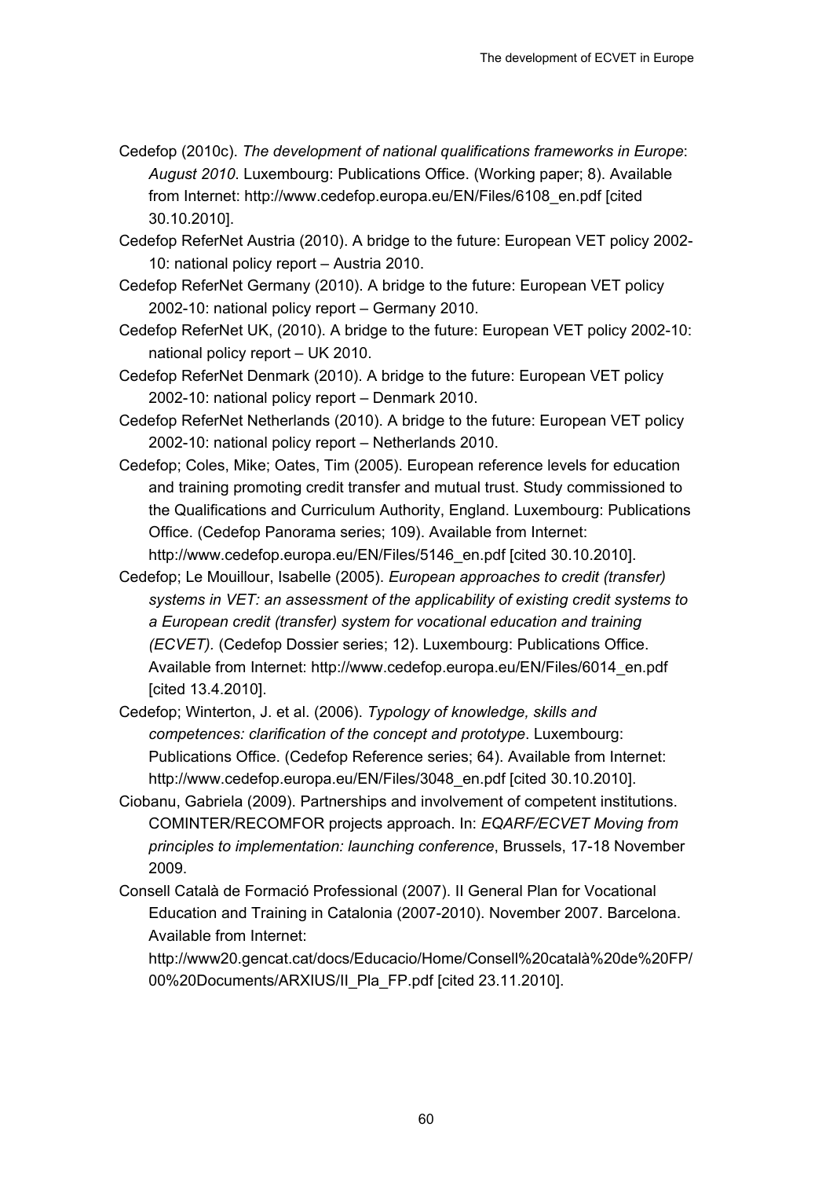Cedefop (2010c). *The development of national qualifications frameworks in Europe*: *August 2010*. Luxembourg: Publications Office. (Working paper; 8). Available from Internet: http://www.cedefop.europa.eu/EN/Files/6108_en.pdf [cited 30.10.2010].

Cedefop ReferNet Austria (2010). A bridge to the future: European VET policy 2002-10: national policy report – Austria 2010.

Cedefop ReferNet Germany (2010). A bridge to the future: European VET policy 2002-10: national policy report – Germany 2010.

Cedefop ReferNet UK, (2010). A bridge to the future: European VET policy 2002-10: national policy report – UK 2010.

Cedefop ReferNet Denmark (2010). A bridge to the future: European VET policy 2002-10: national policy report – Denmark 2010.

Cedefop ReferNet Netherlands (2010). A bridge to the future: European VET policy 2002-10: national policy report – Netherlands 2010.

Cedefop; Coles, Mike; Oates, Tim (2005). European reference levels for education and training promoting credit transfer and mutual trust. Study commissioned to the Qualifications and Curriculum Authority, England. Luxembourg: Publications Office. (Cedefop Panorama series; 109). Available from Internet: http://www.cedefop.europa.eu/EN/Files/5146_en.pdf [cited 30.10.2010].

Cedefop; Le Mouillour, Isabelle (2005). *European approaches to credit (transfer) systems in VET: an assessment of the applicability of existing credit systems to a European credit (transfer) system for vocational education and training (ECVET).* (Cedefop Dossier series; 12). Luxembourg: Publications Office. Available from Internet: http://www.cedefop.europa.eu/EN/Files/6014_en.pdf [cited 13.4.2010].

Cedefop; Winterton, J. et al. (2006). *Typology of knowledge, skills and competences: clarification of the concept and prototype*. Luxembourg: Publications Office. (Cedefop Reference series; 64). Available from Internet: http://www.cedefop.europa.eu/EN/Files/3048_en.pdf [cited 30.10.2010].

Ciobanu, Gabriela (2009). Partnerships and involvement of competent institutions. COMINTER/RECOMFOR projects approach. In: *EQARF/ECVET Moving from principles to implementation: launching conference*, Brussels, 17-18 November 2009.

Consell Català de Formació Professional (2007). II General Plan for Vocational Education and Training in Catalonia (2007-2010). November 2007. Barcelona. Available from Internet: http://www20.gencat.cat/docs/Educacio/Home/Consell%20català%20de%20FP/00%20Documents/ARXIUS/II_Pla_FP.pdf [cited 23.11.2010].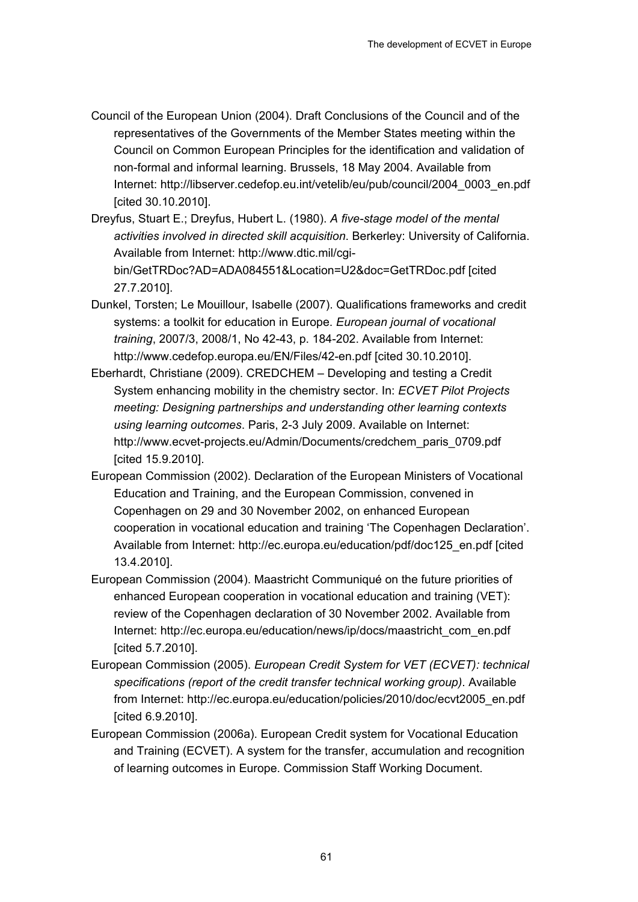Council of the European Union (2004). Draft Conclusions of the Council and of the representatives of the Governments of the Member States meeting within the Council on Common European Principles for the identification and validation of non-formal and informal learning. Brussels, 18 May 2004. Available from Internet: http://libserver.cedefop.eu.int/vetelib/eu/pub/council/2004_0003_en.pdf [cited 30.10.2010].

Dreyfus, Stuart E.; Dreyfus, Hubert L. (1980). *A five-stage model of the mental activities involved in directed skill acquisition*. Berkerley: University of California. Available from Internet: http://www.dtic.mil/cgi-bin/GetTRDoc?AD=ADA084551&Location=U2&doc=GetTRDoc.pdf [cited 27.7.2010].

Dunkel, Torsten; Le Mouillour, Isabelle (2007). Qualifications frameworks and credit systems: a toolkit for education in Europe. *European journal of vocational training*, 2007/3, 2008/1, No 42-43, p. 184-202. Available from Internet: http://www.cedefop.europa.eu/EN/Files/42-en.pdf [cited 30.10.2010].

Eberhardt, Christiane (2009). CREDCHEM – Developing and testing a Credit System enhancing mobility in the chemistry sector. In: *ECVET Pilot Projects meeting: Designing partnerships and understanding other learning contexts using learning outcomes*. Paris, 2-3 July 2009. Available on Internet: http://www.ecvet-projects.eu/Admin/Documents/credchem_paris_0709.pdf [cited 15.9.2010].

European Commission (2002). Declaration of the European Ministers of Vocational Education and Training, and the European Commission, convened in Copenhagen on 29 and 30 November 2002, on enhanced European cooperation in vocational education and training 'The Copenhagen Declaration'. Available from Internet: http://ec.europa.eu/education/pdf/doc125_en.pdf [cited 13.4.2010].

European Commission (2004). Maastricht Communiqué on the future priorities of enhanced European cooperation in vocational education and training (VET): review of the Copenhagen declaration of 30 November 2002. Available from Internet: http://ec.europa.eu/education/news/ip/docs/maastricht_com_en.pdf [cited 5.7.2010].

European Commission (2005). *European Credit System for VET (ECVET): technical specifications (report of the credit transfer technical working group)*. Available from Internet: http://ec.europa.eu/education/policies/2010/doc/ecvt2005_en.pdf [cited 6.9.2010].

European Commission (2006a). European Credit system for Vocational Education and Training (ECVET). A system for the transfer, accumulation and recognition of learning outcomes in Europe. Commission Staff Working Document.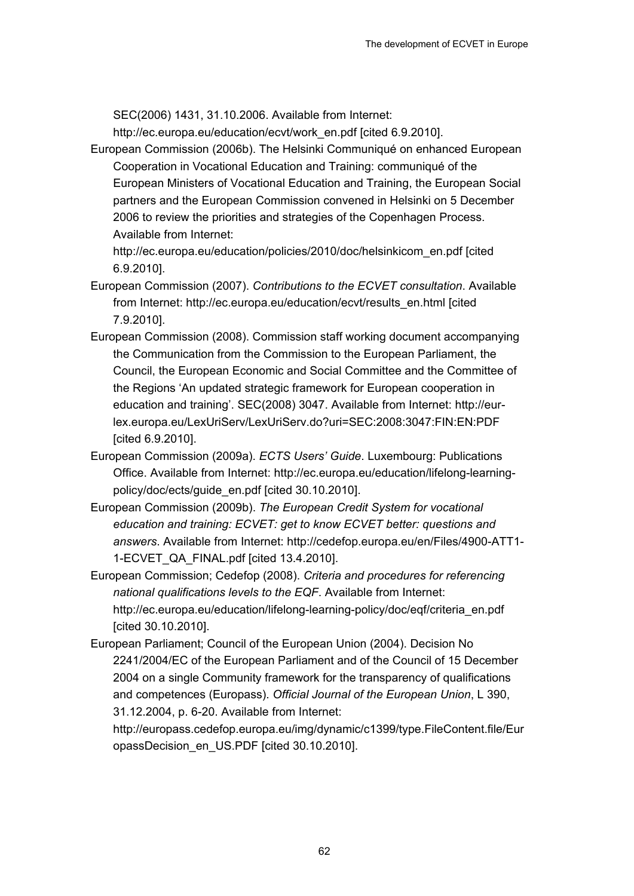SEC(2006) 1431, 31.10.2006. Available from Internet: http://ec.europa.eu/education/ecvt/work_en.pdf [cited 6.9.2010].

European Commission (2006b). The Helsinki Communiqué on enhanced European Cooperation in Vocational Education and Training: communiqué of the European Ministers of Vocational Education and Training, the European Social partners and the European Commission convened in Helsinki on 5 December 2006 to review the priorities and strategies of the Copenhagen Process. Available from Internet: http://ec.europa.eu/education/policies/2010/doc/helsinkicom_en.pdf [cited 6.9.2010].

European Commission (2007). *Contributions to the ECVET consultation*. Available from Internet: http://ec.europa.eu/education/ecvt/results_en.html [cited 7.9.2010].

European Commission (2008). Commission staff working document accompanying the Communication from the Commission to the European Parliament, the Council, the European Economic and Social Committee and the Committee of the Regions 'An updated strategic framework for European cooperation in education and training'. SEC(2008) 3047. Available from Internet: http://eur-lex.europa.eu/LexUriServ/LexUriServ.do?uri=SEC:2008:3047:FIN:EN:PDF [cited 6.9.2010].

European Commission (2009a). *ECTS Users' Guide*. Luxembourg: Publications Office. Available from Internet: http://ec.europa.eu/education/lifelong-learning-policy/doc/ects/guide_en.pdf [cited 30.10.2010].

European Commission (2009b). *The European Credit System for vocational education and training: ECVET: get to know ECVET better: questions and answers*. Available from Internet: http://cedefop.europa.eu/en/Files/4900-ATT1-1-ECVET_QA_FINAL.pdf [cited 13.4.2010].

European Commission; Cedefop (2008). *Criteria and procedures for referencing national qualifications levels to the EQF*. Available from Internet: http://ec.europa.eu/education/lifelong-learning-policy/doc/eqf/criteria_en.pdf [cited 30.10.2010].

European Parliament; Council of the European Union (2004). Decision No 2241/2004/EC of the European Parliament and of the Council of 15 December 2004 on a single Community framework for the transparency of qualifications and competences (Europass). *Official Journal of the European Union*, L 390, 31.12.2004, p. 6-20. Available from Internet: http://europass.cedefop.europa.eu/img/dynamic/c1399/type.FileContent.file/EuropassDecision_en_US.PDF [cited 30.10.2010].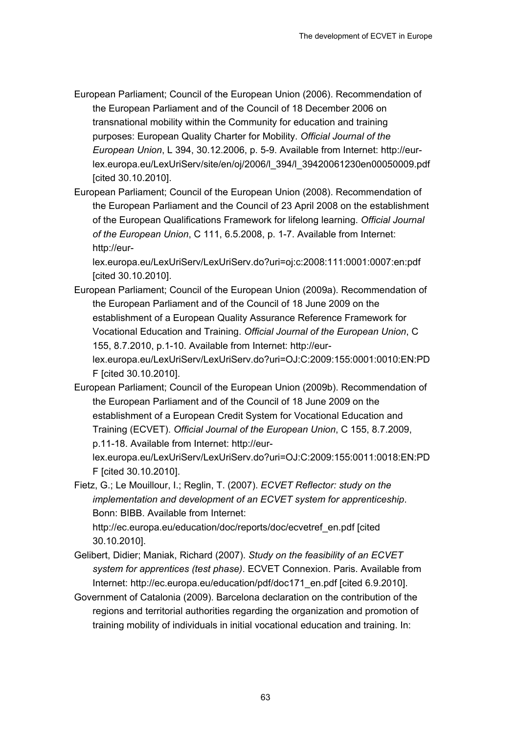European Parliament; Council of the European Union (2006). Recommendation of the European Parliament and of the Council of 18 December 2006 on transnational mobility within the Community for education and training purposes: European Quality Charter for Mobility. *Official Journal of the European Union*, L 394, 30.12.2006, p. 5-9. Available from Internet: http://eur-lex.europa.eu/LexUriServ/site/en/oj/2006/l_394/l_39420061230en00050009.pdf [cited 30.10.2010].

European Parliament; Council of the European Union (2008). Recommendation of the European Parliament and the Council of 23 April 2008 on the establishment of the European Qualifications Framework for lifelong learning. *Official Journal of the European Union*, C 111, 6.5.2008, p. 1-7. Available from Internet: http://eur-lex.europa.eu/LexUriServ/LexUriServ.do?uri=oj:c:2008:111:0001:0007:en:pdf [cited 30.10.2010].

European Parliament; Council of the European Union (2009a). Recommendation of the European Parliament and of the Council of 18 June 2009 on the establishment of a European Quality Assurance Reference Framework for Vocational Education and Training. *Official Journal of the European Union*, C 155, 8.7.2010, p.1-10. Available from Internet: http://eur-lex.europa.eu/LexUriServ/LexUriServ.do?uri=OJ:C:2009:155:0001:0010:EN:PDF [cited 30.10.2010].

European Parliament; Council of the European Union (2009b). Recommendation of the European Parliament and of the Council of 18 June 2009 on the establishment of a European Credit System for Vocational Education and Training (ECVET). *Official Journal of the European Union*, C 155, 8.7.2009, p.11-18. Available from Internet: http://eur-lex.europa.eu/LexUriServ/LexUriServ.do?uri=OJ:C:2009:155:0011:0018:EN:PDF [cited 30.10.2010].

Fietz, G.; Le Mouillour, I.; Reglin, T. (2007). *ECVET Reflector: study on the implementation and development of an ECVET system for apprenticeship*. Bonn: BIBB. Available from Internet: http://ec.europa.eu/education/doc/reports/doc/ecvetref_en.pdf [cited 30.10.2010].

Gelibert, Didier; Maniak, Richard (2007). *Study on the feasibility of an ECVET system for apprentices (test phase)*. ECVET Connexion. Paris. Available from Internet: http://ec.europa.eu/education/pdf/doc171_en.pdf [cited 6.9.2010].

Government of Catalonia (2009). Barcelona declaration on the contribution of the regions and territorial authorities regarding the organization and promotion of training mobility of individuals in initial vocational education and training. In: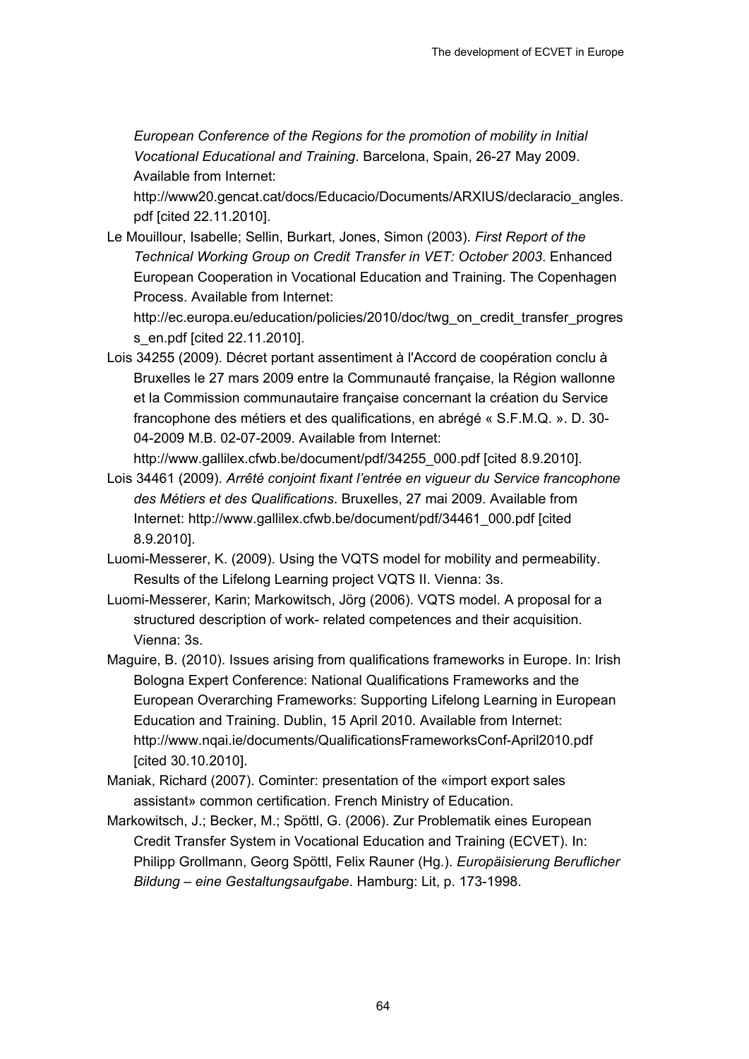*European Conference of the Regions for the promotion of mobility in Initial Vocational Educational and Training*. Barcelona, Spain, 26-27 May 2009. Available from Internet: http://www20.gencat.cat/docs/Educacio/Documents/ARXIUS/declaracio_angles.pdf [cited 22.11.2010].

Le Mouillour, Isabelle; Sellin, Burkart, Jones, Simon (2003). *First Report of the Technical Working Group on Credit Transfer in VET: October 2003*. Enhanced European Cooperation in Vocational Education and Training. The Copenhagen Process. Available from Internet: http://ec.europa.eu/education/policies/2010/doc/twg_on_credit_transfer_progress_en.pdf [cited 22.11.2010].

Lois 34255 (2009). Décret portant assentiment à l'Accord de coopération conclu à Bruxelles le 27 mars 2009 entre la Communauté française, la Région wallonne et la Commission communautaire française concernant la création du Service francophone des métiers et des qualifications, en abrégé « S.F.M.Q. ». D. 30-04-2009 M.B. 02-07-2009. Available from Internet: http://www.gallilex.cfwb.be/document/pdf/34255_000.pdf [cited 8.9.2010].

Lois 34461 (2009). *Arrêté conjoint fixant l'entrée en vigueur du Service francophone des Métiers et des Qualifications*. Bruxelles, 27 mai 2009. Available from Internet: http://www.gallilex.cfwb.be/document/pdf/34461_000.pdf [cited 8.9.2010].

Luomi-Messerer, K. (2009). Using the VQTS model for mobility and permeability. Results of the Lifelong Learning project VQTS II. Vienna: 3s.

Luomi-Messerer, Karin; Markowitsch, Jörg (2006). VQTS model. A proposal for a structured description of work- related competences and their acquisition. Vienna: 3s.

Maguire, B. (2010). Issues arising from qualifications frameworks in Europe. In: Irish Bologna Expert Conference: National Qualifications Frameworks and the European Overarching Frameworks: Supporting Lifelong Learning in European Education and Training. Dublin, 15 April 2010. Available from Internet: http://www.nqai.ie/documents/QualificationsFrameworksConf-April2010.pdf [cited 30.10.2010].

Maniak, Richard (2007). Cominter: presentation of the «import export sales assistant» common certification. French Ministry of Education.

Markowitsch, J.; Becker, M.; Spöttl, G. (2006). Zur Problematik eines European Credit Transfer System in Vocational Education and Training (ECVET). In: Philipp Grollmann, Georg Spöttl, Felix Rauner (Hg.). *Europäisierung Beruflicher Bildung – eine Gestaltungsaufgabe*. Hamburg: Lit, p. 173-1998.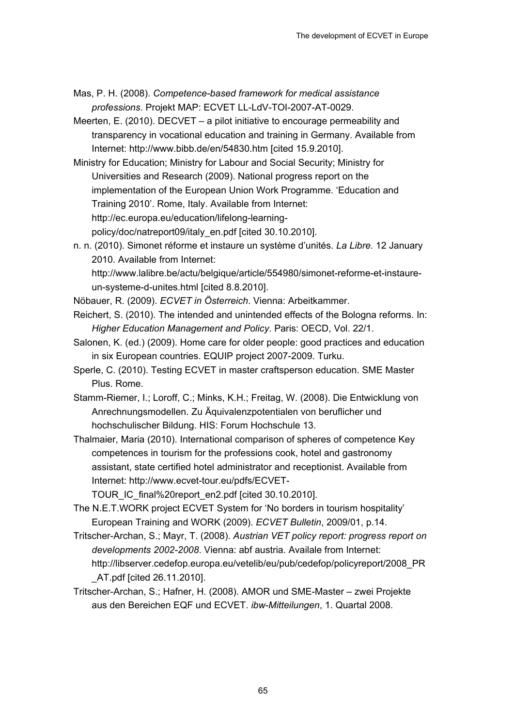Mas, P. H. (2008). *Competence-based framework for medical assistance professions*. Projekt MAP: ECVET LL-LdV-TOI-2007-AT-0029.

Meerten, E. (2010). DECVET – a pilot initiative to encourage permeability and transparency in vocational education and training in Germany. Available from Internet: http://www.bibb.de/en/54830.htm [cited 15.9.2010].

Ministry for Education; Ministry for Labour and Social Security; Ministry for Universities and Research (2009). National progress report on the implementation of the European Union Work Programme. 'Education and Training 2010'. Rome, Italy. Available from Internet: http://ec.europa.eu/education/lifelong-learning-policy/doc/natreport09/italy_en.pdf [cited 30.10.2010].

n. n. (2010). Simonet réforme et instaure un système d'unités. *La Libre*. 12 January 2010. Available from Internet: http://www.lalibre.be/actu/belgique/article/554980/simonet-reforme-et-instaure-un-systeme-d-unites.html [cited 8.8.2010].

Nöbauer, R. (2009). *ECVET in Österreich*. Vienna: Arbeitkammer.

Reichert, S. (2010). The intended and unintended effects of the Bologna reforms. In: *Higher Education Management and Policy*. Paris: OECD, Vol. 22/1.

Salonen, K. (ed.) (2009). Home care for older people: good practices and education in six European countries. EQUIP project 2007-2009. Turku.

Sperle, C. (2010). Testing ECVET in master craftsperson education. SME Master Plus. Rome.

Stamm-Riemer, I.; Loroff, C.; Minks, K.H.; Freitag, W. (2008). Die Entwicklung von Anrechnungsmodellen. Zu Äquivalenzpotentialen von beruflicher und hochschulischer Bildung. HIS: Forum Hochschule 13.

Thalmaier, Maria (2010). International comparison of spheres of competence Key competences in tourism for the professions cook, hotel and gastronomy assistant, state certified hotel administrator and receptionist. Available from Internet: http://www.ecvet-tour.eu/pdfs/ECVET-TOUR_IC_final%20report_en2.pdf [cited 30.10.2010].

The N.E.T.WORK project ECVET System for 'No borders in tourism hospitality' European Training and WORK (2009). *ECVET Bulletin*, 2009/01, p.14.

Tritscher-Archan, S.; Mayr, T. (2008). *Austrian VET policy report: progress report on developments 2002-2008*. Vienna: abf austria. Availale from Internet: http://libserver.cedefop.europa.eu/vetelib/eu/pub/cedefop/policyreport/2008_PR_AT.pdf [cited 26.11.2010].

Tritscher-Archan, S.; Hafner, H. (2008). AMOR und SME-Master – zwei Projekte aus den Bereichen EQF und ECVET. *ibw-Mitteilungen*, 1. Quartal 2008.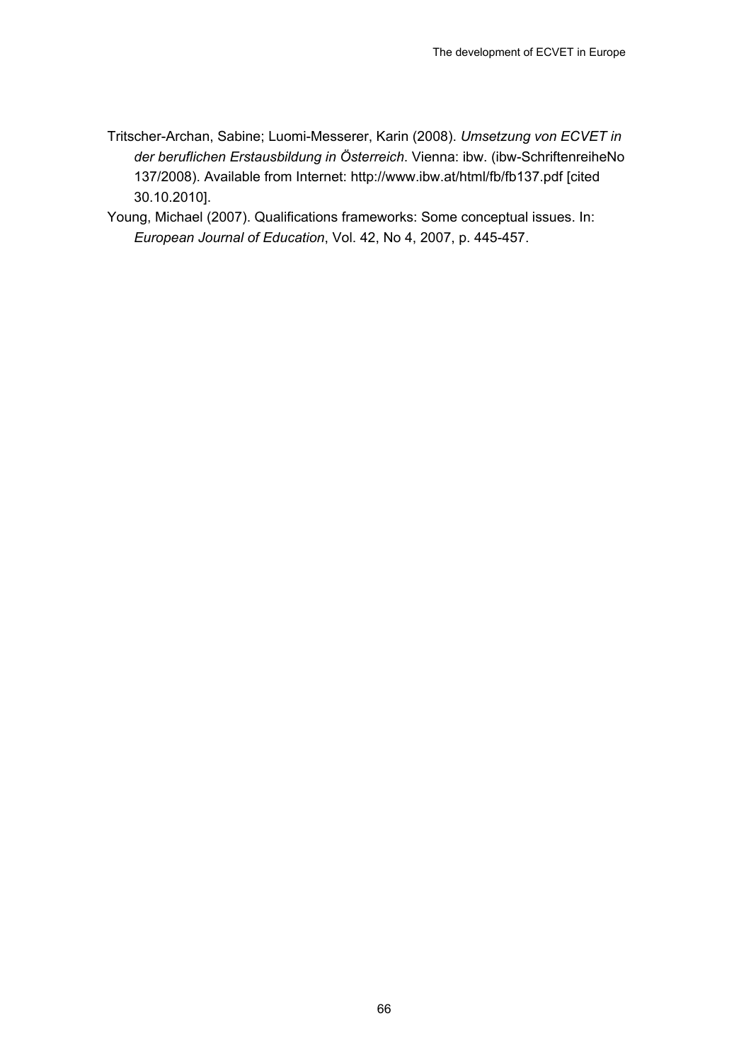Tritscher-Archan, Sabine; Luomi-Messerer, Karin (2008). *Umsetzung von ECVET in der beruflichen Erstausbildung in Österreich*. Vienna: ibw. (ibw-SchriftenreiheNo 137/2008). Available from Internet: http://www.ibw.at/html/fb/fb137.pdf [cited 30.10.2010].

Young, Michael (2007). Qualifications frameworks: Some conceptual issues. In: *European Journal of Education*, Vol. 42, No 4, 2007, p. 445-457.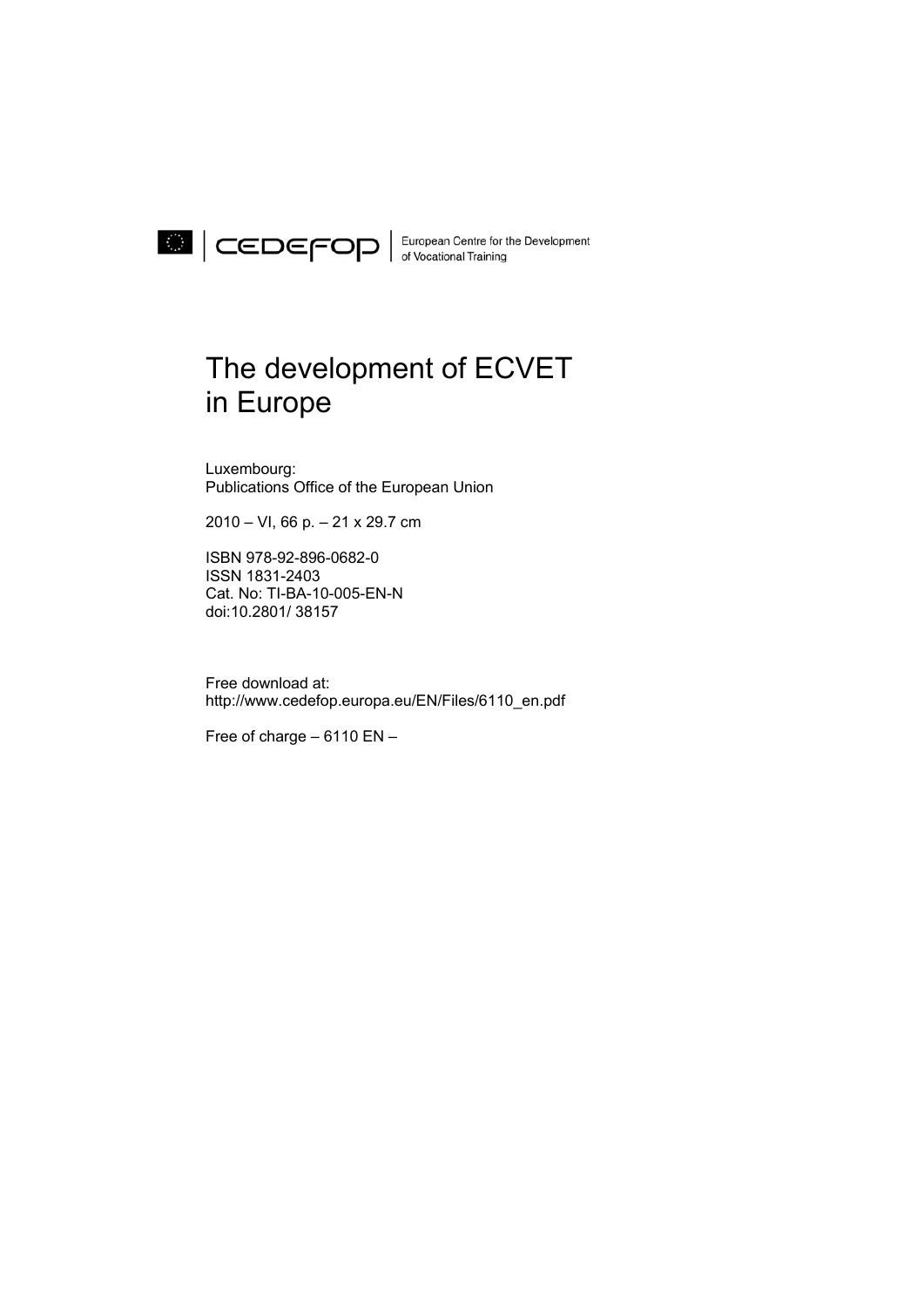European Centre for the Development of Vocational Training

# The development of ECVET in Europe

Luxembourg:
Publications Office of the European Union

2010 – VI, 66 p. – 21 x 29.7 cm

ISBN 978-92-896-0682-0
ISSN 1831-2403
Cat. No: TI-BA-10-005-EN-N
doi:10.2801/ 38157

Free download at:
http://www.cedefop.europa.eu/EN/Files/6110_en.pdf

Free of charge – 6110 EN –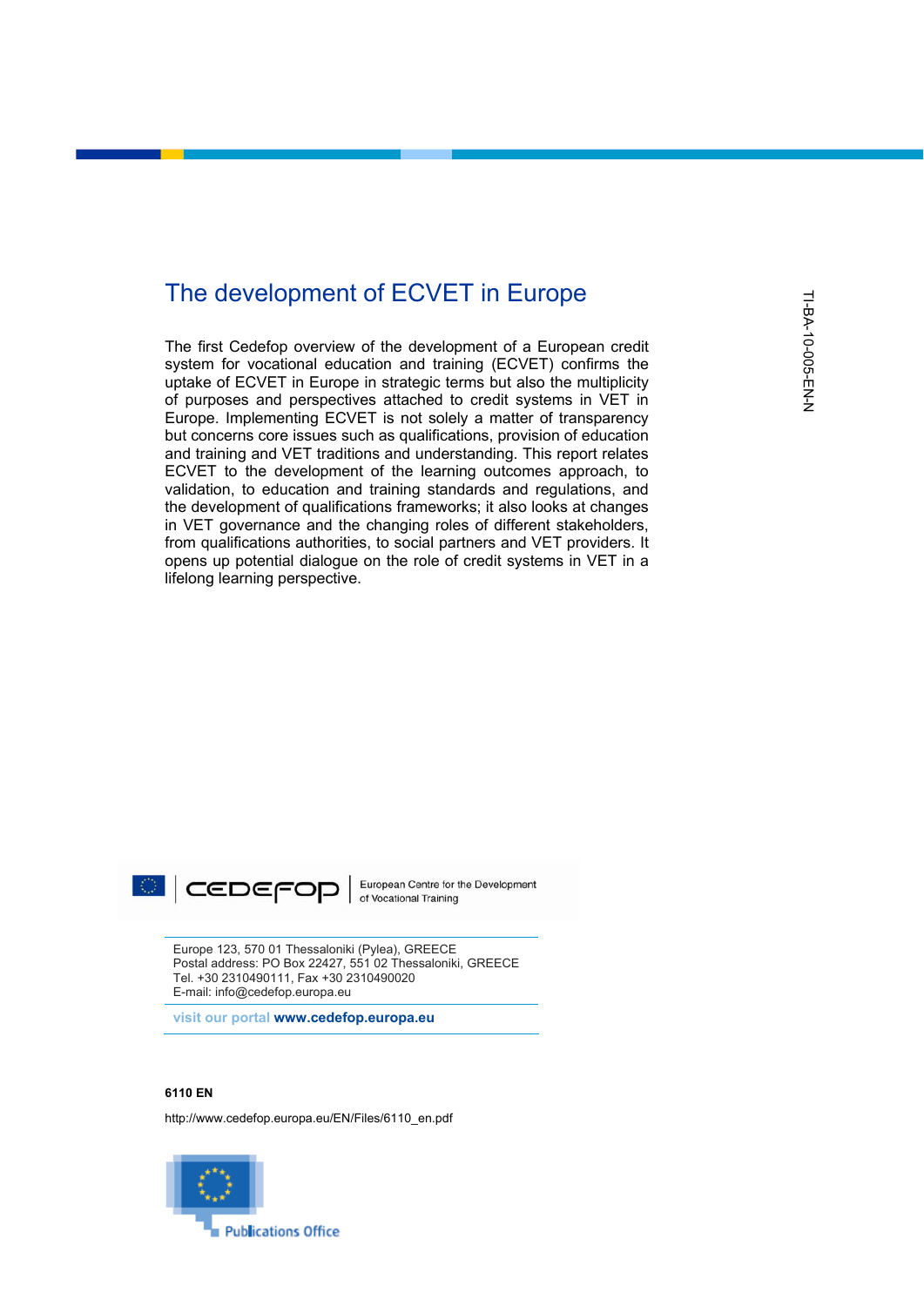# The development of ECVET in Europe

The first Cedefop overview of the development of a European credit system for vocational education and training (ECVET) confirms the uptake of ECVET in Europe in strategic terms but also the multiplicity of purposes and perspectives attached to credit systems in VET in Europe. Implementing ECVET is not solely a matter of transparency but concerns core issues such as qualifications, provision of education and training and VET traditions and understanding. This report relates ECVET to the development of the learning outcomes approach, to validation, to education and training standards and regulations, and the development of qualifications frameworks; it also looks at changes in VET governance and the changing roles of different stakeholders, from qualifications authorities, to social partners and VET providers. It opens up potential dialogue on the role of credit systems in VET in a lifelong learning perspective.

TI-BA-10-005-EN-N

CEDEFOP European Centre for the Development of Vocational Training

Europe 123, 570 01 Thessaloniki (Pylea), GREECE
Postal address: PO Box 22427, 551 02 Thessaloniki, GREECE
Tel. +30 2310490111, Fax +30 2310490020
E-mail: info@cedefop.europa.eu

visit our portal **www.cedefop.europa.eu**

**6110 EN**

http://www.cedefop.europa.eu/EN/Files/6110_en.pdf

Publications Office